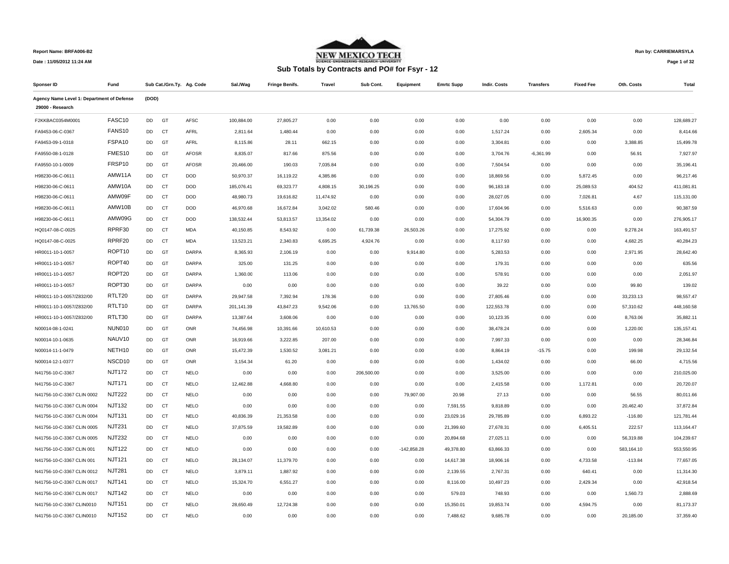Report Name: BRFA006-B2

Date : 11/05/2012 11:24 AM

NEW MEXICO TECH

## Sub Totals by Contracts and PO# for Fsyr - 12

Run by: CARRIEMARSYLA

| Sponser ID | Fund | Sub Cat./Grn.Ty. | | Ag. Code | Sal./Wag | Fringe Benifs. | Travel | Sub Cont. | Equipment | Emrtc Supp | Indir. Costs | Transfers | Fixed Fee | Oth. Costs | Total |
|---|---|---|---|---|---|---|---|---|---|---|---|---|---|---|---|
| **Agency Name Level 1: Department of Defense** | (DOD) | | | | | | | | | | | | | | |
| **29000 - Research** | | | | | | | | | | | | | | | |
| F2KKBAC0354M0001 | FASC10 | DD | GT | AFSC | 100,884.00 | 27,805.27 | 0.00 | 0.00 | 0.00 | 0.00 | 0.00 | 0.00 | 0.00 | 0.00 | 128,689.27 |
| FA9453-06-C-0367 | FANS10 | DD | CT | AFRL | 2,811.64 | 1,480.44 | 0.00 | 0.00 | 0.00 | 0.00 | 1,517.24 | 0.00 | 2,605.34 | 0.00 | 8,414.66 |
| FA9453-09-1-0318 | FSPA10 | DD | GT | AFRL | 8,115.86 | 28.11 | 662.15 | 0.00 | 0.00 | 0.00 | 3,304.81 | 0.00 | 0.00 | 3,388.85 | 15,499.78 |
| FA9550-08-1-0128 | FMES10 | DD | GT | AFOSR | 8,835.07 | 817.66 | 875.56 | 0.00 | 0.00 | 0.00 | 3,704.76 | -6,361.99 | 0.00 | 56.91 | 7,927.97 |
| FA9550-10-1-0009 | FRSP10 | DD | GT | AFOSR | 20,466.00 | 190.03 | 7,035.84 | 0.00 | 0.00 | 0.00 | 7,504.54 | 0.00 | 0.00 | 0.00 | 35,196.41 |
| H98230-06-C-0611 | AMW11A | DD | CT | DOD | 50,970.37 | 16,119.22 | 4,385.86 | 0.00 | 0.00 | 0.00 | 18,869.56 | 0.00 | 5,872.45 | 0.00 | 96,217.46 |
| H98230-06-C-0611 | AMW10A | DD | CT | DOD | 185,076.41 | 69,323.77 | 4,808.15 | 30,196.25 | 0.00 | 0.00 | 96,183.18 | 0.00 | 25,089.53 | 404.52 | 411,081.81 |
| H98230-06-C-0611 | AMW09F | DD | CT | DOD | 48,980.73 | 19,616.82 | 11,474.92 | 0.00 | 0.00 | 0.00 | 28,027.05 | 0.00 | 7,026.81 | 4.67 | 115,131.00 |
| H98230-06-C-0611 | AMW10B | DD | CT | DOD | 46,970.68 | 16,672.84 | 3,042.02 | 580.46 | 0.00 | 0.00 | 17,604.96 | 0.00 | 5,516.63 | 0.00 | 90,387.59 |
| H98230-06-C-0611 | AMW09G | DD | CT | DOD | 138,532.44 | 53,813.57 | 13,354.02 | 0.00 | 0.00 | 0.00 | 54,304.79 | 0.00 | 16,900.35 | 0.00 | 276,905.17 |
| HQ0147-08-C-0025 | RPRF30 | DD | CT | MDA | 40,150.85 | 8,543.92 | 0.00 | 61,739.38 | 26,503.26 | 0.00 | 17,275.92 | 0.00 | 0.00 | 9,278.24 | 163,491.57 |
| HQ0147-08-C-0025 | RPRF20 | DD | CT | MDA | 13,523.21 | 2,340.83 | 6,695.25 | 4,924.76 | 0.00 | 0.00 | 8,117.93 | 0.00 | 0.00 | 4,682.25 | 40,284.23 |
| HR0011-10-1-0057 | ROPT10 | DD | GT | DARPA | 8,365.93 | 2,106.19 | 0.00 | 0.00 | 9,914.80 | 0.00 | 5,283.53 | 0.00 | 0.00 | 2,971.95 | 28,642.40 |
| HR0011-10-1-0057 | ROPT40 | DD | GT | DARPA | 325.00 | 131.25 | 0.00 | 0.00 | 0.00 | 0.00 | 179.31 | 0.00 | 0.00 | 0.00 | 635.56 |
| HR0011-10-1-0057 | ROPT20 | DD | GT | DARPA | 1,360.00 | 113.06 | 0.00 | 0.00 | 0.00 | 0.00 | 578.91 | 0.00 | 0.00 | 0.00 | 2,051.97 |
| HR0011-10-1-0057 | ROPT30 | DD | GT | DARPA | 0.00 | 0.00 | 0.00 | 0.00 | 0.00 | 0.00 | 39.22 | 0.00 | 0.00 | 99.80 | 139.02 |
| HR0011-10-1-0057/Z832/00 | RTLT20 | DD | GT | DARPA | 29,947.58 | 7,392.94 | 178.36 | 0.00 | 0.00 | 0.00 | 27,805.46 | 0.00 | 0.00 | 33,233.13 | 98,557.47 |
| HR0011-10-1-0057/Z832/00 | RTLT10 | DD | GT | DARPA | 201,141.39 | 43,847.23 | 9,542.06 | 0.00 | 13,765.50 | 0.00 | 122,553.78 | 0.00 | 0.00 | 57,310.62 | 448,160.58 |
| HR0011-10-1-0057/Z832/00 | RTLT30 | DD | GT | DARPA | 13,387.64 | 3,608.06 | 0.00 | 0.00 | 0.00 | 0.00 | 10,123.35 | 0.00 | 0.00 | 8,763.06 | 35,882.11 |
| N00014-08-1-0241 | NUN010 | DD | GT | ONR | 74,456.98 | 10,391.66 | 10,610.53 | 0.00 | 0.00 | 0.00 | 38,478.24 | 0.00 | 0.00 | 1,220.00 | 135,157.41 |
| N00014-10-1-0635 | NAUV10 | DD | GT | ONR | 16,919.66 | 3,222.85 | 207.00 | 0.00 | 0.00 | 0.00 | 7,997.33 | 0.00 | 0.00 | 0.00 | 28,346.84 |
| N00014-11-1-0479 | NETH10 | DD | GT | ONR | 15,472.39 | 1,530.52 | 3,081.21 | 0.00 | 0.00 | 0.00 | 8,864.19 | -15.75 | 0.00 | 199.98 | 29,132.54 |
| N00014-12-1-0377 | NSCD10 | DD | GT | ONR | 3,154.34 | 61.20 | 0.00 | 0.00 | 0.00 | 0.00 | 1,434.02 | 0.00 | 0.00 | 66.00 | 4,715.56 |
| N41756-10-C-3367 | NJT172 | DD | CT | NELO | 0.00 | 0.00 | 0.00 | 206,500.00 | 0.00 | 0.00 | 3,525.00 | 0.00 | 0.00 | 0.00 | 210,025.00 |
| N41756-10-C-3367 | NJT171 | DD | CT | NELO | 12,462.88 | 4,668.80 | 0.00 | 0.00 | 0.00 | 0.00 | 2,415.58 | 0.00 | 1,172.81 | 0.00 | 20,720.07 |
| N41756-10-C-3367 CLIN 0002 | NJT222 | DD | CT | NELO | 0.00 | 0.00 | 0.00 | 0.00 | 79,907.00 | 20.98 | 27.13 | 0.00 | 0.00 | 56.55 | 80,011.66 |
| N41756-10-C-3367 CLIN 0004 | NJT132 | DD | CT | NELO | 0.00 | 0.00 | 0.00 | 0.00 | 0.00 | 7,591.55 | 9,818.89 | 0.00 | 0.00 | 20,462.40 | 37,872.84 |
| N41756-10-C-3367 CLIN 0004 | NJT131 | DD | CT | NELO | 40,836.39 | 21,353.58 | 0.00 | 0.00 | 0.00 | 23,029.16 | 29,785.89 | 0.00 | 6,893.22 | -116.80 | 121,781.44 |
| N41756-10-C-3367 CLIN 0005 | NJT231 | DD | CT | NELO | 37,875.59 | 19,582.89 | 0.00 | 0.00 | 0.00 | 21,399.60 | 27,678.31 | 0.00 | 6,405.51 | 222.57 | 113,164.47 |
| N41756-10-C-3367 CLIN 0005 | NJT232 | DD | CT | NELO | 0.00 | 0.00 | 0.00 | 0.00 | 0.00 | 20,894.68 | 27,025.11 | 0.00 | 0.00 | 56,319.88 | 104,239.67 |
| N41756-10-C-3367 CLIN 001 | NJT122 | DD | CT | NELO | 0.00 | 0.00 | 0.00 | 0.00 | -142,858.28 | 49,378.80 | 63,866.33 | 0.00 | 0.00 | 583,164.10 | 553,550.95 |
| N41756-10-C-3367 CLIN 001 | NJT121 | DD | CT | NELO | 28,134.07 | 11,379.70 | 0.00 | 0.00 | 0.00 | 14,617.38 | 18,906.16 | 0.00 | 4,733.58 | -113.84 | 77,657.05 |
| N41756-10-C-3367 CLIN 0012 | NJT281 | DD | CT | NELO | 3,879.11 | 1,887.92 | 0.00 | 0.00 | 0.00 | 2,139.55 | 2,767.31 | 0.00 | 640.41 | 0.00 | 11,314.30 |
| N41756-10-C-3367 CLIN 0017 | NJT141 | DD | CT | NELO | 15,324.70 | 6,551.27 | 0.00 | 0.00 | 0.00 | 8,116.00 | 10,497.23 | 0.00 | 2,429.34 | 0.00 | 42,918.54 |
| N41756-10-C-3367 CLIN 0017 | NJT142 | DD | CT | NELO | 0.00 | 0.00 | 0.00 | 0.00 | 0.00 | 579.03 | 748.93 | 0.00 | 0.00 | 1,560.73 | 2,888.69 |
| N41756-10-C-3367 CLIN0010 | NJT151 | DD | CT | NELO | 28,650.49 | 12,724.38 | 0.00 | 0.00 | 0.00 | 15,350.01 | 19,853.74 | 0.00 | 4,594.75 | 0.00 | 81,173.37 |
| N41756-10-C-3367 CLIN0010 | NJT152 | DD | CT | NELO | 0.00 | 0.00 | 0.00 | 0.00 | 0.00 | 7,488.62 | 9,685.78 | 0.00 | 0.00 | 20,185.00 | 37,359.40 |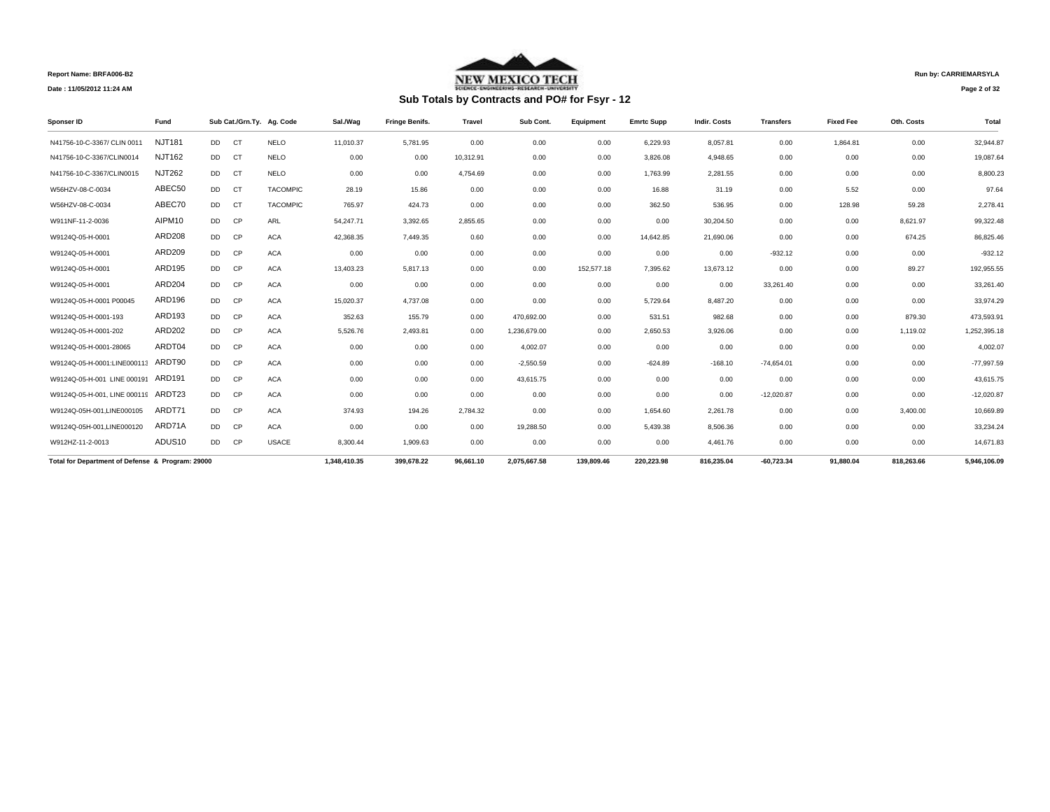Report Name: BRFA006-B2

Date : 11/05/2012 11:24 AM

Run by: CARRIEMARSYLA

NEW MEXICO TECH

## Sub Totals by Contracts and PO# for Fsyr - 12

| Sponser ID | Fund | Sub Cat./Grn.Ty. | | Ag. Code | Sal./Wag | Fringe Benifs. | Travel | Sub Cont. | Equipment | Emrtc Supp | Indir. Costs | Transfers | Fixed Fee | Oth. Costs | Total |
|---|---|---|---|---|---|---|---|---|---|---|---|---|---|---|---|
| N41756-10-C-3367/ CLIN 0011 | NJT181 | DD | CT | NELO | 11,010.37 | 5,781.95 | 0.00 | 0.00 | 0.00 | 6,229.93 | 8,057.81 | 0.00 | 1,864.81 | 0.00 | 32,944.87 |
| N41756-10-C-3367/CLIN0014 | NJT162 | DD | CT | NELO | 0.00 | 0.00 | 10,312.91 | 0.00 | 0.00 | 3,826.08 | 4,948.65 | 0.00 | 0.00 | 0.00 | 19,087.64 |
| N41756-10-C-3367/CLIN0015 | NJT262 | DD | CT | NELO | 0.00 | 0.00 | 4,754.69 | 0.00 | 0.00 | 1,763.99 | 2,281.55 | 0.00 | 0.00 | 0.00 | 8,800.23 |
| W56HZV-08-C-0034 | ABEC50 | DD | CT | TACOMPIC | 28.19 | 15.86 | 0.00 | 0.00 | 0.00 | 16.88 | 31.19 | 0.00 | 5.52 | 0.00 | 97.64 |
| W56HZV-08-C-0034 | ABEC70 | DD | CT | TACOMPIC | 765.97 | 424.73 | 0.00 | 0.00 | 0.00 | 362.50 | 536.95 | 0.00 | 128.98 | 59.28 | 2,278.41 |
| W911NF-11-2-0036 | AIPM10 | DD | CP | ARL | 54,247.71 | 3,392.65 | 2,855.65 | 0.00 | 0.00 | 0.00 | 30,204.50 | 0.00 | 0.00 | 8,621.97 | 99,322.48 |
| W9124Q-05-H-0001 | ARD208 | DD | CP | ACA | 42,368.35 | 7,449.35 | 0.60 | 0.00 | 0.00 | 14,642.85 | 21,690.06 | 0.00 | 0.00 | 674.25 | 86,825.46 |
| W9124Q-05-H-0001 | ARD209 | DD | CP | ACA | 0.00 | 0.00 | 0.00 | 0.00 | 0.00 | 0.00 | 0.00 | -932.12 | 0.00 | 0.00 | -932.12 |
| W9124Q-05-H-0001 | ARD195 | DD | CP | ACA | 13,403.23 | 5,817.13 | 0.00 | 0.00 | 152,577.18 | 7,395.62 | 13,673.12 | 0.00 | 0.00 | 89.27 | 192,955.55 |
| W9124Q-05-H-0001 | ARD204 | DD | CP | ACA | 0.00 | 0.00 | 0.00 | 0.00 | 0.00 | 0.00 | 0.00 | 33,261.40 | 0.00 | 0.00 | 33,261.40 |
| W9124Q-05-H-0001 P00045 | ARD196 | DD | CP | ACA | 15,020.37 | 4,737.08 | 0.00 | 0.00 | 0.00 | 5,729.64 | 8,487.20 | 0.00 | 0.00 | 0.00 | 33,974.29 |
| W9124Q-05-H-0001-193 | ARD193 | DD | CP | ACA | 352.63 | 155.79 | 0.00 | 470,692.00 | 0.00 | 531.51 | 982.68 | 0.00 | 0.00 | 879.30 | 473,593.91 |
| W9124Q-05-H-0001-202 | ARD202 | DD | CP | ACA | 5,526.76 | 2,493.81 | 0.00 | 1,236,679.00 | 0.00 | 2,650.53 | 3,926.06 | 0.00 | 0.00 | 1,119.02 | 1,252,395.18 |
| W9124Q-05-H-0001-28065 | ARDT04 | DD | CP | ACA | 0.00 | 0.00 | 0.00 | 4,002.07 | 0.00 | 0.00 | 0.00 | 0.00 | 0.00 | 0.00 | 4,002.07 |
| W9124Q-05-H-0001:LINE000113 | ARDT90 | DD | CP | ACA | 0.00 | 0.00 | 0.00 | -2,550.59 | 0.00 | -624.89 | -168.10 | -74,654.01 | 0.00 | 0.00 | -77,997.59 |
| W9124Q-05-H-001 LINE 000191 | ARD191 | DD | CP | ACA | 0.00 | 0.00 | 0.00 | 43,615.75 | 0.00 | 0.00 | 0.00 | 0.00 | 0.00 | 0.00 | 43,615.75 |
| W9124Q-05-H-001, LINE 000119 | ARDT23 | DD | CP | ACA | 0.00 | 0.00 | 0.00 | 0.00 | 0.00 | 0.00 | 0.00 | -12,020.87 | 0.00 | 0.00 | -12,020.87 |
| W9124Q-05H-001,LINE000105 | ARDT71 | DD | CP | ACA | 374.93 | 194.26 | 2,784.32 | 0.00 | 0.00 | 1,654.60 | 2,261.78 | 0.00 | 0.00 | 3,400.00 | 10,669.89 |
| W9124Q-05H-001,LINE000120 | ARD71A | DD | CP | ACA | 0.00 | 0.00 | 0.00 | 19,288.50 | 0.00 | 5,439.38 | 8,506.36 | 0.00 | 0.00 | 0.00 | 33,234.24 |
| W912HZ-11-2-0013 | ADUS10 | DD | CP | USACE | 8,300.44 | 1,909.63 | 0.00 | 0.00 | 0.00 | 0.00 | 4,461.76 | 0.00 | 0.00 | 0.00 | 14,671.83 |
| **Total for Department of Defense & Program: 29000** | | | | | **1,348,410.35** | **399,678.22** | **96,661.10** | **2,075,667.58** | **139,809.46** | **220,223.98** | **816,235.04** | **-60,723.34** | **91,880.04** | **818,263.66** | **5,946,106.09** |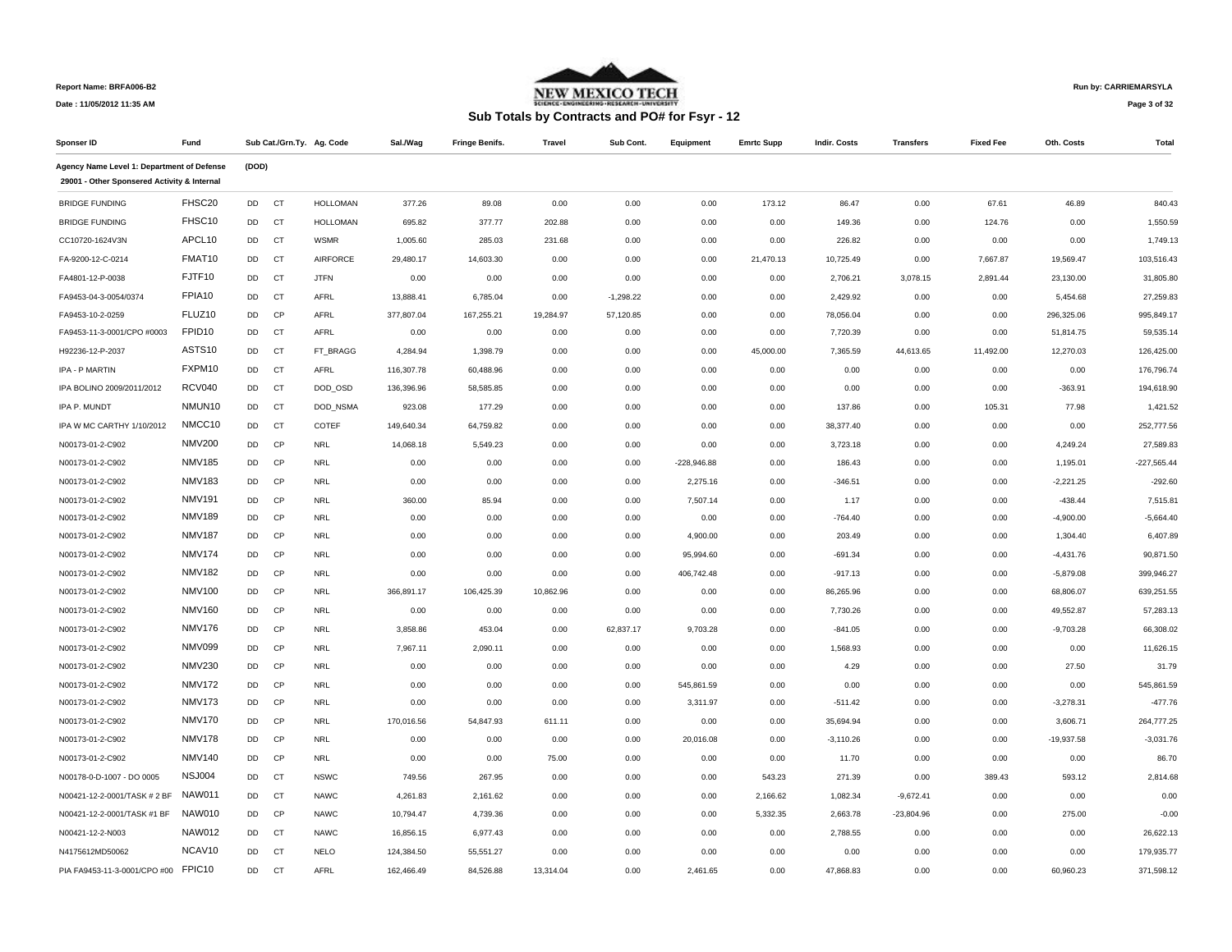Report Name: BRFA006-B2

Date : 11/05/2012 11:35 AM

NEW MEXICO TECH

Run by: CARRIEMARSYLA

## Sub Totals by Contracts and PO# for Fsyr - 12

| Sponser ID | Fund | Sub Cat./Grn.Ty. | | Ag. Code | Sal./Wag | Fringe Benifs. | Travel | Sub Cont. | Equipment | Emrtc Supp | Indir. Costs | Transfers | Fixed Fee | Oth. Costs | Total |
|---|---|---|---|---|---|---|---|---|---|---|---|---|---|---|---|
| **Agency Name Level 1: Department of Defense** | (DOD) | | | | | | | | | | | | | | |
| **29001 - Other Sponsered Activity & Internal** | | | | | | | | | | | | | | | |
| BRIDGE FUNDING | FHSC20 | DD | CT | HOLLOMAN | 377.26 | 89.08 | 0.00 | 0.00 | 0.00 | 173.12 | 86.47 | 0.00 | 67.61 | 46.89 | 840.43 |
| BRIDGE FUNDING | FHSC10 | DD | CT | HOLLOMAN | 695.82 | 377.77 | 202.88 | 0.00 | 0.00 | 0.00 | 149.36 | 0.00 | 124.76 | 0.00 | 1,550.59 |
| CC10720-1624V3N | APCL10 | DD | CT | WSMR | 1,005.60 | 285.03 | 231.68 | 0.00 | 0.00 | 0.00 | 226.82 | 0.00 | 0.00 | 0.00 | 1,749.13 |
| FA-9200-12-C-0214 | FMAT10 | DD | CT | AIRFORCE | 29,480.17 | 14,603.30 | 0.00 | 0.00 | 0.00 | 21,470.13 | 10,725.49 | 0.00 | 7,667.87 | 19,569.47 | 103,516.43 |
| FA4801-12-P-0038 | FJTF10 | DD | CT | JTFN | 0.00 | 0.00 | 0.00 | 0.00 | 0.00 | 0.00 | 2,706.21 | 3,078.15 | 2,891.44 | 23,130.00 | 31,805.80 |
| FA9453-04-3-0054/0374 | FPIA10 | DD | CT | AFRL | 13,888.41 | 6,785.04 | 0.00 | -1,298.22 | 0.00 | 0.00 | 2,429.92 | 0.00 | 0.00 | 5,454.68 | 27,259.83 |
| FA9453-10-2-0259 | FLUZ10 | DD | CP | AFRL | 377,807.04 | 167,255.21 | 19,284.97 | 57,120.85 | 0.00 | 0.00 | 78,056.04 | 0.00 | 0.00 | 296,325.06 | 995,849.17 |
| FA9453-11-3-0001/CPO #0003 | FPID10 | DD | CT | AFRL | 0.00 | 0.00 | 0.00 | 0.00 | 0.00 | 0.00 | 7,720.39 | 0.00 | 0.00 | 51,814.75 | 59,535.14 |
| H92236-12-P-2037 | ASTS10 | DD | CT | FT_BRAGG | 4,284.94 | 1,398.79 | 0.00 | 0.00 | 0.00 | 45,000.00 | 7,365.59 | 44,613.65 | 11,492.00 | 12,270.03 | 126,425.00 |
| IPA - P MARTIN | FXPM10 | DD | CT | AFRL | 116,307.78 | 60,488.96 | 0.00 | 0.00 | 0.00 | 0.00 | 0.00 | 0.00 | 0.00 | 0.00 | 176,796.74 |
| IPA BOLINO 2009/2011/2012 | RCV040 | DD | CT | DOD_OSD | 136,396.96 | 58,585.85 | 0.00 | 0.00 | 0.00 | 0.00 | 0.00 | 0.00 | 0.00 | -363.91 | 194,618.90 |
| IPA P. MUNDT | NMUN10 | DD | CT | DOD_NSMA | 923.08 | 177.29 | 0.00 | 0.00 | 0.00 | 0.00 | 137.86 | 0.00 | 105.31 | 77.98 | 1,421.52 |
| IPA W MC CARTHY 1/10/2012 | NMCC10 | DD | CT | COTEF | 149,640.34 | 64,759.82 | 0.00 | 0.00 | 0.00 | 0.00 | 38,377.40 | 0.00 | 0.00 | 0.00 | 252,777.56 |
| N00173-01-2-C902 | NMV200 | DD | CP | NRL | 14,068.18 | 5,549.23 | 0.00 | 0.00 | 0.00 | 0.00 | 3,723.18 | 0.00 | 0.00 | 4,249.24 | 27,589.83 |
| N00173-01-2-C902 | NMV185 | DD | CP | NRL | 0.00 | 0.00 | 0.00 | 0.00 | -228,946.88 | 0.00 | 186.43 | 0.00 | 0.00 | 1,195.01 | -227,565.44 |
| N00173-01-2-C902 | NMV183 | DD | CP | NRL | 0.00 | 0.00 | 0.00 | 0.00 | 2,275.16 | 0.00 | -346.51 | 0.00 | 0.00 | -2,221.25 | -292.60 |
| N00173-01-2-C902 | NMV191 | DD | CP | NRL | 360.00 | 85.94 | 0.00 | 0.00 | 7,507.14 | 0.00 | 1.17 | 0.00 | 0.00 | -438.44 | 7,515.81 |
| N00173-01-2-C902 | NMV189 | DD | CP | NRL | 0.00 | 0.00 | 0.00 | 0.00 | 0.00 | 0.00 | -764.40 | 0.00 | 0.00 | -4,900.00 | -5,664.40 |
| N00173-01-2-C902 | NMV187 | DD | CP | NRL | 0.00 | 0.00 | 0.00 | 0.00 | 4,900.00 | 0.00 | 203.49 | 0.00 | 0.00 | 1,304.40 | 6,407.89 |
| N00173-01-2-C902 | NMV174 | DD | CP | NRL | 0.00 | 0.00 | 0.00 | 0.00 | 95,994.60 | 0.00 | -691.34 | 0.00 | 0.00 | -4,431.76 | 90,871.50 |
| N00173-01-2-C902 | NMV182 | DD | CP | NRL | 0.00 | 0.00 | 0.00 | 0.00 | 406,742.48 | 0.00 | -917.13 | 0.00 | 0.00 | -5,879.08 | 399,946.27 |
| N00173-01-2-C902 | NMV100 | DD | CP | NRL | 366,891.17 | 106,425.39 | 10,862.96 | 0.00 | 0.00 | 0.00 | 86,265.96 | 0.00 | 0.00 | 68,806.07 | 639,251.55 |
| N00173-01-2-C902 | NMV160 | DD | CP | NRL | 0.00 | 0.00 | 0.00 | 0.00 | 0.00 | 0.00 | 7,730.26 | 0.00 | 0.00 | 49,552.87 | 57,283.13 |
| N00173-01-2-C902 | NMV176 | DD | CP | NRL | 3,858.86 | 453.04 | 0.00 | 62,837.17 | 9,703.28 | 0.00 | -841.05 | 0.00 | 0.00 | -9,703.28 | 66,308.02 |
| N00173-01-2-C902 | NMV099 | DD | CP | NRL | 7,967.11 | 2,090.11 | 0.00 | 0.00 | 0.00 | 0.00 | 1,568.93 | 0.00 | 0.00 | 0.00 | 11,626.15 |
| N00173-01-2-C902 | NMV230 | DD | CP | NRL | 0.00 | 0.00 | 0.00 | 0.00 | 0.00 | 0.00 | 4.29 | 0.00 | 0.00 | 27.50 | 31.79 |
| N00173-01-2-C902 | NMV172 | DD | CP | NRL | 0.00 | 0.00 | 0.00 | 0.00 | 545,861.59 | 0.00 | 0.00 | 0.00 | 0.00 | 0.00 | 545,861.59 |
| N00173-01-2-C902 | NMV173 | DD | CP | NRL | 0.00 | 0.00 | 0.00 | 0.00 | 3,311.97 | 0.00 | -511.42 | 0.00 | 0.00 | -3,278.31 | -477.76 |
| N00173-01-2-C902 | NMV170 | DD | CP | NRL | 170,016.56 | 54,847.93 | 611.11 | 0.00 | 0.00 | 0.00 | 35,694.94 | 0.00 | 0.00 | 3,606.71 | 264,777.25 |
| N00173-01-2-C902 | NMV178 | DD | CP | NRL | 0.00 | 0.00 | 0.00 | 0.00 | 20,016.08 | 0.00 | -3,110.26 | 0.00 | 0.00 | -19,937.58 | -3,031.76 |
| N00173-01-2-C902 | NMV140 | DD | CP | NRL | 0.00 | 0.00 | 75.00 | 0.00 | 0.00 | 0.00 | 11.70 | 0.00 | 0.00 | 0.00 | 86.70 |
| N00178-0-D-1007 - DO 0005 | NSJ004 | DD | CT | NSWC | 749.56 | 267.95 | 0.00 | 0.00 | 0.00 | 543.23 | 271.39 | 0.00 | 389.43 | 593.12 | 2,814.68 |
| N00421-12-2-0001/TASK # 2 BF | NAW011 | DD | CT | NAWC | 4,261.83 | 2,161.62 | 0.00 | 0.00 | 0.00 | 2,166.62 | 1,082.34 | -9,672.41 | 0.00 | 0.00 | 0.00 |
| N00421-12-2-0001/TASK #1 BF | NAW010 | DD | CP | NAWC | 10,794.47 | 4,739.36 | 0.00 | 0.00 | 0.00 | 5,332.35 | 2,663.78 | -23,804.96 | 0.00 | 275.00 | -0.00 |
| N00421-12-2-N003 | NAW012 | DD | CT | NAWC | 16,856.15 | 6,977.43 | 0.00 | 0.00 | 0.00 | 0.00 | 2,788.55 | 0.00 | 0.00 | 0.00 | 26,622.13 |
| N4175612MD50062 | NCAV10 | DD | CT | NELO | 124,384.50 | 55,551.27 | 0.00 | 0.00 | 0.00 | 0.00 | 0.00 | 0.00 | 0.00 | 0.00 | 179,935.77 |
| PIA FA9453-11-3-0001/CPO #00 | FPIC10 | DD | CT | AFRL | 162,466.49 | 84,526.88 | 13,314.04 | 0.00 | 2,461.65 | 0.00 | 47,868.83 | 0.00 | 0.00 | 60,960.23 | 371,598.12 |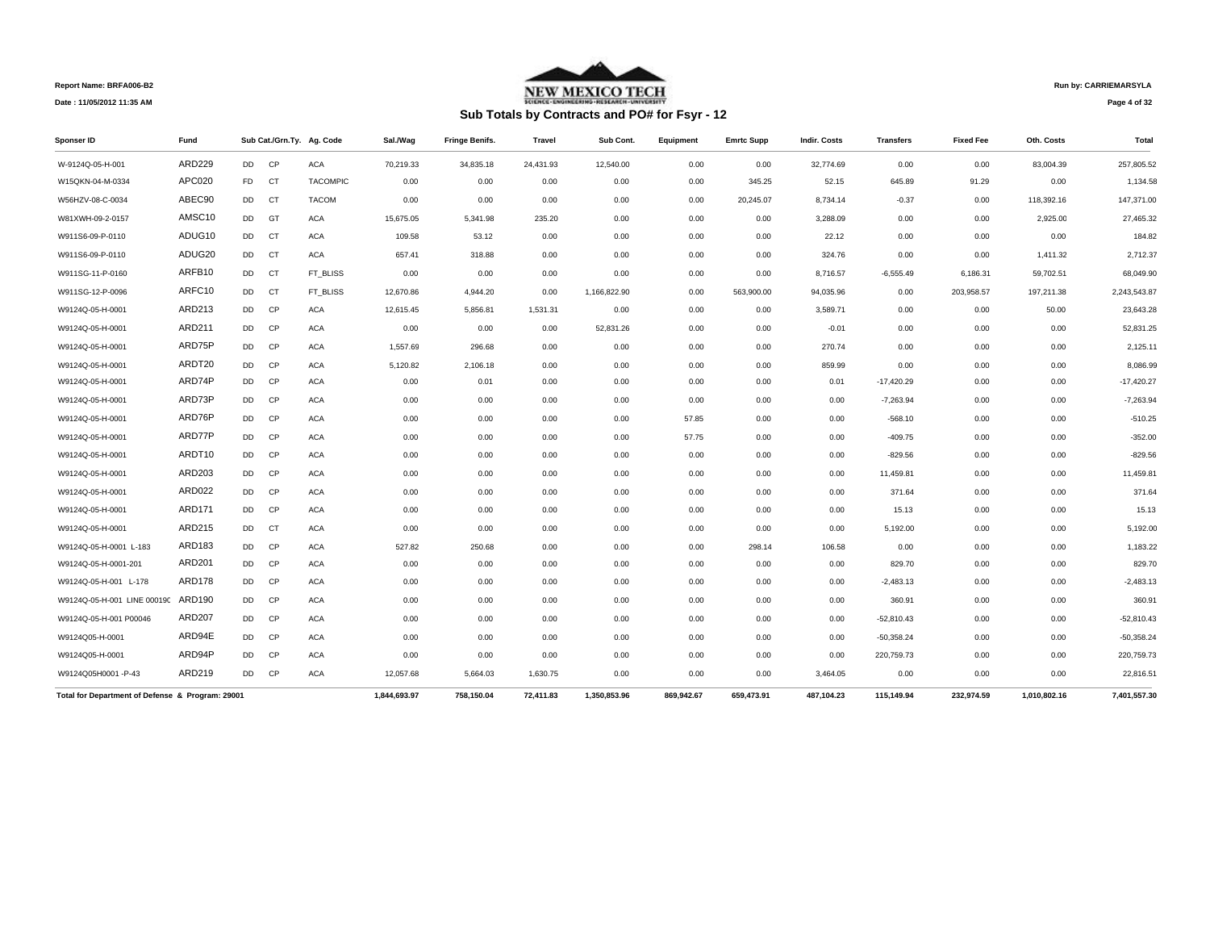Report Name: BRFA006-B2

Date : 11/05/2012 11:35 AM

NEW MEXICO TECH

Run by: CARRIEMARSYLA

## Sub Totals by Contracts and PO# for Fsyr - 12

| Sponser ID | Fund | Sub Cat./Grn.Ty. | | Ag. Code | Sal./Wag | Fringe Benifs. | Travel | Sub Cont. | Equipment | Emrtc Supp | Indir. Costs | Transfers | Fixed Fee | Oth. Costs | Total |
|---|---|---|---|---|---|---|---|---|---|---|---|---|---|---|---|
| W-9124Q-05-H-001 | ARD229 | DD | CP | ACA | 70,219.33 | 34,835.18 | 24,431.93 | 12,540.00 | 0.00 | 0.00 | 32,774.69 | 0.00 | 0.00 | 83,004.39 | 257,805.52 |
| W15QKN-04-M-0334 | APC020 | FD | CT | TACOMPIC | 0.00 | 0.00 | 0.00 | 0.00 | 0.00 | 345.25 | 52.15 | 645.89 | 91.29 | 0.00 | 1,134.58 |
| W56HZV-08-C-0034 | ABEC90 | DD | CT | TACOM | 0.00 | 0.00 | 0.00 | 0.00 | 0.00 | 20,245.07 | 8,734.14 | -0.37 | 0.00 | 118,392.16 | 147,371.00 |
| W81XWH-09-2-0157 | AMSC10 | DD | GT | ACA | 15,675.05 | 5,341.98 | 235.20 | 0.00 | 0.00 | 0.00 | 3,288.09 | 0.00 | 0.00 | 2,925.00 | 27,465.32 |
| W911S6-09-P-0110 | ADUG10 | DD | CT | ACA | 109.58 | 53.12 | 0.00 | 0.00 | 0.00 | 0.00 | 22.12 | 0.00 | 0.00 | 0.00 | 184.82 |
| W911S6-09-P-0110 | ADUG20 | DD | CT | ACA | 657.41 | 318.88 | 0.00 | 0.00 | 0.00 | 0.00 | 324.76 | 0.00 | 0.00 | 1,411.32 | 2,712.37 |
| W911SG-11-P-0160 | ARFB10 | DD | CT | FT_BLISS | 0.00 | 0.00 | 0.00 | 0.00 | 0.00 | 0.00 | 8,716.57 | -6,555.49 | 6,186.31 | 59,702.51 | 68,049.90 |
| W911SG-12-P-0096 | ARFC10 | DD | CT | FT_BLISS | 12,670.86 | 4,944.20 | 0.00 | 1,166,822.90 | 0.00 | 563,900.00 | 94,035.96 | 0.00 | 203,958.57 | 197,211.38 | 2,243,543.87 |
| W9124Q-05-H-0001 | ARD213 | DD | CP | ACA | 12,615.45 | 5,856.81 | 1,531.31 | 0.00 | 0.00 | 0.00 | 3,589.71 | 0.00 | 0.00 | 50.00 | 23,643.28 |
| W9124Q-05-H-0001 | ARD211 | DD | CP | ACA | 0.00 | 0.00 | 0.00 | 52,831.26 | 0.00 | 0.00 | -0.01 | 0.00 | 0.00 | 0.00 | 52,831.25 |
| W9124Q-05-H-0001 | ARD75P | DD | CP | ACA | 1,557.69 | 296.68 | 0.00 | 0.00 | 0.00 | 0.00 | 270.74 | 0.00 | 0.00 | 0.00 | 2,125.11 |
| W9124Q-05-H-0001 | ARDT20 | DD | CP | ACA | 5,120.82 | 2,106.18 | 0.00 | 0.00 | 0.00 | 0.00 | 859.99 | 0.00 | 0.00 | 0.00 | 8,086.99 |
| W9124Q-05-H-0001 | ARD74P | DD | CP | ACA | 0.00 | 0.01 | 0.00 | 0.00 | 0.00 | 0.00 | 0.01 | -17,420.29 | 0.00 | 0.00 | -17,420.27 |
| W9124Q-05-H-0001 | ARD73P | DD | CP | ACA | 0.00 | 0.00 | 0.00 | 0.00 | 0.00 | 0.00 | 0.00 | -7,263.94 | 0.00 | 0.00 | -7,263.94 |
| W9124Q-05-H-0001 | ARD76P | DD | CP | ACA | 0.00 | 0.00 | 0.00 | 0.00 | 57.85 | 0.00 | 0.00 | -568.10 | 0.00 | 0.00 | -510.25 |
| W9124Q-05-H-0001 | ARD77P | DD | CP | ACA | 0.00 | 0.00 | 0.00 | 0.00 | 57.75 | 0.00 | 0.00 | -409.75 | 0.00 | 0.00 | -352.00 |
| W9124Q-05-H-0001 | ARDT10 | DD | CP | ACA | 0.00 | 0.00 | 0.00 | 0.00 | 0.00 | 0.00 | 0.00 | -829.56 | 0.00 | 0.00 | -829.56 |
| W9124Q-05-H-0001 | ARD203 | DD | CP | ACA | 0.00 | 0.00 | 0.00 | 0.00 | 0.00 | 0.00 | 0.00 | 11,459.81 | 0.00 | 0.00 | 11,459.81 |
| W9124Q-05-H-0001 | ARD022 | DD | CP | ACA | 0.00 | 0.00 | 0.00 | 0.00 | 0.00 | 0.00 | 0.00 | 371.64 | 0.00 | 0.00 | 371.64 |
| W9124Q-05-H-0001 | ARD171 | DD | CP | ACA | 0.00 | 0.00 | 0.00 | 0.00 | 0.00 | 0.00 | 0.00 | 15.13 | 0.00 | 0.00 | 15.13 |
| W9124Q-05-H-0001 | ARD215 | DD | CT | ACA | 0.00 | 0.00 | 0.00 | 0.00 | 0.00 | 0.00 | 0.00 | 5,192.00 | 0.00 | 0.00 | 5,192.00 |
| W9124Q-05-H-0001 L-183 | ARD183 | DD | CP | ACA | 527.82 | 250.68 | 0.00 | 0.00 | 0.00 | 298.14 | 106.58 | 0.00 | 0.00 | 0.00 | 1,183.22 |
| W9124Q-05-H-0001-201 | ARD201 | DD | CP | ACA | 0.00 | 0.00 | 0.00 | 0.00 | 0.00 | 0.00 | 0.00 | 829.70 | 0.00 | 0.00 | 829.70 |
| W9124Q-05-H-001 L-178 | ARD178 | DD | CP | ACA | 0.00 | 0.00 | 0.00 | 0.00 | 0.00 | 0.00 | 0.00 | -2,483.13 | 0.00 | 0.00 | -2,483.13 |
| W9124Q-05-H-001 LINE 000190 | ARD190 | DD | CP | ACA | 0.00 | 0.00 | 0.00 | 0.00 | 0.00 | 0.00 | 0.00 | 360.91 | 0.00 | 0.00 | 360.91 |
| W9124Q-05-H-001 P00046 | ARD207 | DD | CP | ACA | 0.00 | 0.00 | 0.00 | 0.00 | 0.00 | 0.00 | 0.00 | -52,810.43 | 0.00 | 0.00 | -52,810.43 |
| W9124Q05-H-0001 | ARD94E | DD | CP | ACA | 0.00 | 0.00 | 0.00 | 0.00 | 0.00 | 0.00 | 0.00 | -50,358.24 | 0.00 | 0.00 | -50,358.24 |
| W9124Q05-H-0001 | ARD94P | DD | CP | ACA | 0.00 | 0.00 | 0.00 | 0.00 | 0.00 | 0.00 | 0.00 | 220,759.73 | 0.00 | 0.00 | 220,759.73 |
| W9124Q05H0001 -P-43 | ARD219 | DD | CP | ACA | 12,057.68 | 5,664.03 | 1,630.75 | 0.00 | 0.00 | 0.00 | 3,464.05 | 0.00 | 0.00 | 0.00 | 22,816.51 |
| **Total for Department of Defense & Program: 29001** | | | | | **1,844,693.97** | **758,150.04** | **72,411.83** | **1,350,853.96** | **869,942.67** | **659,473.91** | **487,104.23** | **115,149.94** | **232,974.59** | **1,010,802.16** | **7,401,557.30** |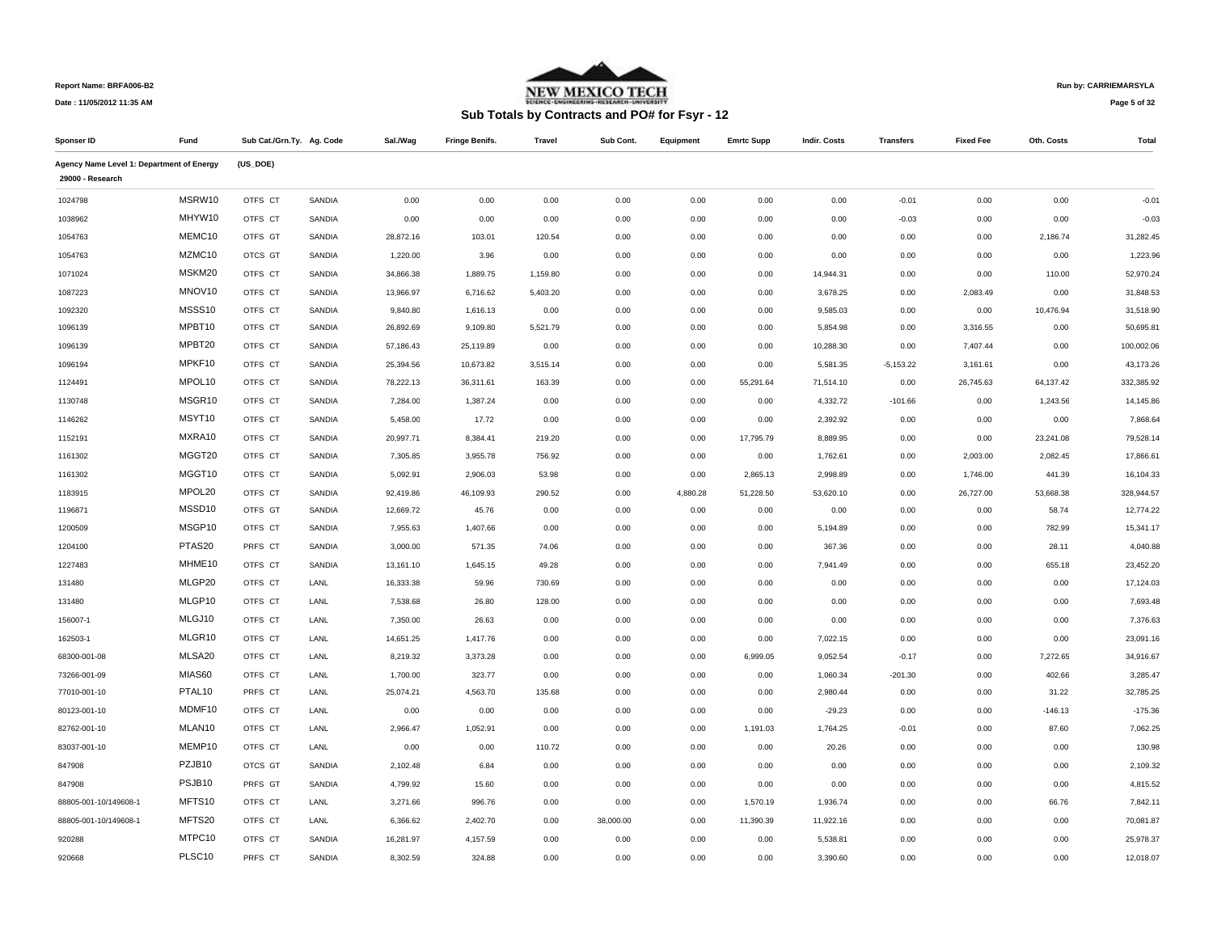Report Name: BRFA006-B2

Date : 11/05/2012 11:35 AM

Run by: CARRIEMARSYLA

NEW MEXICO TECH

## Sub Totals by Contracts and PO# for Fsyr - 12

| Sponser ID | Fund | Sub Cat./Grn.Ty. | Ag. Code | Sal./Wag | Fringe Benifs. | Travel | Sub Cont. | Equipment | Emrtc Supp | Indir. Costs | Transfers | Fixed Fee | Oth. Costs | Total |
|---|---|---|---|---|---|---|---|---|---|---|---|---|---|---|
| Agency Name Level 1: Department of Energy | (US_DOE) | | | | | | | | | | | | | |
| 29000 - Research | | | | | | | | | | | | | | |
| 1024798 | MSRW10 | OTFS CT | SANDIA | 0.00 | 0.00 | 0.00 | 0.00 | 0.00 | 0.00 | 0.00 | -0.01 | 0.00 | 0.00 | -0.01 |
| 1038962 | MHYW10 | OTFS CT | SANDIA | 0.00 | 0.00 | 0.00 | 0.00 | 0.00 | 0.00 | 0.00 | -0.03 | 0.00 | 0.00 | -0.03 |
| 1054763 | MEMC10 | OTFS GT | SANDIA | 28,872.16 | 103.01 | 120.54 | 0.00 | 0.00 | 0.00 | 0.00 | 0.00 | 0.00 | 2,186.74 | 31,282.45 |
| 1054763 | MZMC10 | OTCS GT | SANDIA | 1,220.00 | 3.96 | 0.00 | 0.00 | 0.00 | 0.00 | 0.00 | 0.00 | 0.00 | 0.00 | 1,223.96 |
| 1071024 | MSKM20 | OTFS CT | SANDIA | 34,866.38 | 1,889.75 | 1,159.80 | 0.00 | 0.00 | 0.00 | 14,944.31 | 0.00 | 0.00 | 110.00 | 52,970.24 |
| 1087223 | MNOV10 | OTFS CT | SANDIA | 13,966.97 | 6,716.62 | 5,403.20 | 0.00 | 0.00 | 0.00 | 3,678.25 | 0.00 | 2,083.49 | 0.00 | 31,848.53 |
| 1092320 | MSSS10 | OTFS CT | SANDIA | 9,840.80 | 1,616.13 | 0.00 | 0.00 | 0.00 | 0.00 | 9,585.03 | 0.00 | 0.00 | 10,476.94 | 31,518.90 |
| 1096139 | MPBT10 | OTFS CT | SANDIA | 26,892.69 | 9,109.80 | 5,521.79 | 0.00 | 0.00 | 0.00 | 5,854.98 | 0.00 | 3,316.55 | 0.00 | 50,695.81 |
| 1096139 | MPBT20 | OTFS CT | SANDIA | 57,186.43 | 25,119.89 | 0.00 | 0.00 | 0.00 | 0.00 | 10,288.30 | 0.00 | 7,407.44 | 0.00 | 100,002.06 |
| 1096194 | MPKF10 | OTFS CT | SANDIA | 25,394.56 | 10,673.82 | 3,515.14 | 0.00 | 0.00 | 0.00 | 5,581.35 | -5,153.22 | 3,161.61 | 0.00 | 43,173.26 |
| 1124491 | MPOL10 | OTFS CT | SANDIA | 78,222.13 | 36,311.61 | 163.39 | 0.00 | 0.00 | 55,291.64 | 71,514.10 | 0.00 | 26,745.63 | 64,137.42 | 332,385.92 |
| 1130748 | MSGR10 | OTFS CT | SANDIA | 7,284.00 | 1,387.24 | 0.00 | 0.00 | 0.00 | 0.00 | 4,332.72 | -101.66 | 0.00 | 1,243.56 | 14,145.86 |
| 1146262 | MSYT10 | OTFS CT | SANDIA | 5,458.00 | 17.72 | 0.00 | 0.00 | 0.00 | 0.00 | 2,392.92 | 0.00 | 0.00 | 0.00 | 7,868.64 |
| 1152191 | MXRA10 | OTFS CT | SANDIA | 20,997.71 | 8,384.41 | 219.20 | 0.00 | 0.00 | 17,795.79 | 8,889.95 | 0.00 | 0.00 | 23,241.08 | 79,528.14 |
| 1161302 | MGGT20 | OTFS CT | SANDIA | 7,305.85 | 3,955.78 | 756.92 | 0.00 | 0.00 | 0.00 | 1,762.61 | 0.00 | 2,003.00 | 2,082.45 | 17,866.61 |
| 1161302 | MGGT10 | OTFS CT | SANDIA | 5,092.91 | 2,906.03 | 53.98 | 0.00 | 0.00 | 2,865.13 | 2,998.89 | 0.00 | 1,746.00 | 441.39 | 16,104.33 |
| 1183915 | MPOL20 | OTFS CT | SANDIA | 92,419.86 | 46,109.93 | 290.52 | 0.00 | 4,880.28 | 51,228.50 | 53,620.10 | 0.00 | 26,727.00 | 53,668.38 | 328,944.57 |
| 1196871 | MSSD10 | OTFS GT | SANDIA | 12,669.72 | 45.76 | 0.00 | 0.00 | 0.00 | 0.00 | 0.00 | 0.00 | 0.00 | 58.74 | 12,774.22 |
| 1200509 | MSGP10 | OTFS CT | SANDIA | 7,955.63 | 1,407.66 | 0.00 | 0.00 | 0.00 | 0.00 | 5,194.89 | 0.00 | 0.00 | 782.99 | 15,341.17 |
| 1204100 | PTAS20 | PRFS CT | SANDIA | 3,000.00 | 571.35 | 74.06 | 0.00 | 0.00 | 0.00 | 367.36 | 0.00 | 0.00 | 28.11 | 4,040.88 |
| 1227483 | MHME10 | OTFS CT | SANDIA | 13,161.10 | 1,645.15 | 49.28 | 0.00 | 0.00 | 0.00 | 7,941.49 | 0.00 | 0.00 | 655.18 | 23,452.20 |
| 131480 | MLGP20 | OTFS CT | LANL | 16,333.38 | 59.96 | 730.69 | 0.00 | 0.00 | 0.00 | 0.00 | 0.00 | 0.00 | 0.00 | 17,124.03 |
| 131480 | MLGP10 | OTFS CT | LANL | 7,538.68 | 26.80 | 128.00 | 0.00 | 0.00 | 0.00 | 0.00 | 0.00 | 0.00 | 0.00 | 7,693.48 |
| 156007-1 | MLGJ10 | OTFS CT | LANL | 7,350.00 | 26.63 | 0.00 | 0.00 | 0.00 | 0.00 | 0.00 | 0.00 | 0.00 | 0.00 | 7,376.63 |
| 162503-1 | MLGR10 | OTFS CT | LANL | 14,651.25 | 1,417.76 | 0.00 | 0.00 | 0.00 | 0.00 | 7,022.15 | 0.00 | 0.00 | 0.00 | 23,091.16 |
| 68300-001-08 | MLSA20 | OTFS CT | LANL | 8,219.32 | 3,373.28 | 0.00 | 0.00 | 0.00 | 6,999.05 | 9,052.54 | -0.17 | 0.00 | 7,272.65 | 34,916.67 |
| 73266-001-09 | MIAS60 | OTFS CT | LANL | 1,700.00 | 323.77 | 0.00 | 0.00 | 0.00 | 0.00 | 1,060.34 | -201.30 | 0.00 | 402.66 | 3,285.47 |
| 77010-001-10 | PTAL10 | PRFS CT | LANL | 25,074.21 | 4,563.70 | 135.68 | 0.00 | 0.00 | 0.00 | 2,980.44 | 0.00 | 0.00 | 31.22 | 32,785.25 |
| 80123-001-10 | MDMF10 | OTFS CT | LANL | 0.00 | 0.00 | 0.00 | 0.00 | 0.00 | 0.00 | -29.23 | 0.00 | 0.00 | -146.13 | -175.36 |
| 82762-001-10 | MLAN10 | OTFS CT | LANL | 2,966.47 | 1,052.91 | 0.00 | 0.00 | 0.00 | 1,191.03 | 1,764.25 | -0.01 | 0.00 | 87.60 | 7,062.25 |
| 83037-001-10 | MEMP10 | OTFS CT | LANL | 0.00 | 0.00 | 110.72 | 0.00 | 0.00 | 0.00 | 20.26 | 0.00 | 0.00 | 0.00 | 130.98 |
| 847908 | PZJB10 | OTCS GT | SANDIA | 2,102.48 | 6.84 | 0.00 | 0.00 | 0.00 | 0.00 | 0.00 | 0.00 | 0.00 | 0.00 | 2,109.32 |
| 847908 | PSJB10 | PRFS GT | SANDIA | 4,799.92 | 15.60 | 0.00 | 0.00 | 0.00 | 0.00 | 0.00 | 0.00 | 0.00 | 0.00 | 4,815.52 |
| 88805-001-10/149608-1 | MFTS10 | OTFS CT | LANL | 3,271.66 | 996.76 | 0.00 | 0.00 | 0.00 | 1,570.19 | 1,936.74 | 0.00 | 0.00 | 66.76 | 7,842.11 |
| 88805-001-10/149608-1 | MFTS20 | OTFS CT | LANL | 6,366.62 | 2,402.70 | 0.00 | 38,000.00 | 0.00 | 11,390.39 | 11,922.16 | 0.00 | 0.00 | 0.00 | 70,081.87 |
| 920288 | MTPC10 | OTFS CT | SANDIA | 16,281.97 | 4,157.59 | 0.00 | 0.00 | 0.00 | 0.00 | 5,538.81 | 0.00 | 0.00 | 0.00 | 25,978.37 |
| 920668 | PLSC10 | PRFS CT | SANDIA | 8,302.59 | 324.88 | 0.00 | 0.00 | 0.00 | 0.00 | 3,390.60 | 0.00 | 0.00 | 0.00 | 12,018.07 |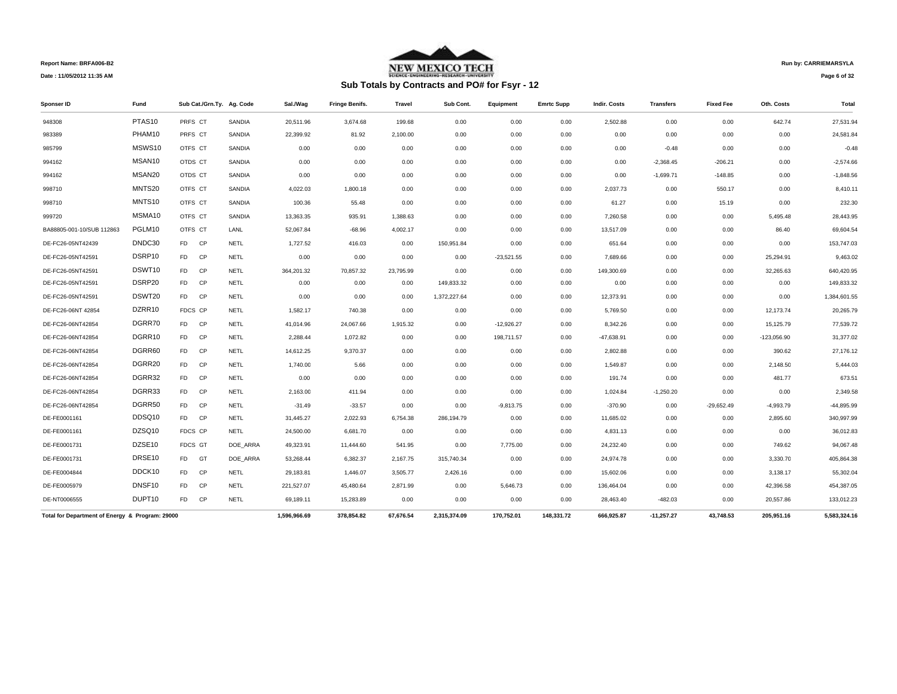Report Name: BRFA006-B2

Date : 11/05/2012 11:35 AM

NEW MEXICO TECH

Run by: CARRIEMARSYLA

## Sub Totals by Contracts and PO# for Fsyr - 12

| Sponser ID | Fund | Sub Cat./Grn.Ty. | Ag. Code | Sal./Wag | Fringe Benifs. | Travel | Sub Cont. | Equipment | Emrtc Supp | Indir. Costs | Transfers | Fixed Fee | Oth. Costs | Total |
|---|---|---|---|---|---|---|---|---|---|---|---|---|---|---|
| 948308 | PTAS10 | PRFS CT | SANDIA | 20,511.96 | 3,674.68 | 199.68 | 0.00 | 0.00 | 0.00 | 2,502.88 | 0.00 | 0.00 | 642.74 | 27,531.94 |
| 983389 | PHAM10 | PRFS CT | SANDIA | 22,399.92 | 81.92 | 2,100.00 | 0.00 | 0.00 | 0.00 | 0.00 | 0.00 | 0.00 | 0.00 | 24,581.84 |
| 985799 | MSWS10 | OTFS CT | SANDIA | 0.00 | 0.00 | 0.00 | 0.00 | 0.00 | 0.00 | 0.00 | -0.48 | 0.00 | 0.00 | -0.48 |
| 994162 | MSAN10 | OTDS CT | SANDIA | 0.00 | 0.00 | 0.00 | 0.00 | 0.00 | 0.00 | 0.00 | -2,368.45 | -206.21 | 0.00 | -2,574.66 |
| 994162 | MSAN20 | OTDS CT | SANDIA | 0.00 | 0.00 | 0.00 | 0.00 | 0.00 | 0.00 | 0.00 | -1,699.71 | -148.85 | 0.00 | -1,848.56 |
| 998710 | MNTS20 | OTFS CT | SANDIA | 4,022.03 | 1,800.18 | 0.00 | 0.00 | 0.00 | 0.00 | 2,037.73 | 0.00 | 550.17 | 0.00 | 8,410.11 |
| 998710 | MNTS10 | OTFS CT | SANDIA | 100.36 | 55.48 | 0.00 | 0.00 | 0.00 | 0.00 | 61.27 | 0.00 | 15.19 | 0.00 | 232.30 |
| 999720 | MSMA10 | OTFS CT | SANDIA | 13,363.35 | 935.91 | 1,388.63 | 0.00 | 0.00 | 0.00 | 7,260.58 | 0.00 | 0.00 | 5,495.48 | 28,443.95 |
| BA88805-001-10/SUB 112863 | PGLM10 | OTFS CT | LANL | 52,067.84 | -68.96 | 4,002.17 | 0.00 | 0.00 | 0.00 | 13,517.09 | 0.00 | 0.00 | 86.40 | 69,604.54 |
| DE-FC26-05NT42439 | DNDC30 | FD CP | NETL | 1,727.52 | 416.03 | 0.00 | 150,951.84 | 0.00 | 0.00 | 651.64 | 0.00 | 0.00 | 0.00 | 153,747.03 |
| DE-FC26-05NT42591 | DSRP10 | FD CP | NETL | 0.00 | 0.00 | 0.00 | 0.00 | -23,521.55 | 0.00 | 7,689.66 | 0.00 | 0.00 | 25,294.91 | 9,463.02 |
| DE-FC26-05NT42591 | DSWT10 | FD CP | NETL | 364,201.32 | 70,857.32 | 23,795.99 | 0.00 | 0.00 | 0.00 | 149,300.69 | 0.00 | 0.00 | 32,265.63 | 640,420.95 |
| DE-FC26-05NT42591 | DSRP20 | FD CP | NETL | 0.00 | 0.00 | 0.00 | 149,833.32 | 0.00 | 0.00 | 0.00 | 0.00 | 0.00 | 0.00 | 149,833.32 |
| DE-FC26-05NT42591 | DSWT20 | FD CP | NETL | 0.00 | 0.00 | 0.00 | 1,372,227.64 | 0.00 | 0.00 | 12,373.91 | 0.00 | 0.00 | 0.00 | 1,384,601.55 |
| DE-FC26-06NT 42854 | DZRR10 | FDCS CP | NETL | 1,582.17 | 740.38 | 0.00 | 0.00 | 0.00 | 0.00 | 5,769.50 | 0.00 | 0.00 | 12,173.74 | 20,265.79 |
| DE-FC26-06NT42854 | DGRR70 | FD CP | NETL | 41,014.96 | 24,067.66 | 1,915.32 | 0.00 | -12,926.27 | 0.00 | 8,342.26 | 0.00 | 0.00 | 15,125.79 | 77,539.72 |
| DE-FC26-06NT42854 | DGRR10 | FD CP | NETL | 2,288.44 | 1,072.82 | 0.00 | 0.00 | 198,711.57 | 0.00 | -47,638.91 | 0.00 | 0.00 | -123,056.90 | 31,377.02 |
| DE-FC26-06NT42854 | DGRR60 | FD CP | NETL | 14,612.25 | 9,370.37 | 0.00 | 0.00 | 0.00 | 0.00 | 2,802.88 | 0.00 | 0.00 | 390.62 | 27,176.12 |
| DE-FC26-06NT42854 | DGRR20 | FD CP | NETL | 1,740.00 | 5.66 | 0.00 | 0.00 | 0.00 | 0.00 | 1,549.87 | 0.00 | 0.00 | 2,148.50 | 5,444.03 |
| DE-FC26-06NT42854 | DGRR32 | FD CP | NETL | 0.00 | 0.00 | 0.00 | 0.00 | 0.00 | 0.00 | 191.74 | 0.00 | 0.00 | 481.77 | 673.51 |
| DE-FC26-06NT42854 | DGRR33 | FD CP | NETL | 2,163.00 | 411.94 | 0.00 | 0.00 | 0.00 | 0.00 | 1,024.84 | -1,250.20 | 0.00 | 0.00 | 2,349.58 |
| DE-FC26-06NT42854 | DGRR50 | FD CP | NETL | -31.49 | -33.57 | 0.00 | 0.00 | -9,813.75 | 0.00 | -370.90 | 0.00 | -29,652.49 | -4,993.79 | -44,895.99 |
| DE-FE0001161 | DDSQ10 | FD CP | NETL | 31,445.27 | 2,022.93 | 6,754.38 | 286,194.79 | 0.00 | 0.00 | 11,685.02 | 0.00 | 0.00 | 2,895.60 | 340,997.99 |
| DE-FE0001161 | DZSQ10 | FDCS CP | NETL | 24,500.00 | 6,681.70 | 0.00 | 0.00 | 0.00 | 0.00 | 4,831.13 | 0.00 | 0.00 | 0.00 | 36,012.83 |
| DE-FE0001731 | DZSE10 | FDCS GT | DOE_ARRA | 49,323.91 | 11,444.60 | 541.95 | 0.00 | 7,775.00 | 0.00 | 24,232.40 | 0.00 | 0.00 | 749.62 | 94,067.48 |
| DE-FE0001731 | DRSE10 | FD GT | DOE_ARRA | 53,268.44 | 6,382.37 | 2,167.75 | 315,740.34 | 0.00 | 0.00 | 24,974.78 | 0.00 | 0.00 | 3,330.70 | 405,864.38 |
| DE-FE0004844 | DDCK10 | FD CP | NETL | 29,183.81 | 1,446.07 | 3,505.77 | 2,426.16 | 0.00 | 0.00 | 15,602.06 | 0.00 | 0.00 | 3,138.17 | 55,302.04 |
| DE-FE0005979 | DNSF10 | FD CP | NETL | 221,527.07 | 45,480.64 | 2,871.99 | 0.00 | 5,646.73 | 0.00 | 136,464.04 | 0.00 | 0.00 | 42,396.58 | 454,387.05 |
| DE-NT0006555 | DUPT10 | FD CP | NETL | 69,189.11 | 15,283.89 | 0.00 | 0.00 | 0.00 | 0.00 | 28,463.40 | -482.03 | 0.00 | 20,557.86 | 133,012.23 |
| **Total for Department of Energy & Program: 29000** | | | | **1,596,966.69** | **378,854.82** | **67,676.54** | **2,315,374.09** | **170,752.01** | **148,331.72** | **666,925.87** | **-11,257.27** | **43,748.53** | **205,951.16** | **5,583,324.16** |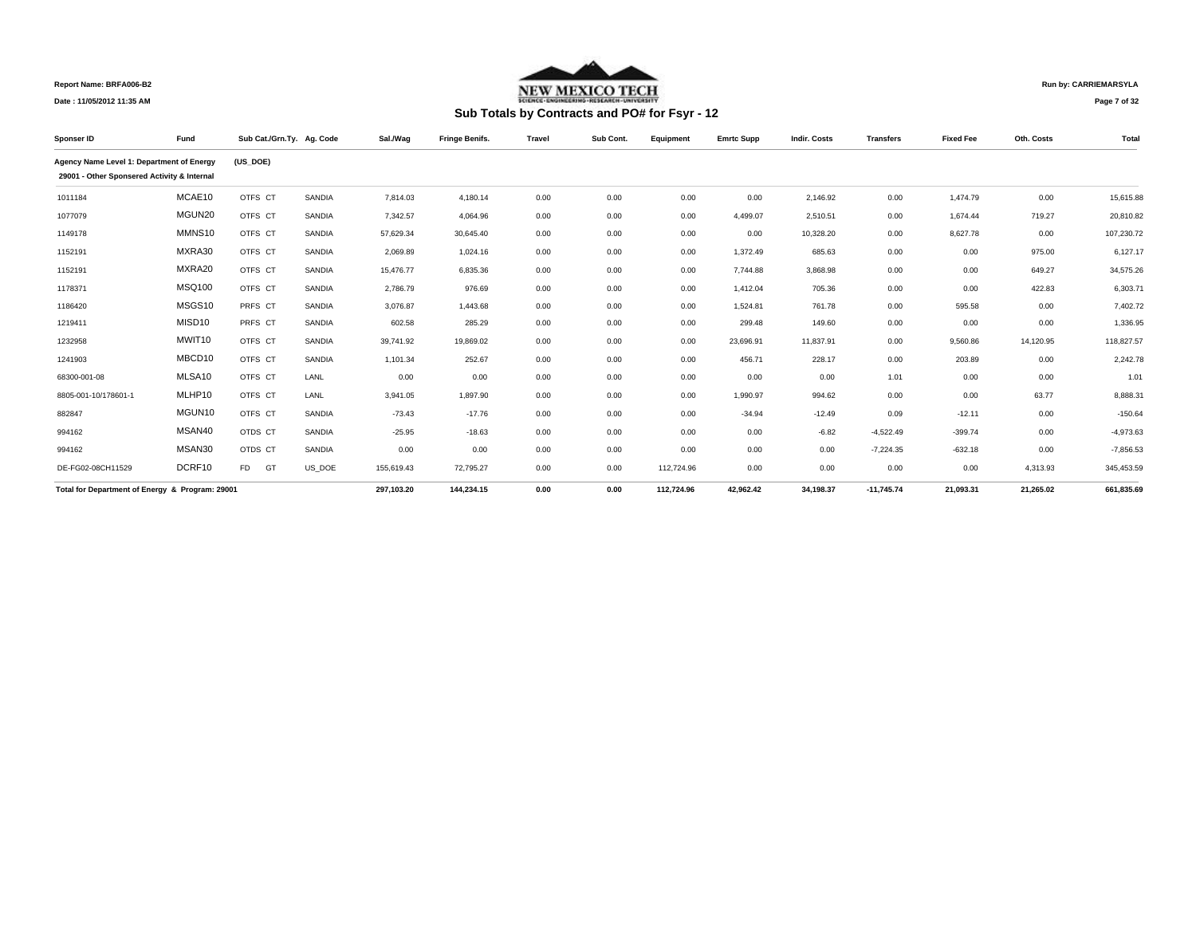Report Name: BRFA006-B2

Date : 11/05/2012 11:35 AM

NEW MEXICO TECH

Run by: CARRIEMARSYLA

## Sub Totals by Contracts and PO# for Fsyr - 12

| Sponser ID | Fund | Sub Cat./Grn.Ty. | Ag. Code | Sal./Wag | Fringe Benifs. | Travel | Sub Cont. | Equipment | Emrtc Supp | Indir. Costs | Transfers | Fixed Fee | Oth. Costs | Total |
|---|---|---|---|---|---|---|---|---|---|---|---|---|---|---|
| **Agency Name Level 1: Department of Energy** | | **(US_DOE)** | | | | | | | | | | | | |
| **29001 - Other Sponsered Activity & Internal** | | | | | | | | | | | | | | |
| 1011184 | MCAE10 | OTFS CT | SANDIA | 7,814.03 | 4,180.14 | 0.00 | 0.00 | 0.00 | 0.00 | 2,146.92 | 0.00 | 1,474.79 | 0.00 | 15,615.88 |
| 1077079 | MGUN20 | OTFS CT | SANDIA | 7,342.57 | 4,064.96 | 0.00 | 0.00 | 0.00 | 4,499.07 | 2,510.51 | 0.00 | 1,674.44 | 719.27 | 20,810.82 |
| 1149178 | MMNS10 | OTFS CT | SANDIA | 57,629.34 | 30,645.40 | 0.00 | 0.00 | 0.00 | 0.00 | 10,328.20 | 0.00 | 8,627.78 | 0.00 | 107,230.72 |
| 1152191 | MXRA30 | OTFS CT | SANDIA | 2,069.89 | 1,024.16 | 0.00 | 0.00 | 0.00 | 1,372.49 | 685.63 | 0.00 | 0.00 | 975.00 | 6,127.17 |
| 1152191 | MXRA20 | OTFS CT | SANDIA | 15,476.77 | 6,835.36 | 0.00 | 0.00 | 0.00 | 7,744.88 | 3,868.98 | 0.00 | 0.00 | 649.27 | 34,575.26 |
| 1178371 | MSQ100 | OTFS CT | SANDIA | 2,786.79 | 976.69 | 0.00 | 0.00 | 0.00 | 1,412.04 | 705.36 | 0.00 | 0.00 | 422.83 | 6,303.71 |
| 1186420 | MSGS10 | PRFS CT | SANDIA | 3,076.87 | 1,443.68 | 0.00 | 0.00 | 0.00 | 1,524.81 | 761.78 | 0.00 | 595.58 | 0.00 | 7,402.72 |
| 1219411 | MISD10 | PRFS CT | SANDIA | 602.58 | 285.29 | 0.00 | 0.00 | 0.00 | 299.48 | 149.60 | 0.00 | 0.00 | 0.00 | 1,336.95 |
| 1232958 | MWIT10 | OTFS CT | SANDIA | 39,741.92 | 19,869.02 | 0.00 | 0.00 | 0.00 | 23,696.91 | 11,837.91 | 0.00 | 9,560.86 | 14,120.95 | 118,827.57 |
| 1241903 | MBCD10 | OTFS CT | SANDIA | 1,101.34 | 252.67 | 0.00 | 0.00 | 0.00 | 456.71 | 228.17 | 0.00 | 203.89 | 0.00 | 2,242.78 |
| 68300-001-08 | MLSA10 | OTFS CT | LANL | 0.00 | 0.00 | 0.00 | 0.00 | 0.00 | 0.00 | 0.00 | 1.01 | 0.00 | 0.00 | 1.01 |
| 8805-001-10/178601-1 | MLHP10 | OTFS CT | LANL | 3,941.05 | 1,897.90 | 0.00 | 0.00 | 0.00 | 1,990.97 | 994.62 | 0.00 | 0.00 | 63.77 | 8,888.31 |
| 882847 | MGUN10 | OTFS CT | SANDIA | -73.43 | -17.76 | 0.00 | 0.00 | 0.00 | -34.94 | -12.49 | 0.09 | -12.11 | 0.00 | -150.64 |
| 994162 | MSAN40 | OTDS CT | SANDIA | -25.95 | -18.63 | 0.00 | 0.00 | 0.00 | 0.00 | -6.82 | -4,522.49 | -399.74 | 0.00 | -4,973.63 |
| 994162 | MSAN30 | OTDS CT | SANDIA | 0.00 | 0.00 | 0.00 | 0.00 | 0.00 | 0.00 | 0.00 | -7,224.35 | -632.18 | 0.00 | -7,856.53 |
| DE-FG02-08CH11529 | DCRF10 | FD GT | US_DOE | 155,619.43 | 72,795.27 | 0.00 | 0.00 | 112,724.96 | 0.00 | 0.00 | 0.00 | 0.00 | 4,313.93 | 345,453.59 |
| **Total for Department of Energy & Program: 29001** | | | | **297,103.20** | **144,234.15** | **0.00** | **0.00** | **112,724.96** | **42,962.42** | **34,198.37** | **-11,745.74** | **21,093.31** | **21,265.02** | **661,835.69** |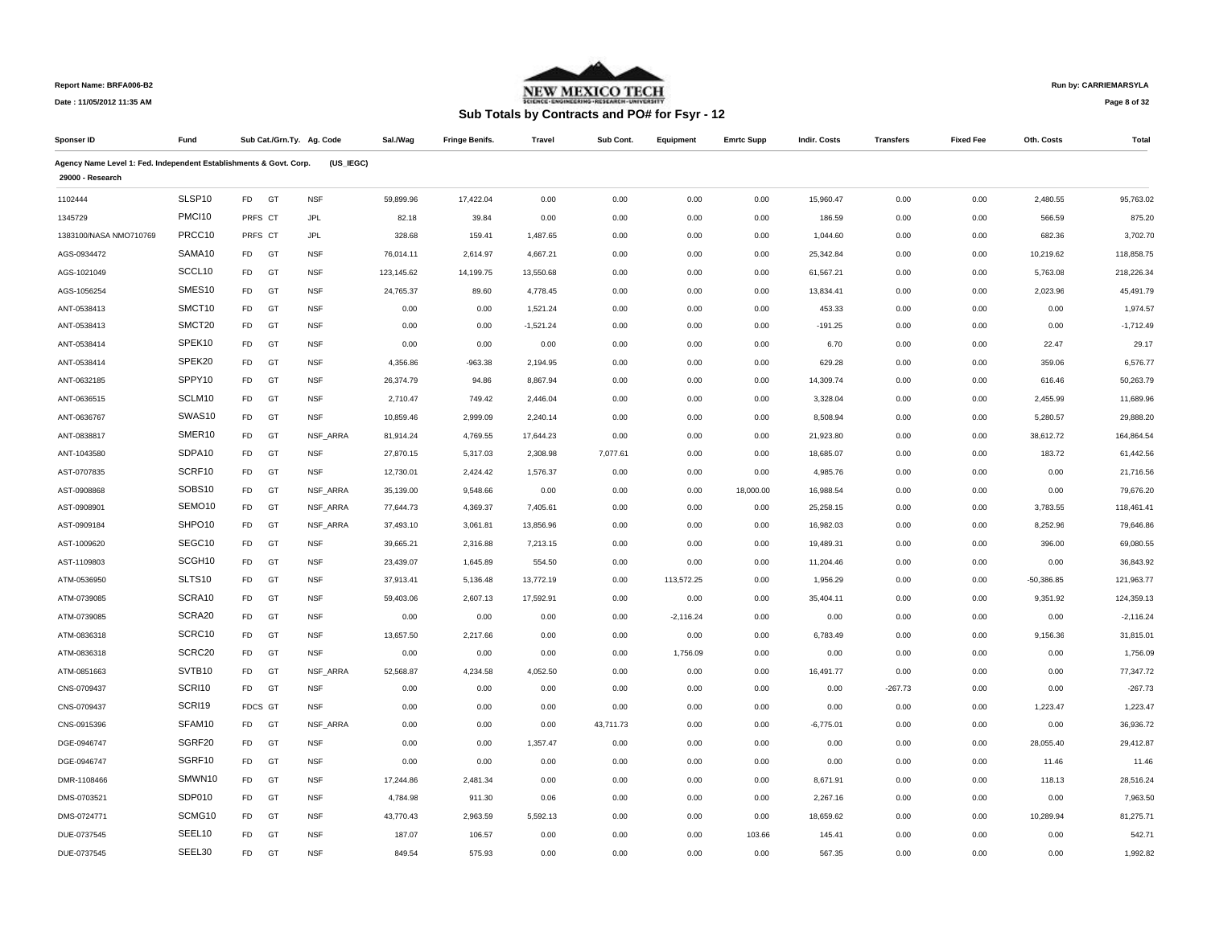Report Name: BRFA006-B2

Date : 11/05/2012 11:35 AM

Run by: CARRIEMARSYLA

## Sub Totals by Contracts and PO# for Fsyr - 12

| Sponser ID | Fund | Sub Cat./Grn.Ty. | | Ag. Code | Sal./Wag | Fringe Benifs. | Travel | Sub Cont. | Equipment | Emrtc Supp | Indir. Costs | Transfers | Fixed Fee | Oth. Costs | Total |
|---|---|---|---|---|---|---|---|---|---|---|---|---|---|---|---|
| Agency Name Level 1: Fed. Independent Establishments & Govt. Corp. | | | | (US_IEGC) | | | | | | | | | | | |
| 29000 - Research | | | | | | | | | | | | | | | |
| 1102444 | SLSP10 | FD | GT | NSF | 59,899.96 | 17,422.04 | 0.00 | 0.00 | 0.00 | 0.00 | 15,960.47 | 0.00 | 0.00 | 2,480.55 | 95,763.02 |
| 1345729 | PMCI10 | PRFS | CT | JPL | 82.18 | 39.84 | 0.00 | 0.00 | 0.00 | 0.00 | 186.59 | 0.00 | 0.00 | 566.59 | 875.20 |
| 1383100/NASA NMO710769 | PRCC10 | PRFS | CT | JPL | 328.68 | 159.41 | 1,487.65 | 0.00 | 0.00 | 0.00 | 1,044.60 | 0.00 | 0.00 | 682.36 | 3,702.70 |
| AGS-0934472 | SAMA10 | FD | GT | NSF | 76,014.11 | 2,614.97 | 4,667.21 | 0.00 | 0.00 | 0.00 | 25,342.84 | 0.00 | 0.00 | 10,219.62 | 118,858.75 |
| AGS-1021049 | SCCL10 | FD | GT | NSF | 123,145.62 | 14,199.75 | 13,550.68 | 0.00 | 0.00 | 0.00 | 61,567.21 | 0.00 | 0.00 | 5,763.08 | 218,226.34 |
| AGS-1056254 | SMES10 | FD | GT | NSF | 24,765.37 | 89.60 | 4,778.45 | 0.00 | 0.00 | 0.00 | 13,834.41 | 0.00 | 0.00 | 2,023.96 | 45,491.79 |
| ANT-0538413 | SMCT10 | FD | GT | NSF | 0.00 | 0.00 | 1,521.24 | 0.00 | 0.00 | 0.00 | 453.33 | 0.00 | 0.00 | 0.00 | 1,974.57 |
| ANT-0538413 | SMCT20 | FD | GT | NSF | 0.00 | 0.00 | -1,521.24 | 0.00 | 0.00 | 0.00 | -191.25 | 0.00 | 0.00 | 0.00 | -1,712.49 |
| ANT-0538414 | SPEK10 | FD | GT | NSF | 0.00 | 0.00 | 0.00 | 0.00 | 0.00 | 0.00 | 6.70 | 0.00 | 0.00 | 22.47 | 29.17 |
| ANT-0538414 | SPEK20 | FD | GT | NSF | 4,356.86 | -963.38 | 2,194.95 | 0.00 | 0.00 | 0.00 | 629.28 | 0.00 | 0.00 | 359.06 | 6,576.77 |
| ANT-0632185 | SPPY10 | FD | GT | NSF | 26,374.79 | 94.86 | 8,867.94 | 0.00 | 0.00 | 0.00 | 14,309.74 | 0.00 | 0.00 | 616.46 | 50,263.79 |
| ANT-0636515 | SCLM10 | FD | GT | NSF | 2,710.47 | 749.42 | 2,446.04 | 0.00 | 0.00 | 0.00 | 3,328.04 | 0.00 | 0.00 | 2,455.99 | 11,689.96 |
| ANT-0636767 | SWAS10 | FD | GT | NSF | 10,859.46 | 2,999.09 | 2,240.14 | 0.00 | 0.00 | 0.00 | 8,508.94 | 0.00 | 0.00 | 5,280.57 | 29,888.20 |
| ANT-0838817 | SMER10 | FD | GT | NSF_ARRA | 81,914.24 | 4,769.55 | 17,644.23 | 0.00 | 0.00 | 0.00 | 21,923.80 | 0.00 | 0.00 | 38,612.72 | 164,864.54 |
| ANT-1043580 | SDPA10 | FD | GT | NSF | 27,870.15 | 5,317.03 | 2,308.98 | 7,077.61 | 0.00 | 0.00 | 18,685.07 | 0.00 | 0.00 | 183.72 | 61,442.56 |
| AST-0707835 | SCRF10 | FD | GT | NSF | 12,730.01 | 2,424.42 | 1,576.37 | 0.00 | 0.00 | 0.00 | 4,985.76 | 0.00 | 0.00 | 0.00 | 21,716.56 |
| AST-0908868 | SOBS10 | FD | GT | NSF_ARRA | 35,139.00 | 9,548.66 | 0.00 | 0.00 | 0.00 | 18,000.00 | 16,988.54 | 0.00 | 0.00 | 0.00 | 79,676.20 |
| AST-0908901 | SEMO10 | FD | GT | NSF_ARRA | 77,644.73 | 4,369.37 | 7,405.61 | 0.00 | 0.00 | 0.00 | 25,258.15 | 0.00 | 0.00 | 3,783.55 | 118,461.41 |
| AST-0909184 | SHPO10 | FD | GT | NSF_ARRA | 37,493.10 | 3,061.81 | 13,856.96 | 0.00 | 0.00 | 0.00 | 16,982.03 | 0.00 | 0.00 | 8,252.96 | 79,646.86 |
| AST-1009620 | SEGC10 | FD | GT | NSF | 39,665.21 | 2,316.88 | 7,213.15 | 0.00 | 0.00 | 0.00 | 19,489.31 | 0.00 | 0.00 | 396.00 | 69,080.55 |
| AST-1109803 | SCGH10 | FD | GT | NSF | 23,439.07 | 1,645.89 | 554.50 | 0.00 | 0.00 | 0.00 | 11,204.46 | 0.00 | 0.00 | 0.00 | 36,843.92 |
| ATM-0536950 | SLTS10 | FD | GT | NSF | 37,913.41 | 5,136.48 | 13,772.19 | 0.00 | 113,572.25 | 0.00 | 1,956.29 | 0.00 | 0.00 | -50,386.85 | 121,963.77 |
| ATM-0739085 | SCRA10 | FD | GT | NSF | 59,403.06 | 2,607.13 | 17,592.91 | 0.00 | 0.00 | 0.00 | 35,404.11 | 0.00 | 0.00 | 9,351.92 | 124,359.13 |
| ATM-0739085 | SCRA20 | FD | GT | NSF | 0.00 | 0.00 | 0.00 | 0.00 | -2,116.24 | 0.00 | 0.00 | 0.00 | 0.00 | 0.00 | -2,116.24 |
| ATM-0836318 | SCRC10 | FD | GT | NSF | 13,657.50 | 2,217.66 | 0.00 | 0.00 | 0.00 | 0.00 | 6,783.49 | 0.00 | 0.00 | 9,156.36 | 31,815.01 |
| ATM-0836318 | SCRC20 | FD | GT | NSF | 0.00 | 0.00 | 0.00 | 0.00 | 1,756.09 | 0.00 | 0.00 | 0.00 | 0.00 | 0.00 | 1,756.09 |
| ATM-0851663 | SVTB10 | FD | GT | NSF_ARRA | 52,568.87 | 4,234.58 | 4,052.50 | 0.00 | 0.00 | 0.00 | 16,491.77 | 0.00 | 0.00 | 0.00 | 77,347.72 |
| CNS-0709437 | SCRI10 | FD | GT | NSF | 0.00 | 0.00 | 0.00 | 0.00 | 0.00 | 0.00 | 0.00 | -267.73 | 0.00 | 0.00 | -267.73 |
| CNS-0709437 | SCRI19 | FDCS | GT | NSF | 0.00 | 0.00 | 0.00 | 0.00 | 0.00 | 0.00 | 0.00 | 0.00 | 0.00 | 1,223.47 | 1,223.47 |
| CNS-0915396 | SFAM10 | FD | GT | NSF_ARRA | 0.00 | 0.00 | 0.00 | 43,711.73 | 0.00 | 0.00 | -6,775.01 | 0.00 | 0.00 | 0.00 | 36,936.72 |
| DGE-0946747 | SGRF20 | FD | GT | NSF | 0.00 | 0.00 | 1,357.47 | 0.00 | 0.00 | 0.00 | 0.00 | 0.00 | 0.00 | 28,055.40 | 29,412.87 |
| DGE-0946747 | SGRF10 | FD | GT | NSF | 0.00 | 0.00 | 0.00 | 0.00 | 0.00 | 0.00 | 0.00 | 0.00 | 0.00 | 11.46 | 11.46 |
| DMR-1108466 | SMWN10 | FD | GT | NSF | 17,244.86 | 2,481.34 | 0.00 | 0.00 | 0.00 | 0.00 | 8,671.91 | 0.00 | 0.00 | 118.13 | 28,516.24 |
| DMS-0703521 | SDP010 | FD | GT | NSF | 4,784.98 | 911.30 | 0.06 | 0.00 | 0.00 | 0.00 | 2,267.16 | 0.00 | 0.00 | 0.00 | 7,963.50 |
| DMS-0724771 | SCMG10 | FD | GT | NSF | 43,770.43 | 2,963.59 | 5,592.13 | 0.00 | 0.00 | 0.00 | 18,659.62 | 0.00 | 0.00 | 10,289.94 | 81,275.71 |
| DUE-0737545 | SEEL10 | FD | GT | NSF | 187.07 | 106.57 | 0.00 | 0.00 | 0.00 | 103.66 | 145.41 | 0.00 | 0.00 | 0.00 | 542.71 |
| DUE-0737545 | SEEL30 | FD | GT | NSF | 849.54 | 575.93 | 0.00 | 0.00 | 0.00 | 0.00 | 567.35 | 0.00 | 0.00 | 0.00 | 1,992.82 |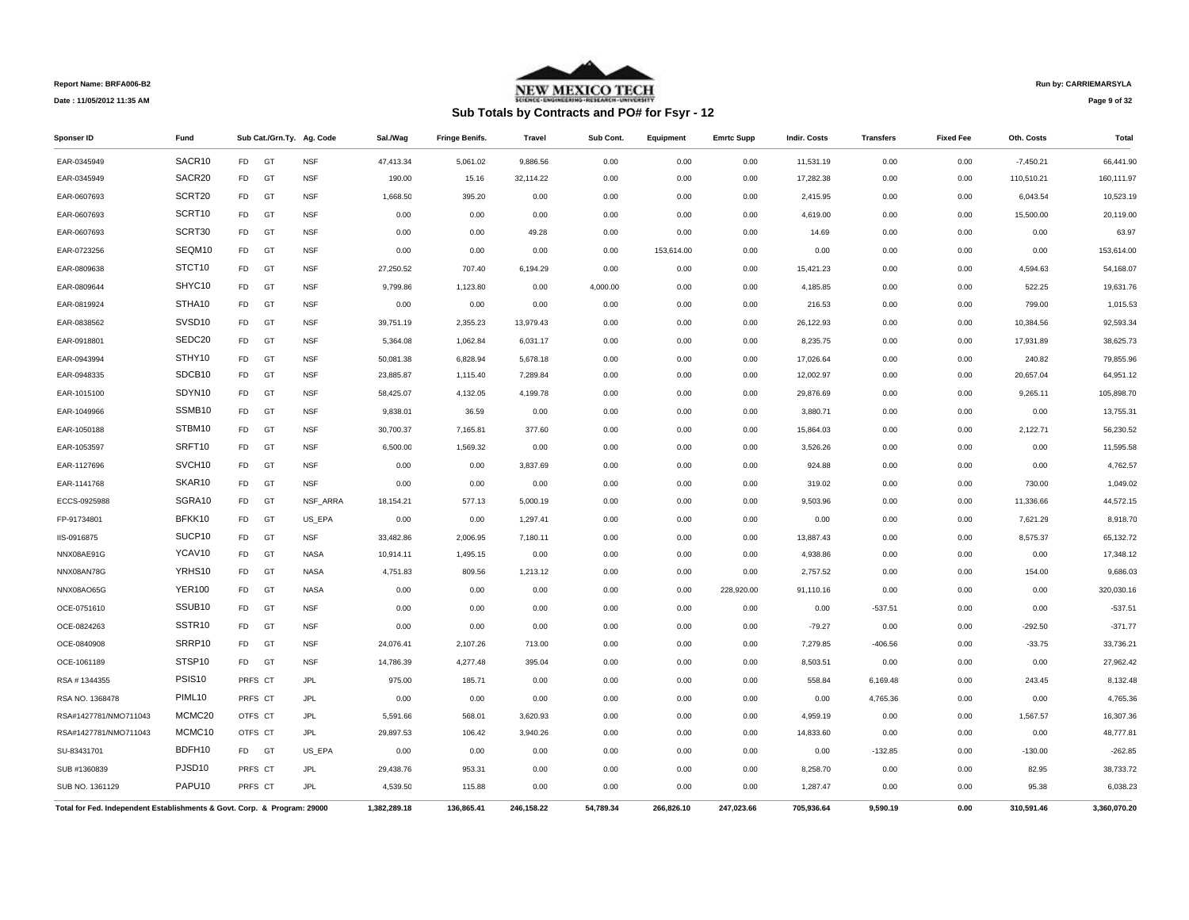Report Name: BRFA006-B2

Date : 11/05/2012 11:35 AM

NEW MEXICO TECH

Run by: CARRIEMARSYLA

## Sub Totals by Contracts and PO# for Fsyr - 12

| Sponser ID | Fund | Sub Cat./Grn.Ty. | | Ag. Code | Sal./Wag | Fringe Benifs. | Travel | Sub Cont. | Equipment | Emrtc Supp | Indir. Costs | Transfers | Fixed Fee | Oth. Costs | Total |
|---|---|---|---|---|---|---|---|---|---|---|---|---|---|---|---|
| EAR-0345949 | SACR10 | FD | GT | NSF | 47,413.34 | 5,061.02 | 9,886.56 | 0.00 | 0.00 | 0.00 | 11,531.19 | 0.00 | 0.00 | -7,450.21 | 66,441.90 |
| EAR-0345949 | SACR20 | FD | GT | NSF | 190.00 | 15.16 | 32,114.22 | 0.00 | 0.00 | 0.00 | 17,282.38 | 0.00 | 0.00 | 110,510.21 | 160,111.97 |
| EAR-0607693 | SCRT20 | FD | GT | NSF | 1,668.50 | 395.20 | 0.00 | 0.00 | 0.00 | 0.00 | 2,415.95 | 0.00 | 0.00 | 6,043.54 | 10,523.19 |
| EAR-0607693 | SCRT10 | FD | GT | NSF | 0.00 | 0.00 | 0.00 | 0.00 | 0.00 | 0.00 | 4,619.00 | 0.00 | 0.00 | 15,500.00 | 20,119.00 |
| EAR-0607693 | SCRT30 | FD | GT | NSF | 0.00 | 0.00 | 49.28 | 0.00 | 0.00 | 0.00 | 14.69 | 0.00 | 0.00 | 0.00 | 63.97 |
| EAR-0723256 | SEQM10 | FD | GT | NSF | 0.00 | 0.00 | 0.00 | 0.00 | 153,614.00 | 0.00 | 0.00 | 0.00 | 0.00 | 0.00 | 153,614.00 |
| EAR-0809638 | STCT10 | FD | GT | NSF | 27,250.52 | 707.40 | 6,194.29 | 0.00 | 0.00 | 0.00 | 15,421.23 | 0.00 | 0.00 | 4,594.63 | 54,168.07 |
| EAR-0809644 | SHYC10 | FD | GT | NSF | 9,799.86 | 1,123.80 | 0.00 | 4,000.00 | 0.00 | 0.00 | 4,185.85 | 0.00 | 0.00 | 522.25 | 19,631.76 |
| EAR-0819924 | STHA10 | FD | GT | NSF | 0.00 | 0.00 | 0.00 | 0.00 | 0.00 | 0.00 | 216.53 | 0.00 | 0.00 | 799.00 | 1,015.53 |
| EAR-0838562 | SVSD10 | FD | GT | NSF | 39,751.19 | 2,355.23 | 13,979.43 | 0.00 | 0.00 | 0.00 | 26,122.93 | 0.00 | 0.00 | 10,384.56 | 92,593.34 |
| EAR-0918801 | SEDC20 | FD | GT | NSF | 5,364.08 | 1,062.84 | 6,031.17 | 0.00 | 0.00 | 0.00 | 8,235.75 | 0.00 | 0.00 | 17,931.89 | 38,625.73 |
| EAR-0943994 | STHY10 | FD | GT | NSF | 50,081.38 | 6,828.94 | 5,678.18 | 0.00 | 0.00 | 0.00 | 17,026.64 | 0.00 | 0.00 | 240.82 | 79,855.96 |
| EAR-0948335 | SDCB10 | FD | GT | NSF | 23,885.87 | 1,115.40 | 7,289.84 | 0.00 | 0.00 | 0.00 | 12,002.97 | 0.00 | 0.00 | 20,657.04 | 64,951.12 |
| EAR-1015100 | SDYN10 | FD | GT | NSF | 58,425.07 | 4,132.05 | 4,199.78 | 0.00 | 0.00 | 0.00 | 29,876.69 | 0.00 | 0.00 | 9,265.11 | 105,898.70 |
| EAR-1049966 | SSMB10 | FD | GT | NSF | 9,838.01 | 36.59 | 0.00 | 0.00 | 0.00 | 0.00 | 3,880.71 | 0.00 | 0.00 | 0.00 | 13,755.31 |
| EAR-1050188 | STBM10 | FD | GT | NSF | 30,700.37 | 7,165.81 | 377.60 | 0.00 | 0.00 | 0.00 | 15,864.03 | 0.00 | 0.00 | 2,122.71 | 56,230.52 |
| EAR-1053597 | SRFT10 | FD | GT | NSF | 6,500.00 | 1,569.32 | 0.00 | 0.00 | 0.00 | 0.00 | 3,526.26 | 0.00 | 0.00 | 0.00 | 11,595.58 |
| EAR-1127696 | SVCH10 | FD | GT | NSF | 0.00 | 0.00 | 3,837.69 | 0.00 | 0.00 | 0.00 | 924.88 | 0.00 | 0.00 | 0.00 | 4,762.57 |
| EAR-1141768 | SKAR10 | FD | GT | NSF | 0.00 | 0.00 | 0.00 | 0.00 | 0.00 | 0.00 | 319.02 | 0.00 | 0.00 | 730.00 | 1,049.02 |
| ECCS-0925988 | SGRA10 | FD | GT | NSF_ARRA | 18,154.21 | 577.13 | 5,000.19 | 0.00 | 0.00 | 0.00 | 9,503.96 | 0.00 | 0.00 | 11,336.66 | 44,572.15 |
| FP-91734801 | BFKK10 | FD | GT | US_EPA | 0.00 | 0.00 | 1,297.41 | 0.00 | 0.00 | 0.00 | 0.00 | 0.00 | 0.00 | 7,621.29 | 8,918.70 |
| IIS-0916875 | SUCP10 | FD | GT | NSF | 33,482.86 | 2,006.95 | 7,180.11 | 0.00 | 0.00 | 0.00 | 13,887.43 | 0.00 | 0.00 | 8,575.37 | 65,132.72 |
| NNX08AE91G | YCAV10 | FD | GT | NASA | 10,914.11 | 1,495.15 | 0.00 | 0.00 | 0.00 | 0.00 | 4,938.86 | 0.00 | 0.00 | 0.00 | 17,348.12 |
| NNX08AN78G | YRHS10 | FD | GT | NASA | 4,751.83 | 809.56 | 1,213.12 | 0.00 | 0.00 | 0.00 | 2,757.52 | 0.00 | 0.00 | 154.00 | 9,686.03 |
| NNX08AO65G | YER100 | FD | GT | NASA | 0.00 | 0.00 | 0.00 | 0.00 | 0.00 | 228,920.00 | 91,110.16 | 0.00 | 0.00 | 0.00 | 320,030.16 |
| OCE-0751610 | SSUB10 | FD | GT | NSF | 0.00 | 0.00 | 0.00 | 0.00 | 0.00 | 0.00 | 0.00 | -537.51 | 0.00 | 0.00 | -537.51 |
| OCE-0824263 | SSTR10 | FD | GT | NSF | 0.00 | 0.00 | 0.00 | 0.00 | 0.00 | 0.00 | -79.27 | 0.00 | 0.00 | -292.50 | -371.77 |
| OCE-0840908 | SRRP10 | FD | GT | NSF | 24,076.41 | 2,107.26 | 713.00 | 0.00 | 0.00 | 0.00 | 7,279.85 | -406.56 | 0.00 | -33.75 | 33,736.21 |
| OCE-1061189 | STSP10 | FD | GT | NSF | 14,786.39 | 4,277.48 | 395.04 | 0.00 | 0.00 | 0.00 | 8,503.51 | 0.00 | 0.00 | 0.00 | 27,962.42 |
| RSA # 1344355 | PSIS10 | PRFS | CT | JPL | 975.00 | 185.71 | 0.00 | 0.00 | 0.00 | 0.00 | 558.84 | 6,169.48 | 0.00 | 243.45 | 8,132.48 |
| RSA NO. 1368478 | PIML10 | PRFS | CT | JPL | 0.00 | 0.00 | 0.00 | 0.00 | 0.00 | 0.00 | 0.00 | 4,765.36 | 0.00 | 0.00 | 4,765.36 |
| RSA#1427781/NMO711043 | MCMC20 | OTFS | CT | JPL | 5,591.66 | 568.01 | 3,620.93 | 0.00 | 0.00 | 0.00 | 4,959.19 | 0.00 | 0.00 | 1,567.57 | 16,307.36 |
| RSA#1427781/NMO711043 | MCMC10 | OTFS | CT | JPL | 29,897.53 | 106.42 | 3,940.26 | 0.00 | 0.00 | 0.00 | 14,833.60 | 0.00 | 0.00 | 0.00 | 48,777.81 |
| SU-83431701 | BDFH10 | FD | GT | US_EPA | 0.00 | 0.00 | 0.00 | 0.00 | 0.00 | 0.00 | 0.00 | -132.85 | 0.00 | -130.00 | -262.85 |
| SUB #1360839 | PJSD10 | PRFS | CT | JPL | 29,438.76 | 953.31 | 0.00 | 0.00 | 0.00 | 0.00 | 8,258.70 | 0.00 | 0.00 | 82.95 | 38,733.72 |
| SUB NO. 1361129 | PAPU10 | PRFS | CT | JPL | 4,539.50 | 115.88 | 0.00 | 0.00 | 0.00 | 0.00 | 1,287.47 | 0.00 | 0.00 | 95.38 | 6,038.23 |
| **Total for Fed. Independent Establishments & Govt. Corp. & Program: 29000** | | | | | **1,382,289.18** | **136,865.41** | **246,158.22** | **54,789.34** | **266,826.10** | **247,023.66** | **705,936.64** | **9,590.19** | **0.00** | **310,591.46** | **3,360,070.20** |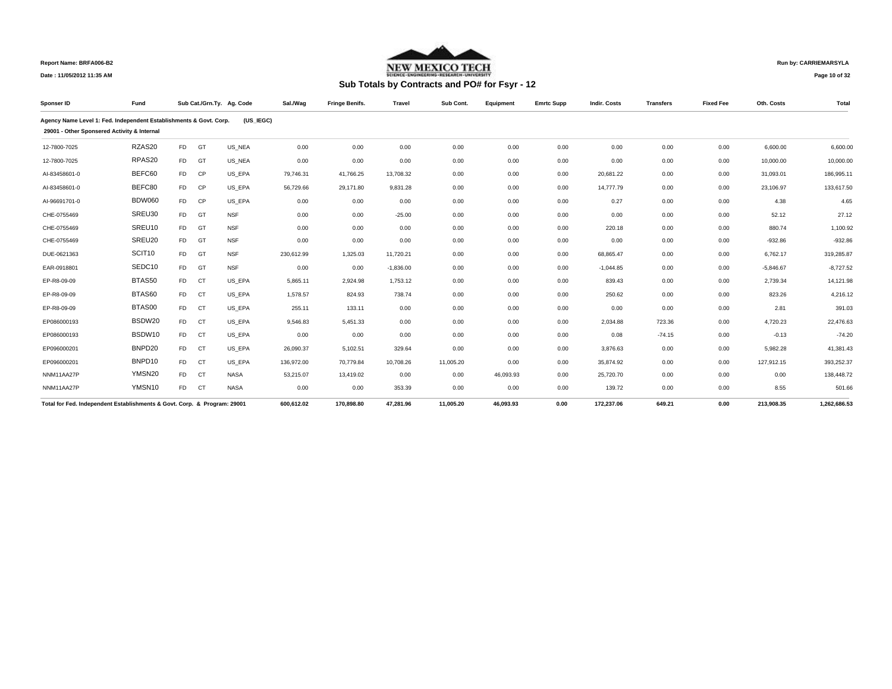Report Name: BRFA006-B2

Date : 11/05/2012 11:35 AM

Run by: CARRIEMARSYLA

## Sub Totals by Contracts and PO# for Fsyr - 12

| Sponser ID | Fund | Sub Cat./Grn.Ty. | | Ag. Code | Sal./Wag | Fringe Benifs. | Travel | Sub Cont. | Equipment | Emrtc Supp | Indir. Costs | Transfers | Fixed Fee | Oth. Costs | Total |
|---|---|---|---|---|---|---|---|---|---|---|---|---|---|---|---|
| **Agency Name Level 1: Fed. Independent Establishments & Govt. Corp. (US_IEGC)** | | | | | | | | | | | | | | | |
| **29001 - Other Sponsered Activity & Internal** | | | | | | | | | | | | | | | |
| 12-7800-7025 | RZAS20 | FD | GT | US_NEA | 0.00 | 0.00 | 0.00 | 0.00 | 0.00 | 0.00 | 0.00 | 0.00 | 0.00 | 6,600.00 | 6,600.00 |
| 12-7800-7025 | RPAS20 | FD | GT | US_NEA | 0.00 | 0.00 | 0.00 | 0.00 | 0.00 | 0.00 | 0.00 | 0.00 | 0.00 | 10,000.00 | 10,000.00 |
| AI-83458601-0 | BEFC60 | FD | CP | US_EPA | 79,746.31 | 41,766.25 | 13,708.32 | 0.00 | 0.00 | 0.00 | 20,681.22 | 0.00 | 0.00 | 31,093.01 | 186,995.11 |
| AI-83458601-0 | BEFC80 | FD | CP | US_EPA | 56,729.66 | 29,171.80 | 9,831.28 | 0.00 | 0.00 | 0.00 | 14,777.79 | 0.00 | 0.00 | 23,106.97 | 133,617.50 |
| AI-96691701-0 | BDW060 | FD | CP | US_EPA | 0.00 | 0.00 | 0.00 | 0.00 | 0.00 | 0.00 | 0.27 | 0.00 | 0.00 | 4.38 | 4.65 |
| CHE-0755469 | SREU30 | FD | GT | NSF | 0.00 | 0.00 | -25.00 | 0.00 | 0.00 | 0.00 | 0.00 | 0.00 | 0.00 | 52.12 | 27.12 |
| CHE-0755469 | SREU10 | FD | GT | NSF | 0.00 | 0.00 | 0.00 | 0.00 | 0.00 | 0.00 | 220.18 | 0.00 | 0.00 | 880.74 | 1,100.92 |
| CHE-0755469 | SREU20 | FD | GT | NSF | 0.00 | 0.00 | 0.00 | 0.00 | 0.00 | 0.00 | 0.00 | 0.00 | 0.00 | -932.86 | -932.86 |
| DUE-0621363 | SCIT10 | FD | GT | NSF | 230,612.99 | 1,325.03 | 11,720.21 | 0.00 | 0.00 | 0.00 | 68,865.47 | 0.00 | 0.00 | 6,762.17 | 319,285.87 |
| EAR-0918801 | SEDC10 | FD | GT | NSF | 0.00 | 0.00 | -1,836.00 | 0.00 | 0.00 | 0.00 | -1,044.85 | 0.00 | 0.00 | -5,846.67 | -8,727.52 |
| EP-R8-09-09 | BTAS50 | FD | CT | US_EPA | 5,865.11 | 2,924.98 | 1,753.12 | 0.00 | 0.00 | 0.00 | 839.43 | 0.00 | 0.00 | 2,739.34 | 14,121.98 |
| EP-R8-09-09 | BTAS60 | FD | CT | US_EPA | 1,578.57 | 824.93 | 738.74 | 0.00 | 0.00 | 0.00 | 250.62 | 0.00 | 0.00 | 823.26 | 4,216.12 |
| EP-R8-09-09 | BTAS00 | FD | CT | US_EPA | 255.11 | 133.11 | 0.00 | 0.00 | 0.00 | 0.00 | 0.00 | 0.00 | 0.00 | 2.81 | 391.03 |
| EP086000193 | BSDW20 | FD | CT | US_EPA | 9,546.83 | 5,451.33 | 0.00 | 0.00 | 0.00 | 0.00 | 2,034.88 | 723.36 | 0.00 | 4,720.23 | 22,476.63 |
| EP086000193 | BSDW10 | FD | CT | US_EPA | 0.00 | 0.00 | 0.00 | 0.00 | 0.00 | 0.00 | 0.08 | -74.15 | 0.00 | -0.13 | -74.20 |
| EP096000201 | BNPD20 | FD | CT | US_EPA | 26,090.37 | 5,102.51 | 329.64 | 0.00 | 0.00 | 0.00 | 3,876.63 | 0.00 | 0.00 | 5,982.28 | 41,381.43 |
| EP096000201 | BNPD10 | FD | CT | US_EPA | 136,972.00 | 70,779.84 | 10,708.26 | 11,005.20 | 0.00 | 0.00 | 35,874.92 | 0.00 | 0.00 | 127,912.15 | 393,252.37 |
| NNM11AA27P | YMSN20 | FD | CT | NASA | 53,215.07 | 13,419.02 | 0.00 | 0.00 | 46,093.93 | 0.00 | 25,720.70 | 0.00 | 0.00 | 0.00 | 138,448.72 |
| NNM11AA27P | YMSN10 | FD | CT | NASA | 0.00 | 0.00 | 353.39 | 0.00 | 0.00 | 0.00 | 139.72 | 0.00 | 0.00 | 8.55 | 501.66 |
| **Total for Fed. Independent Establishments & Govt. Corp. & Program: 29001** | | | | | **600,612.02** | **170,898.80** | **47,281.96** | **11,005.20** | **46,093.93** | **0.00** | **172,237.06** | **649.21** | **0.00** | **213,908.35** | **1,262,686.53** |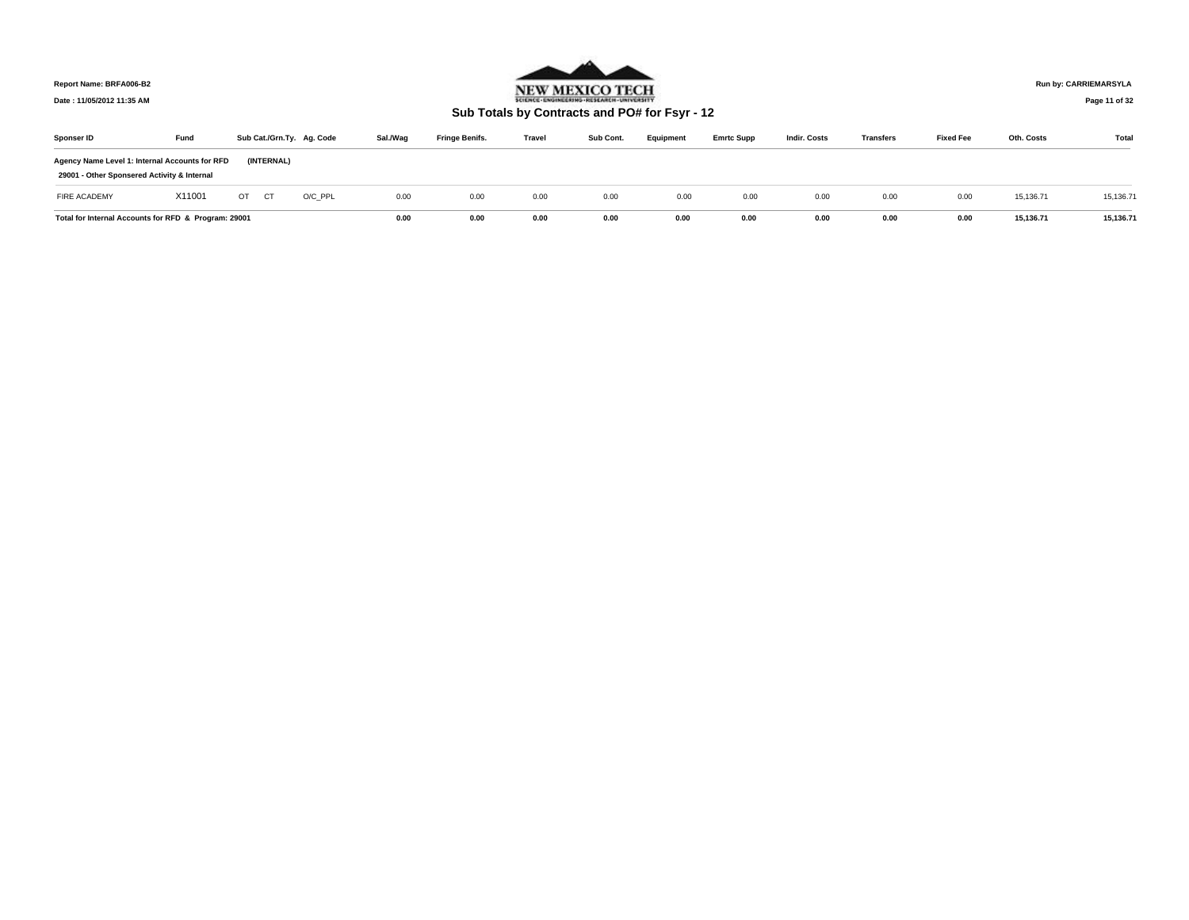Report Name: BRFA006-B2

Date : 11/05/2012 11:35 AM

NEW MEXICO TECH

## Sub Totals by Contracts and PO# for Fsyr - 12

Run by: CARRIEMARSYLA

| Sponser ID | Fund | Sub Cat./Grn.Ty. | | Ag. Code | Sal./Wag | Fringe Benifs. | Travel | Sub Cont. | Equipment | Emrtc Supp | Indir. Costs | Transfers | Fixed Fee | Oth. Costs | Total |
|---|---|---|---|---|---|---|---|---|---|---|---|---|---|---|---|
| **Agency Name Level 1: Internal Accounts for RFD** | | **(INTERNAL)** | | | | | | | | | | | | | |
| **29001 - Other Sponsered Activity & Internal** | | | | | | | | | | | | | | | |
| FIRE ACADEMY | X11001 | OT | CT | O/C_PPL | 0.00 | 0.00 | 0.00 | 0.00 | 0.00 | 0.00 | 0.00 | 0.00 | 0.00 | 15,136.71 | 15,136.71 |
| **Total for Internal Accounts for RFD & Program: 29001** | | | | | **0.00** | **0.00** | **0.00** | **0.00** | **0.00** | **0.00** | **0.00** | **0.00** | **0.00** | **15,136.71** | **15,136.71** |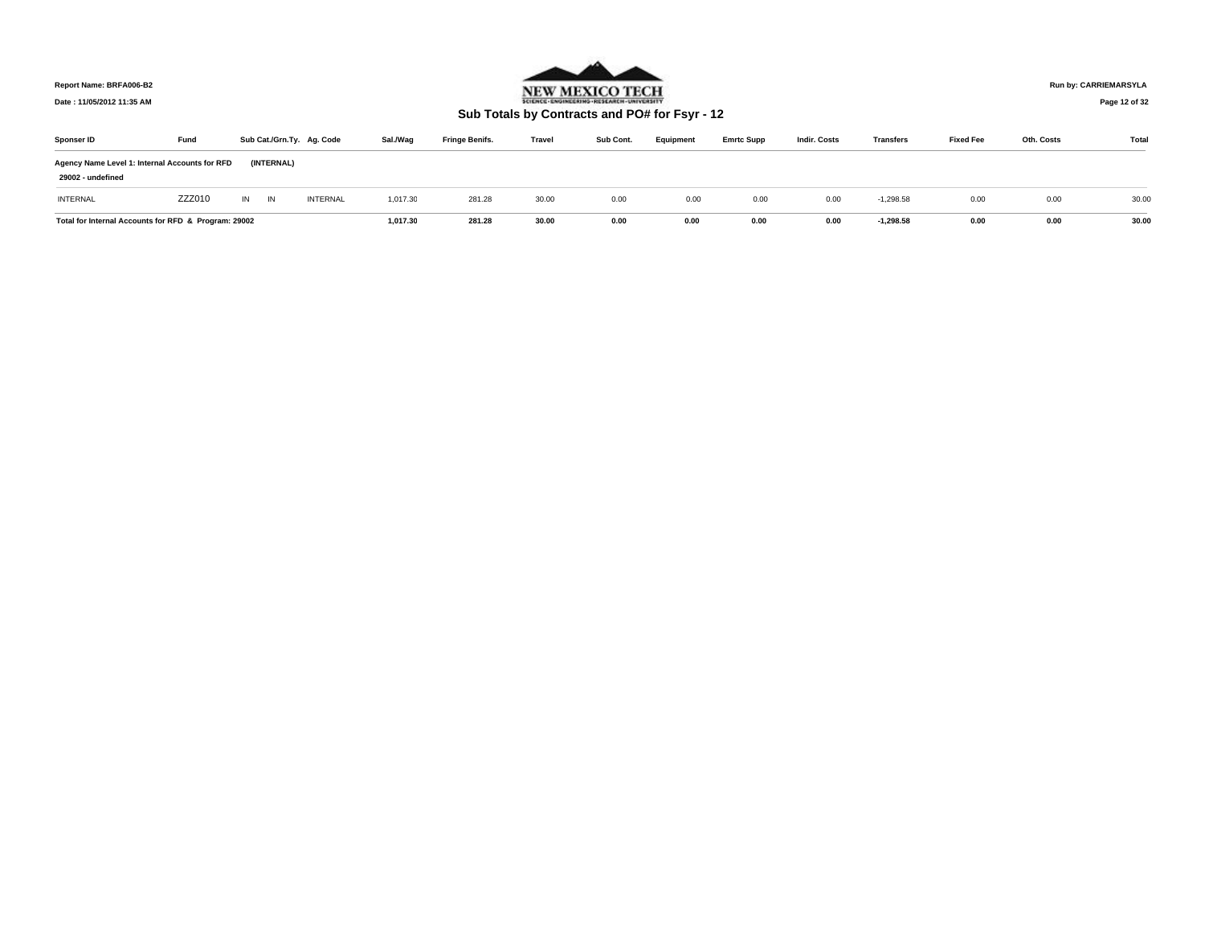Report Name: BRFA006-B2

Date : 11/05/2012 11:35 AM

NEW MEXICO TECH

Run by: CARRIEMARSYLA

## Sub Totals by Contracts and PO# for Fsyr - 12

| Sponser ID | Fund | Sub Cat./Grn.Ty. | | Ag. Code | Sal./Wag | Fringe Benifs. | Travel | Sub Cont. | Equipment | Emrtc Supp | Indir. Costs | Transfers | Fixed Fee | Oth. Costs | Total |
|---|---|---|---|---|---|---|---|---|---|---|---|---|---|---|---|
| **Agency Name Level 1: Internal Accounts for RFD** | | **(INTERNAL)** | | | | | | | | | | | | | |
| **29002 - undefined** | | | | | | | | | | | | | | | |
| INTERNAL | ZZZ010 | IN | IN | INTERNAL | 1,017.30 | 281.28 | 30.00 | 0.00 | 0.00 | 0.00 | 0.00 | -1,298.58 | 0.00 | 0.00 | 30.00 |
| **Total for Internal Accounts for RFD & Program: 29002** | | | | | **1,017.30** | **281.28** | **30.00** | **0.00** | **0.00** | **0.00** | **0.00** | **-1,298.58** | **0.00** | **0.00** | **30.00** |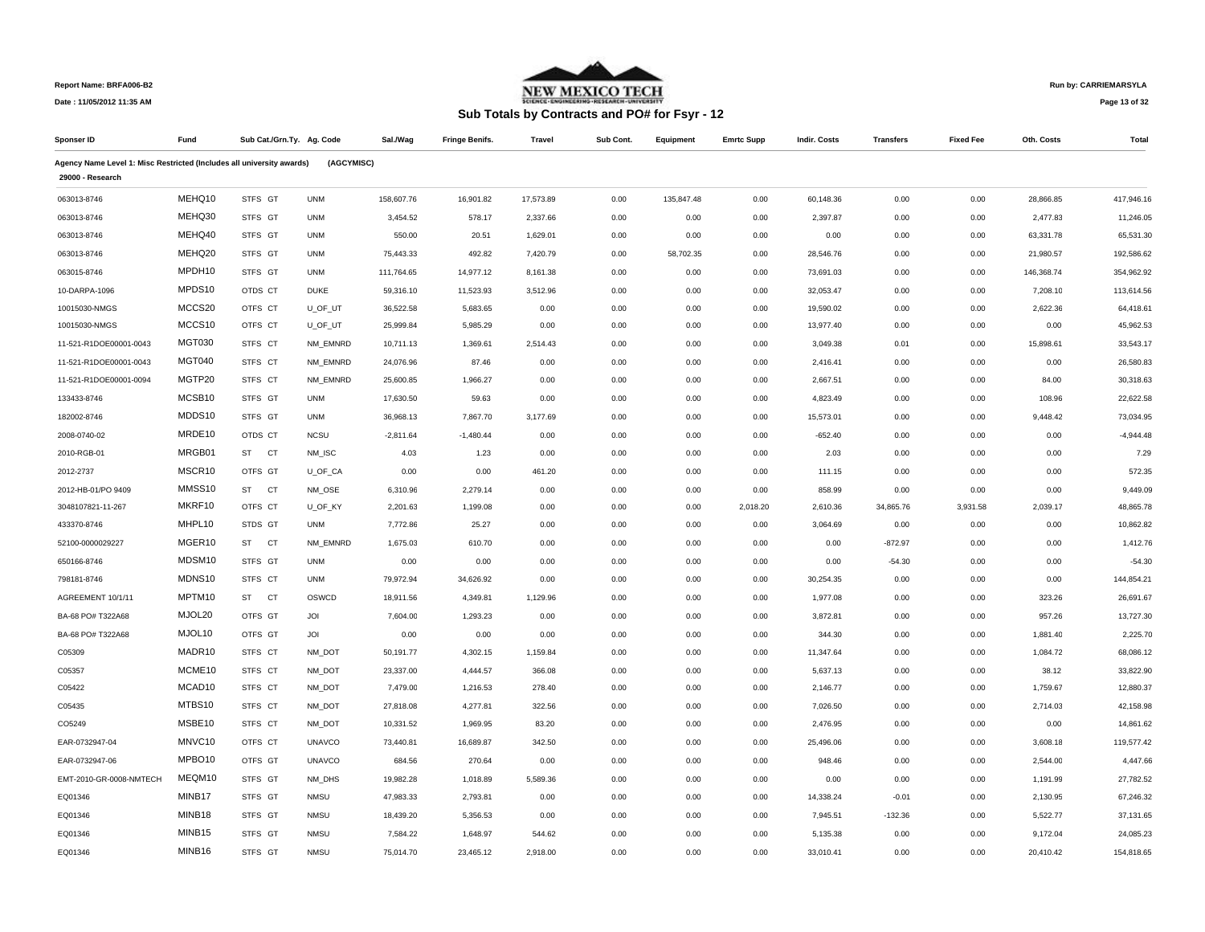Report Name: BRFA006-B2

Date : 11/05/2012 11:35 AM

NEW MEXICO TECH

Run by: CARRIEMARSYLA

## Sub Totals by Contracts and PO# for Fsyr - 12

| Sponser ID | Fund | Sub Cat./Grn.Ty. | Ag. Code | Sal./Wag | Fringe Benifs. | Travel | Sub Cont. | Equipment | Emrtc Supp | Indir. Costs | Transfers | Fixed Fee | Oth. Costs | Total |
|---|---|---|---|---|---|---|---|---|---|---|---|---|---|---|
| **Agency Name Level 1: Misc Restricted (Includes all university awards)** | | | **(AGCYMISC)** | | | | | | | | | | | |
| **29000 - Research** | | | | | | | | | | | | | | |
| 063013-8746 | MEHQ10 | STFS GT | UNM | 158,607.76 | 16,901.82 | 17,573.89 | 0.00 | 135,847.48 | 0.00 | 60,148.36 | 0.00 | 0.00 | 28,866.85 | 417,946.16 |
| 063013-8746 | MEHQ30 | STFS GT | UNM | 3,454.52 | 578.17 | 2,337.66 | 0.00 | 0.00 | 0.00 | 2,397.87 | 0.00 | 0.00 | 2,477.83 | 11,246.05 |
| 063013-8746 | MEHQ40 | STFS GT | UNM | 550.00 | 20.51 | 1,629.01 | 0.00 | 0.00 | 0.00 | 0.00 | 0.00 | 0.00 | 63,331.78 | 65,531.30 |
| 063013-8746 | MEHQ20 | STFS GT | UNM | 75,443.33 | 492.82 | 7,420.79 | 0.00 | 58,702.35 | 0.00 | 28,546.76 | 0.00 | 0.00 | 21,980.57 | 192,586.62 |
| 063015-8746 | MPDH10 | STFS GT | UNM | 111,764.65 | 14,977.12 | 8,161.38 | 0.00 | 0.00 | 0.00 | 73,691.03 | 0.00 | 0.00 | 146,368.74 | 354,962.92 |
| 10-DARPA-1096 | MPDS10 | OTDS CT | DUKE | 59,316.10 | 11,523.93 | 3,512.96 | 0.00 | 0.00 | 0.00 | 32,053.47 | 0.00 | 0.00 | 7,208.10 | 113,614.56 |
| 10015030-NMGS | MCCS20 | OTFS CT | U_OF_UT | 36,522.58 | 5,683.65 | 0.00 | 0.00 | 0.00 | 0.00 | 19,590.02 | 0.00 | 0.00 | 2,622.36 | 64,418.61 |
| 10015030-NMGS | MCCS10 | OTFS CT | U_OF_UT | 25,999.84 | 5,985.29 | 0.00 | 0.00 | 0.00 | 0.00 | 13,977.40 | 0.00 | 0.00 | 0.00 | 45,962.53 |
| 11-521-R1DOE00001-0043 | MGT030 | STFS CT | NM_EMNRD | 10,711.13 | 1,369.61 | 2,514.43 | 0.00 | 0.00 | 0.00 | 3,049.38 | 0.01 | 0.00 | 15,898.61 | 33,543.17 |
| 11-521-R1DOE00001-0043 | MGT040 | STFS CT | NM_EMNRD | 24,076.96 | 87.46 | 0.00 | 0.00 | 0.00 | 0.00 | 2,416.41 | 0.00 | 0.00 | 0.00 | 26,580.83 |
| 11-521-R1DOE00001-0094 | MGTP20 | STFS CT | NM_EMNRD | 25,600.85 | 1,966.27 | 0.00 | 0.00 | 0.00 | 0.00 | 2,667.51 | 0.00 | 0.00 | 84.00 | 30,318.63 |
| 133433-8746 | MCSB10 | STFS GT | UNM | 17,630.50 | 59.63 | 0.00 | 0.00 | 0.00 | 0.00 | 4,823.49 | 0.00 | 0.00 | 108.96 | 22,622.58 |
| 182002-8746 | MDDS10 | STFS GT | UNM | 36,968.13 | 7,867.70 | 3,177.69 | 0.00 | 0.00 | 0.00 | 15,573.01 | 0.00 | 0.00 | 9,448.42 | 73,034.95 |
| 2008-0740-02 | MRDE10 | OTDS CT | NCSU | -2,811.64 | -1,480.44 | 0.00 | 0.00 | 0.00 | 0.00 | -652.40 | 0.00 | 0.00 | 0.00 | -4,944.48 |
| 2010-RGB-01 | MRGB01 | ST CT | NM_ISC | 4.03 | 1.23 | 0.00 | 0.00 | 0.00 | 0.00 | 2.03 | 0.00 | 0.00 | 0.00 | 7.29 |
| 2012-2737 | MSCR10 | OTFS GT | U_OF_CA | 0.00 | 0.00 | 461.20 | 0.00 | 0.00 | 0.00 | 111.15 | 0.00 | 0.00 | 0.00 | 572.35 |
| 2012-HB-01/PO 9409 | MMSS10 | ST CT | NM_OSE | 6,310.96 | 2,279.14 | 0.00 | 0.00 | 0.00 | 0.00 | 858.99 | 0.00 | 0.00 | 0.00 | 9,449.09 |
| 3048107821-11-267 | MKRF10 | OTFS CT | U_OF_KY | 2,201.63 | 1,199.08 | 0.00 | 0.00 | 0.00 | 2,018.20 | 2,610.36 | 34,865.76 | 3,931.58 | 2,039.17 | 48,865.78 |
| 433370-8746 | MHPL10 | STDS GT | UNM | 7,772.86 | 25.27 | 0.00 | 0.00 | 0.00 | 0.00 | 3,064.69 | 0.00 | 0.00 | 0.00 | 10,862.82 |
| 52100-0000029227 | MGER10 | ST CT | NM_EMNRD | 1,675.03 | 610.70 | 0.00 | 0.00 | 0.00 | 0.00 | 0.00 | -872.97 | 0.00 | 0.00 | 1,412.76 |
| 650166-8746 | MDSM10 | STFS GT | UNM | 0.00 | 0.00 | 0.00 | 0.00 | 0.00 | 0.00 | 0.00 | -54.30 | 0.00 | 0.00 | -54.30 |
| 798181-8746 | MDNS10 | STFS CT | UNM | 79,972.94 | 34,626.92 | 0.00 | 0.00 | 0.00 | 0.00 | 30,254.35 | 0.00 | 0.00 | 0.00 | 144,854.21 |
| AGREEMENT 10/1/11 | MPTM10 | ST CT | OSWCD | 18,911.56 | 4,349.81 | 1,129.96 | 0.00 | 0.00 | 0.00 | 1,977.08 | 0.00 | 0.00 | 323.26 | 26,691.67 |
| BA-68 PO# T322A68 | MJOL20 | OTFS GT | JOI | 7,604.00 | 1,293.23 | 0.00 | 0.00 | 0.00 | 0.00 | 3,872.81 | 0.00 | 0.00 | 957.26 | 13,727.30 |
| BA-68 PO# T322A68 | MJOL10 | OTFS GT | JOI | 0.00 | 0.00 | 0.00 | 0.00 | 0.00 | 0.00 | 344.30 | 0.00 | 0.00 | 1,881.40 | 2,225.70 |
| C05309 | MADR10 | STFS CT | NM_DOT | 50,191.77 | 4,302.15 | 1,159.84 | 0.00 | 0.00 | 0.00 | 11,347.64 | 0.00 | 0.00 | 1,084.72 | 68,086.12 |
| C05357 | MCME10 | STFS CT | NM_DOT | 23,337.00 | 4,444.57 | 366.08 | 0.00 | 0.00 | 0.00 | 5,637.13 | 0.00 | 0.00 | 38.12 | 33,822.90 |
| C05422 | MCAD10 | STFS CT | NM_DOT | 7,479.00 | 1,216.53 | 278.40 | 0.00 | 0.00 | 0.00 | 2,146.77 | 0.00 | 0.00 | 1,759.67 | 12,880.37 |
| C05435 | MTBS10 | STFS CT | NM_DOT | 27,818.08 | 4,277.81 | 322.56 | 0.00 | 0.00 | 0.00 | 7,026.50 | 0.00 | 0.00 | 2,714.03 | 42,158.98 |
| CO5249 | MSBE10 | STFS CT | NM_DOT | 10,331.52 | 1,969.95 | 83.20 | 0.00 | 0.00 | 0.00 | 2,476.95 | 0.00 | 0.00 | 0.00 | 14,861.62 |
| EAR-0732947-04 | MNVC10 | OTFS CT | UNAVCO | 73,440.81 | 16,689.87 | 342.50 | 0.00 | 0.00 | 0.00 | 25,496.06 | 0.00 | 0.00 | 3,608.18 | 119,577.42 |
| EAR-0732947-06 | MPBO10 | OTFS GT | UNAVCO | 684.56 | 270.64 | 0.00 | 0.00 | 0.00 | 0.00 | 948.46 | 0.00 | 0.00 | 2,544.00 | 4,447.66 |
| EMT-2010-GR-0008-NMTECH | MEQM10 | STFS GT | NM_DHS | 19,982.28 | 1,018.89 | 5,589.36 | 0.00 | 0.00 | 0.00 | 0.00 | 0.00 | 0.00 | 1,191.99 | 27,782.52 |
| EQ01346 | MINB17 | STFS GT | NMSU | 47,983.33 | 2,793.81 | 0.00 | 0.00 | 0.00 | 0.00 | 14,338.24 | -0.01 | 0.00 | 2,130.95 | 67,246.32 |
| EQ01346 | MINB18 | STFS GT | NMSU | 18,439.20 | 5,356.53 | 0.00 | 0.00 | 0.00 | 0.00 | 7,945.51 | -132.36 | 0.00 | 5,522.77 | 37,131.65 |
| EQ01346 | MINB15 | STFS GT | NMSU | 7,584.22 | 1,648.97 | 544.62 | 0.00 | 0.00 | 0.00 | 5,135.38 | 0.00 | 0.00 | 9,172.04 | 24,085.23 |
| EQ01346 | MINB16 | STFS GT | NMSU | 75,014.70 | 23,465.12 | 2,918.00 | 0.00 | 0.00 | 0.00 | 33,010.41 | 0.00 | 0.00 | 20,410.42 | 154,818.65 |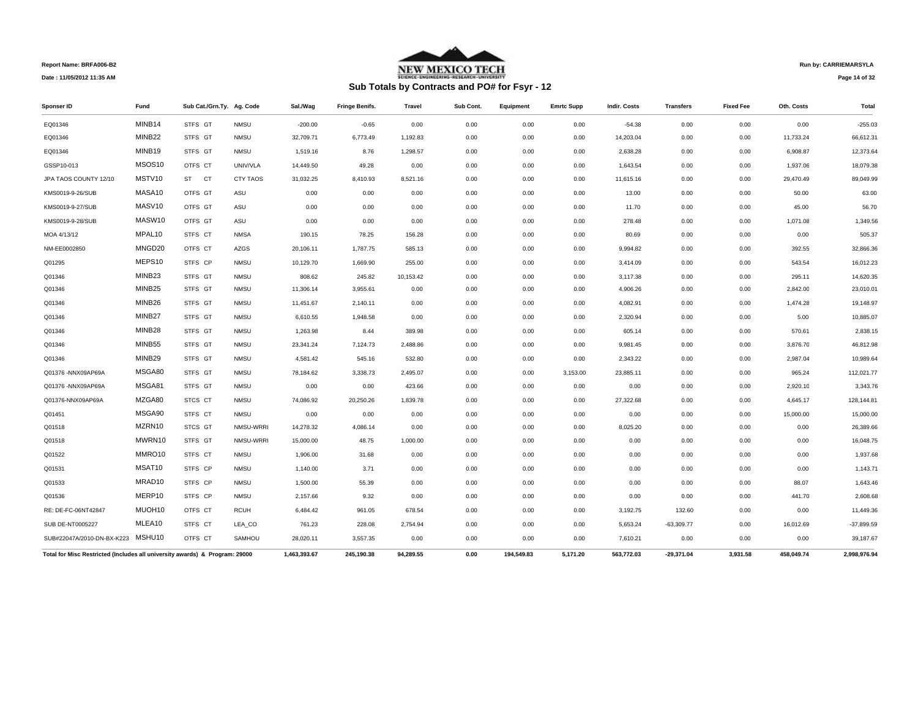Report Name: BRFA006-B2

Date : 11/05/2012 11:35 AM

NEW MEXICO TECH

SCIENCE · ENGINEERING · RESEARCH · UNIVERSITY

## Sub Totals by Contracts and PO# for Fsyr - 12

Run by: CARRIEMARSYLA

| Sponser ID | Fund | Sub Cat./Grn.Ty. | Ag. Code | Sal./Wag | Fringe Benifs. | Travel | Sub Cont. | Equipment | Emrtc Supp | Indir. Costs | Transfers | Fixed Fee | Oth. Costs | Total |
|---|---|---|---|---|---|---|---|---|---|---|---|---|---|---|
| EQ01346 | MINB14 | STFS GT | NMSU | -200.00 | -0.65 | 0.00 | 0.00 | 0.00 | 0.00 | -54.38 | 0.00 | 0.00 | 0.00 | -255.03 |
| EQ01346 | MINB22 | STFS GT | NMSU | 32,709.71 | 6,773.49 | 1,192.83 | 0.00 | 0.00 | 0.00 | 14,203.04 | 0.00 | 0.00 | 11,733.24 | 66,612.31 |
| EQ01346 | MINB19 | STFS GT | NMSU | 1,519.16 | 8.76 | 1,298.57 | 0.00 | 0.00 | 0.00 | 2,638.28 | 0.00 | 0.00 | 6,908.87 | 12,373.64 |
| GSSP10-013 | MSOS10 | OTFS CT | UNIV/VLA | 14,449.50 | 49.28 | 0.00 | 0.00 | 0.00 | 0.00 | 1,643.54 | 0.00 | 0.00 | 1,937.06 | 18,079.38 |
| JPA TAOS COUNTY 12/10 | MSTV10 | ST CT | CTY TAOS | 31,032.25 | 8,410.93 | 8,521.16 | 0.00 | 0.00 | 0.00 | 11,615.16 | 0.00 | 0.00 | 29,470.49 | 89,049.99 |
| KMS0019-9-26/SUB | MASA10 | OTFS GT | ASU | 0.00 | 0.00 | 0.00 | 0.00 | 0.00 | 0.00 | 13.00 | 0.00 | 0.00 | 50.00 | 63.00 |
| KMS0019-9-27/SUB | MASV10 | OTFS GT | ASU | 0.00 | 0.00 | 0.00 | 0.00 | 0.00 | 0.00 | 11.70 | 0.00 | 0.00 | 45.00 | 56.70 |
| KMS0019-9-28/SUB | MASW10 | OTFS GT | ASU | 0.00 | 0.00 | 0.00 | 0.00 | 0.00 | 0.00 | 278.48 | 0.00 | 0.00 | 1,071.08 | 1,349.56 |
| MOA 4/13/12 | MPAL10 | STFS CT | NMSA | 190.15 | 78.25 | 156.28 | 0.00 | 0.00 | 0.00 | 80.69 | 0.00 | 0.00 | 0.00 | 505.37 |
| NM-EE0002850 | MNGD20 | OTFS CT | AZGS | 20,106.11 | 1,787.75 | 585.13 | 0.00 | 0.00 | 0.00 | 9,994.82 | 0.00 | 0.00 | 392.55 | 32,866.36 |
| Q01295 | MEPS10 | STFS CP | NMSU | 10,129.70 | 1,669.90 | 255.00 | 0.00 | 0.00 | 0.00 | 3,414.09 | 0.00 | 0.00 | 543.54 | 16,012.23 |
| Q01346 | MINB23 | STFS GT | NMSU | 808.62 | 245.82 | 10,153.42 | 0.00 | 0.00 | 0.00 | 3,117.38 | 0.00 | 0.00 | 295.11 | 14,620.35 |
| Q01346 | MINB25 | STFS GT | NMSU | 11,306.14 | 3,955.61 | 0.00 | 0.00 | 0.00 | 0.00 | 4,906.26 | 0.00 | 0.00 | 2,842.00 | 23,010.01 |
| Q01346 | MINB26 | STFS GT | NMSU | 11,451.67 | 2,140.11 | 0.00 | 0.00 | 0.00 | 0.00 | 4,082.91 | 0.00 | 0.00 | 1,474.28 | 19,148.97 |
| Q01346 | MINB27 | STFS GT | NMSU | 6,610.55 | 1,948.58 | 0.00 | 0.00 | 0.00 | 0.00 | 2,320.94 | 0.00 | 0.00 | 5.00 | 10,885.07 |
| Q01346 | MINB28 | STFS GT | NMSU | 1,263.98 | 8.44 | 389.98 | 0.00 | 0.00 | 0.00 | 605.14 | 0.00 | 0.00 | 570.61 | 2,838.15 |
| Q01346 | MINB55 | STFS GT | NMSU | 23,341.24 | 7,124.73 | 2,488.86 | 0.00 | 0.00 | 0.00 | 9,981.45 | 0.00 | 0.00 | 3,876.70 | 46,812.98 |
| Q01346 | MINB29 | STFS GT | NMSU | 4,581.42 | 545.16 | 532.80 | 0.00 | 0.00 | 0.00 | 2,343.22 | 0.00 | 0.00 | 2,987.04 | 10,989.64 |
| Q01376 -NNX09AP69A | MSGA80 | STFS GT | NMSU | 78,184.62 | 3,338.73 | 2,495.07 | 0.00 | 0.00 | 3,153.00 | 23,885.11 | 0.00 | 0.00 | 965.24 | 112,021.77 |
| Q01376 -NNX09AP69A | MSGA81 | STFS GT | NMSU | 0.00 | 0.00 | 423.66 | 0.00 | 0.00 | 0.00 | 0.00 | 0.00 | 0.00 | 2,920.10 | 3,343.76 |
| Q01376-NNX09AP69A | MZGA80 | STCS CT | NMSU | 74,086.92 | 20,250.26 | 1,839.78 | 0.00 | 0.00 | 0.00 | 27,322.68 | 0.00 | 0.00 | 4,645.17 | 128,144.81 |
| Q01451 | MSGA90 | STFS CT | NMSU | 0.00 | 0.00 | 0.00 | 0.00 | 0.00 | 0.00 | 0.00 | 0.00 | 0.00 | 15,000.00 | 15,000.00 |
| Q01518 | MZRN10 | STCS GT | NMSU-WRRI | 14,278.32 | 4,086.14 | 0.00 | 0.00 | 0.00 | 0.00 | 8,025.20 | 0.00 | 0.00 | 0.00 | 26,389.66 |
| Q01518 | MWRN10 | STFS GT | NMSU-WRRI | 15,000.00 | 48.75 | 1,000.00 | 0.00 | 0.00 | 0.00 | 0.00 | 0.00 | 0.00 | 0.00 | 16,048.75 |
| Q01522 | MMRO10 | STFS CT | NMSU | 1,906.00 | 31.68 | 0.00 | 0.00 | 0.00 | 0.00 | 0.00 | 0.00 | 0.00 | 0.00 | 1,937.68 |
| Q01531 | MSAT10 | STFS CP | NMSU | 1,140.00 | 3.71 | 0.00 | 0.00 | 0.00 | 0.00 | 0.00 | 0.00 | 0.00 | 0.00 | 1,143.71 |
| Q01533 | MRAD10 | STFS CP | NMSU | 1,500.00 | 55.39 | 0.00 | 0.00 | 0.00 | 0.00 | 0.00 | 0.00 | 0.00 | 88.07 | 1,643.46 |
| Q01536 | MERP10 | STFS CP | NMSU | 2,157.66 | 9.32 | 0.00 | 0.00 | 0.00 | 0.00 | 0.00 | 0.00 | 0.00 | 441.70 | 2,608.68 |
| RE: DE-FC-06NT42847 | MUOH10 | OTFS CT | RCUH | 6,484.42 | 961.05 | 678.54 | 0.00 | 0.00 | 0.00 | 3,192.75 | 132.60 | 0.00 | 0.00 | 11,449.36 |
| SUB DE-NT0005227 | MLEA10 | STFS CT | LEA_CO | 761.23 | 228.08 | 2,754.94 | 0.00 | 0.00 | 0.00 | 5,653.24 | -63,309.77 | 0.00 | 16,012.69 | -37,899.59 |
| SUB#22047A/2010-DN-BX-K223 | MSHU10 | OTFS CT | SAMHOU | 28,020.11 | 3,557.35 | 0.00 | 0.00 | 0.00 | 0.00 | 7,610.21 | 0.00 | 0.00 | 0.00 | 39,187.67 |
| **Total for Misc Restricted (Includes all university awards) & Program: 29000** | | | | **1,463,393.67** | **245,190.38** | **94,289.55** | **0.00** | **194,549.83** | **5,171.20** | **563,772.03** | **-29,371.04** | **3,931.58** | **458,049.74** | **2,998,976.94** |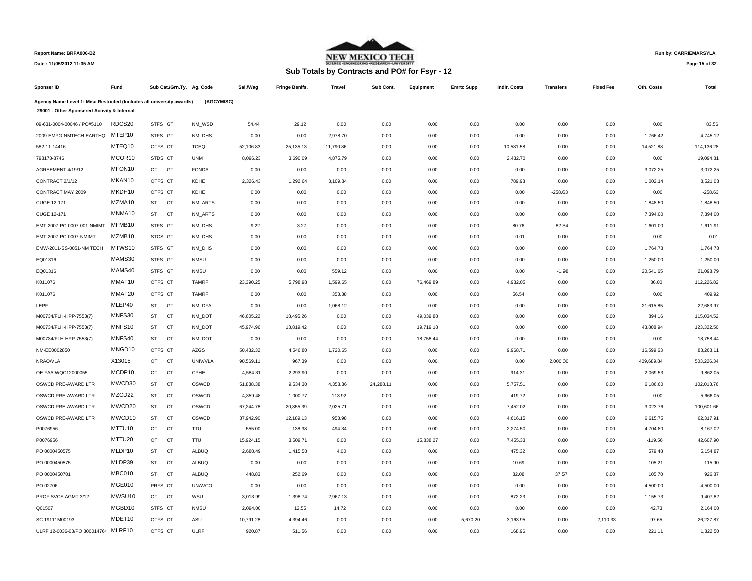Report Name: BRFA006-B2

Date : 11/05/2012 11:35 AM

NEW MEXICO TECH

## Sub Totals by Contracts and PO# for Fsyr - 12

Run by: CARRIEMARSYLA

| Sponser ID | Fund | Sub Cat./Grn.Ty. | Ag. Code | Sal./Wag | Fringe Benifs. | Travel | Sub Cont. | Equipment | Emrtc Supp | Indir. Costs | Transfers | Fixed Fee | Oth. Costs | Total |
|---|---|---|---|---|---|---|---|---|---|---|---|---|---|---|
| **Agency Name Level 1: Misc Restricted (Includes all university awards)** | | | (AGCYMISC) | | | | | | | | | | | |
| **29001 - Other Sponsered Activity & Internal** | | | | | | | | | | | | | | |
| 09-631-0004-00046 / PO#5110 | RDCS20 | STFS GT | NM_WSD | 54.44 | 29.12 | 0.00 | 0.00 | 0.00 | 0.00 | 0.00 | 0.00 | 0.00 | 0.00 | 83.56 |
| 2009-EMPG-NMTECH-EARTHQ | MTEP10 | STFS GT | NM_DHS | 0.00 | 0.00 | 2,978.70 | 0.00 | 0.00 | 0.00 | 0.00 | 0.00 | 0.00 | 1,766.42 | 4,745.12 |
| 582-11-14416 | MTEQ10 | OTFS CT | TCEQ | 52,106.83 | 25,135.13 | 11,790.86 | 0.00 | 0.00 | 0.00 | 10,581.58 | 0.00 | 0.00 | 14,521.88 | 114,136.28 |
| 798178-8746 | MCOR10 | STDS CT | UNM | 8,096.23 | 3,690.09 | 4,875.79 | 0.00 | 0.00 | 0.00 | 2,432.70 | 0.00 | 0.00 | 0.00 | 19,094.81 |
| AGREEMENT 4/19/12 | MFON10 | OT GT | FONDA | 0.00 | 0.00 | 0.00 | 0.00 | 0.00 | 0.00 | 0.00 | 0.00 | 0.00 | 3,072.25 | 3,072.25 |
| CONTRACT 2/1/12 | MKAN10 | OTFS CT | KDHE | 2,326.43 | 1,292.64 | 3,109.84 | 0.00 | 0.00 | 0.00 | 789.98 | 0.00 | 0.00 | 1,002.14 | 8,521.03 |
| CONTRACT MAY 2009 | MKDH10 | OTFS CT | KDHE | 0.00 | 0.00 | 0.00 | 0.00 | 0.00 | 0.00 | 0.00 | -258.63 | 0.00 | 0.00 | -258.63 |
| CUGE 12-171 | MZMA10 | ST CT | NM_ARTS | 0.00 | 0.00 | 0.00 | 0.00 | 0.00 | 0.00 | 0.00 | 0.00 | 0.00 | 1,848.50 | 1,848.50 |
| CUGE 12-171 | MNMA10 | ST CT | NM_ARTS | 0.00 | 0.00 | 0.00 | 0.00 | 0.00 | 0.00 | 0.00 | 0.00 | 0.00 | 7,394.00 | 7,394.00 |
| EMT-2007-PC-0007-001-NMIMT | MFMB10 | STFS GT | NM_DHS | 9.22 | 3.27 | 0.00 | 0.00 | 0.00 | 0.00 | 80.76 | -82.34 | 0.00 | 1,601.00 | 1,611.91 |
| EMT-2007-PC-0007-NMIMT | MZMB10 | STCS GT | NM_DHS | 0.00 | 0.00 | 0.00 | 0.00 | 0.00 | 0.00 | 0.01 | 0.00 | 0.00 | 0.00 | 0.01 |
| EMW-2011-SS-0051-NM TECH | MTWS10 | STFS GT | NM_DHS | 0.00 | 0.00 | 0.00 | 0.00 | 0.00 | 0.00 | 0.00 | 0.00 | 0.00 | 1,764.78 | 1,764.78 |
| EQ01316 | MAMS30 | STFS GT | NMSU | 0.00 | 0.00 | 0.00 | 0.00 | 0.00 | 0.00 | 0.00 | 0.00 | 0.00 | 1,250.00 | 1,250.00 |
| EQ01316 | MAMS40 | STFS GT | NMSU | 0.00 | 0.00 | 559.12 | 0.00 | 0.00 | 0.00 | 0.00 | -1.98 | 0.00 | 20,541.65 | 21,098.79 |
| K011076 | MMAT10 | OTFS CT | TAMRF | 23,390.25 | 5,798.98 | 1,599.65 | 0.00 | 76,469.89 | 0.00 | 4,932.05 | 0.00 | 0.00 | 36.00 | 112,226.82 |
| K011076 | MMAT20 | OTFS CT | TAMRF | 0.00 | 0.00 | 353.38 | 0.00 | 0.00 | 0.00 | 56.54 | 0.00 | 0.00 | 0.00 | 409.92 |
| LEPF | MLEP40 | ST GT | NM_DFA | 0.00 | 0.00 | 1,068.12 | 0.00 | 0.00 | 0.00 | 0.00 | 0.00 | 0.00 | 21,615.85 | 22,683.97 |
| M00734/FLH-HPP-7553(7) | MNFS30 | ST CT | NM_DOT | 46,605.22 | 18,495.26 | 0.00 | 0.00 | 49,039.88 | 0.00 | 0.00 | 0.00 | 0.00 | 894.16 | 115,034.52 |
| M00734/FLH-HPP-7553(7) | MNFS10 | ST CT | NM_DOT | 45,974.96 | 13,819.42 | 0.00 | 0.00 | 19,719.18 | 0.00 | 0.00 | 0.00 | 0.00 | 43,808.94 | 123,322.50 |
| M00734/FLH-HPP-7553(7) | MNFS40 | ST CT | NM_DOT | 0.00 | 0.00 | 0.00 | 0.00 | 18,758.44 | 0.00 | 0.00 | 0.00 | 0.00 | 0.00 | 18,758.44 |
| NM-EE0002850 | MNGD10 | OTFS CT | AZGS | 50,432.32 | 4,546.80 | 1,720.65 | 0.00 | 0.00 | 0.00 | 9,968.71 | 0.00 | 0.00 | 16,599.63 | 83,268.11 |
| NRAO/VLA | X13015 | OT CT | UNIV/VLA | 90,569.11 | 967.39 | 0.00 | 0.00 | 0.00 | 0.00 | 0.00 | 2,000.00 | 0.00 | 409,689.84 | 503,226.34 |
| OE FAA WQC12000055 | MCDP10 | OT CT | CPHE | 4,584.31 | 2,293.90 | 0.00 | 0.00 | 0.00 | 0.00 | 914.31 | 0.00 | 0.00 | 2,069.53 | 9,862.05 |
| OSWCD PRE-AWARD LTR | MWCD30 | ST CT | OSWCD | 51,888.38 | 9,534.30 | 4,358.86 | 24,288.11 | 0.00 | 0.00 | 5,757.51 | 0.00 | 0.00 | 6,186.60 | 102,013.76 |
| OSWCD PRE-AWARD LTR | MZCD22 | ST CT | OSWCD | 4,359.48 | 1,000.77 | -113.92 | 0.00 | 0.00 | 0.00 | 419.72 | 0.00 | 0.00 | 0.00 | 5,666.05 |
| OSWCD PRE-AWARD LTR | MWCD20 | ST CT | OSWCD | 67,244.78 | 20,855.39 | 2,025.71 | 0.00 | 0.00 | 0.00 | 7,452.02 | 0.00 | 0.00 | 3,023.76 | 100,601.66 |
| OSWCD PRE-AWARD LTR | MWCD10 | ST CT | OSWCD | 37,942.90 | 12,189.13 | 953.98 | 0.00 | 0.00 | 0.00 | 4,616.15 | 0.00 | 0.00 | 6,615.75 | 62,317.91 |
| P0076956 | MTTU10 | OT CT | TTU | 555.00 | 138.38 | 494.34 | 0.00 | 0.00 | 0.00 | 2,274.50 | 0.00 | 0.00 | 4,704.80 | 8,167.02 |
| P0076956 | MTTU20 | OT CT | TTU | 15,924.15 | 3,509.71 | 0.00 | 0.00 | 15,838.27 | 0.00 | 7,455.33 | 0.00 | 0.00 | -119.56 | 42,607.90 |
| PO 0000450575 | MLDP10 | ST CT | ALBUQ | 2,680.49 | 1,415.58 | 4.00 | 0.00 | 0.00 | 0.00 | 475.32 | 0.00 | 0.00 | 579.48 | 5,154.87 |
| PO 0000450575 | MLDP39 | ST CT | ALBUQ | 0.00 | 0.00 | 0.00 | 0.00 | 0.00 | 0.00 | 10.69 | 0.00 | 0.00 | 105.21 | 115.90 |
| PO 0000450701 | MBC010 | ST CT | ALBUQ | 448.83 | 252.69 | 0.00 | 0.00 | 0.00 | 0.00 | 82.08 | 37.57 | 0.00 | 105.70 | 926.87 |
| PO 02706 | MGE010 | PRFS CT | UNAVCO | 0.00 | 0.00 | 0.00 | 0.00 | 0.00 | 0.00 | 0.00 | 0.00 | 0.00 | 4,500.00 | 4,500.00 |
| PROF SVCS AGMT 3/12 | MWSU10 | OT CT | WSU | 3,013.99 | 1,398.74 | 2,967.13 | 0.00 | 0.00 | 0.00 | 872.23 | 0.00 | 0.00 | 1,155.73 | 9,407.82 |
| Q01507 | MGBD10 | STFS CT | NMSU | 2,094.00 | 12.55 | 14.72 | 0.00 | 0.00 | 0.00 | 0.00 | 0.00 | 0.00 | 42.73 | 2,164.00 |
| SC 19111M00193 | MDET10 | OTFS CT | ASU | 10,791.28 | 4,394.46 | 0.00 | 0.00 | 0.00 | 5,670.20 | 3,163.95 | 0.00 | 2,110.33 | 97.65 | 26,227.87 |
| ULRF 12-0036-03/PO 30001476 | MLRF10 | OTFS CT | ULRF | 920.87 | 511.56 | 0.00 | 0.00 | 0.00 | 0.00 | 168.96 | 0.00 | 0.00 | 221.11 | 1,822.50 |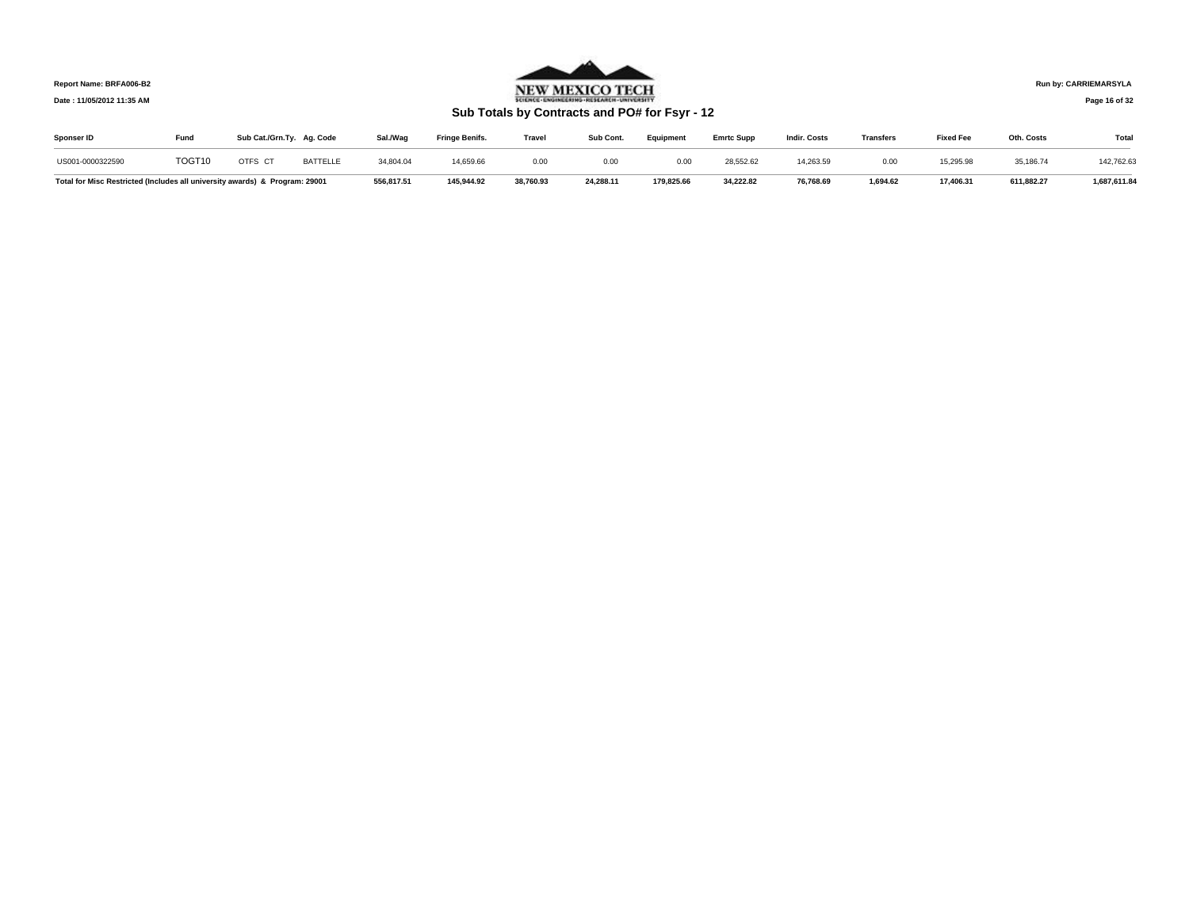Report Name: BRFA006-B2

Date : 11/05/2012 11:35 AM

NEW MEXICO TECH

## Sub Totals by Contracts and PO# for Fsyr - 12

Run by: CARRIEMARSYLA

| Sponser ID | Fund | Sub Cat./Grn.Ty. | Ag. Code | Sal./Wag | Fringe Benifs. | Travel | Sub Cont. | Equipment | Emrtc Supp | Indir. Costs | Transfers | Fixed Fee | Oth. Costs | Total |
|---|---|---|---|---|---|---|---|---|---|---|---|---|---|---|
| US001-0000322590 | TOGT10 | OTFS CT | BATTELLE | 34,804.04 | 14,659.66 | 0.00 | 0.00 | 0.00 | 28,552.62 | 14,263.59 | 0.00 | 15,295.98 | 35,186.74 | 142,762.63 |
| **Total for Misc Restricted (Includes all university awards) & Program: 29001** | | | | **556,817.51** | **145,944.92** | **38,760.93** | **24,288.11** | **179,825.66** | **34,222.82** | **76,768.69** | **1,694.62** | **17,406.31** | **611,882.27** | **1,687,611.84** |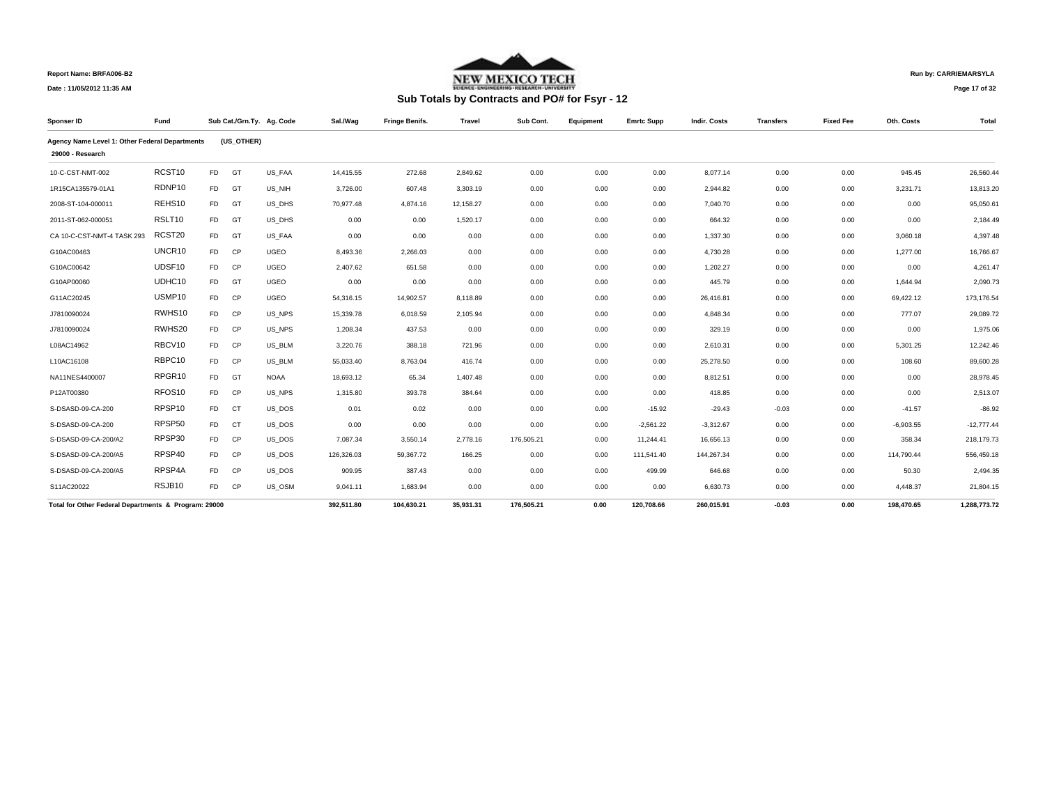Report Name: BRFA006-B2

Date : 11/05/2012 11:35 AM

Run by: CARRIEMARSYLA

NEW MEXICO TECH

# Sub Totals by Contracts and PO# for Fsyr - 12

| Sponser ID | Fund | Sub Cat. | Grn.Ty. | Ag. Code | Sal./Wag | Fringe Benifs. | Travel | Sub Cont. | Equipment | Emrtc Supp | Indir. Costs | Transfers | Fixed Fee | Oth. Costs | Total |
|---|---|---|---|---|---|---|---|---|---|---|---|---|---|---|---|
| **Agency Name Level 1: Other Federal Departments** | | **(US_OTHER)** | | | | | | | | | | | | | |
| **29000 - Research** | | | | | | | | | | | | | | | |
| 10-C-CST-NMT-002 | RCST10 | FD | GT | US_FAA | 14,415.55 | 272.68 | 2,849.62 | 0.00 | 0.00 | 0.00 | 8,077.14 | 0.00 | 0.00 | 945.45 | 26,560.44 |
| 1R15CA135579-01A1 | RDNP10 | FD | GT | US_NIH | 3,726.00 | 607.48 | 3,303.19 | 0.00 | 0.00 | 0.00 | 2,944.82 | 0.00 | 0.00 | 3,231.71 | 13,813.20 |
| 2008-ST-104-000011 | REHS10 | FD | GT | US_DHS | 70,977.48 | 4,874.16 | 12,158.27 | 0.00 | 0.00 | 0.00 | 7,040.70 | 0.00 | 0.00 | 0.00 | 95,050.61 |
| 2011-ST-062-000051 | RSLT10 | FD | GT | US_DHS | 0.00 | 0.00 | 1,520.17 | 0.00 | 0.00 | 0.00 | 664.32 | 0.00 | 0.00 | 0.00 | 2,184.49 |
| CA 10-C-CST-NMT-4 TASK 293 | RCST20 | FD | GT | US_FAA | 0.00 | 0.00 | 0.00 | 0.00 | 0.00 | 0.00 | 1,337.30 | 0.00 | 0.00 | 3,060.18 | 4,397.48 |
| G10AC00463 | UNCR10 | FD | CP | UGEO | 8,493.36 | 2,266.03 | 0.00 | 0.00 | 0.00 | 0.00 | 4,730.28 | 0.00 | 0.00 | 1,277.00 | 16,766.67 |
| G10AC00642 | UDSF10 | FD | CP | UGEO | 2,407.62 | 651.58 | 0.00 | 0.00 | 0.00 | 0.00 | 1,202.27 | 0.00 | 0.00 | 0.00 | 4,261.47 |
| G10AP00060 | UDHC10 | FD | GT | UGEO | 0.00 | 0.00 | 0.00 | 0.00 | 0.00 | 0.00 | 445.79 | 0.00 | 0.00 | 1,644.94 | 2,090.73 |
| G11AC20245 | USMP10 | FD | CP | UGEO | 54,316.15 | 14,902.57 | 8,118.89 | 0.00 | 0.00 | 0.00 | 26,416.81 | 0.00 | 0.00 | 69,422.12 | 173,176.54 |
| J7810090024 | RWHS10 | FD | CP | US_NPS | 15,339.78 | 6,018.59 | 2,105.94 | 0.00 | 0.00 | 0.00 | 4,848.34 | 0.00 | 0.00 | 777.07 | 29,089.72 |
| J7810090024 | RWHS20 | FD | CP | US_NPS | 1,208.34 | 437.53 | 0.00 | 0.00 | 0.00 | 0.00 | 329.19 | 0.00 | 0.00 | 0.00 | 1,975.06 |
| L08AC14962 | RBCV10 | FD | CP | US_BLM | 3,220.76 | 388.18 | 721.96 | 0.00 | 0.00 | 0.00 | 2,610.31 | 0.00 | 0.00 | 5,301.25 | 12,242.46 |
| L10AC16108 | RBPC10 | FD | CP | US_BLM | 55,033.40 | 8,763.04 | 416.74 | 0.00 | 0.00 | 0.00 | 25,278.50 | 0.00 | 0.00 | 108.60 | 89,600.28 |
| NA11NES4400007 | RPGR10 | FD | GT | NOAA | 18,693.12 | 65.34 | 1,407.48 | 0.00 | 0.00 | 0.00 | 8,812.51 | 0.00 | 0.00 | 0.00 | 28,978.45 |
| P12AT00380 | RFOS10 | FD | CP | US_NPS | 1,315.80 | 393.78 | 384.64 | 0.00 | 0.00 | 0.00 | 418.85 | 0.00 | 0.00 | 0.00 | 2,513.07 |
| S-DSASD-09-CA-200 | RPSP10 | FD | CT | US_DOS | 0.01 | 0.02 | 0.00 | 0.00 | 0.00 | -15.92 | -29.43 | -0.03 | 0.00 | -41.57 | -86.92 |
| S-DSASD-09-CA-200 | RPSP50 | FD | CT | US_DOS | 0.00 | 0.00 | 0.00 | 0.00 | 0.00 | -2,561.22 | -3,312.67 | 0.00 | 0.00 | -6,903.55 | -12,777.44 |
| S-DSASD-09-CA-200/A2 | RPSP30 | FD | CP | US_DOS | 7,087.34 | 3,550.14 | 2,778.16 | 176,505.21 | 0.00 | 11,244.41 | 16,656.13 | 0.00 | 0.00 | 358.34 | 218,179.73 |
| S-DSASD-09-CA-200/A5 | RPSP40 | FD | CP | US_DOS | 126,326.03 | 59,367.72 | 166.25 | 0.00 | 0.00 | 111,541.40 | 144,267.34 | 0.00 | 0.00 | 114,790.44 | 556,459.18 |
| S-DSASD-09-CA-200/A5 | RPSP4A | FD | CP | US_DOS | 909.95 | 387.43 | 0.00 | 0.00 | 0.00 | 499.99 | 646.68 | 0.00 | 0.00 | 50.30 | 2,494.35 |
| S11AC20022 | RSJB10 | FD | CP | US_OSM | 9,041.11 | 1,683.94 | 0.00 | 0.00 | 0.00 | 0.00 | 6,630.73 | 0.00 | 0.00 | 4,448.37 | 21,804.15 |
| **Total for Other Federal Departments & Program: 29000** | | | | | **392,511.80** | **104,630.21** | **35,931.31** | **176,505.21** | **0.00** | **120,708.66** | **260,015.91** | **-0.03** | **0.00** | **198,470.65** | **1,288,773.72** |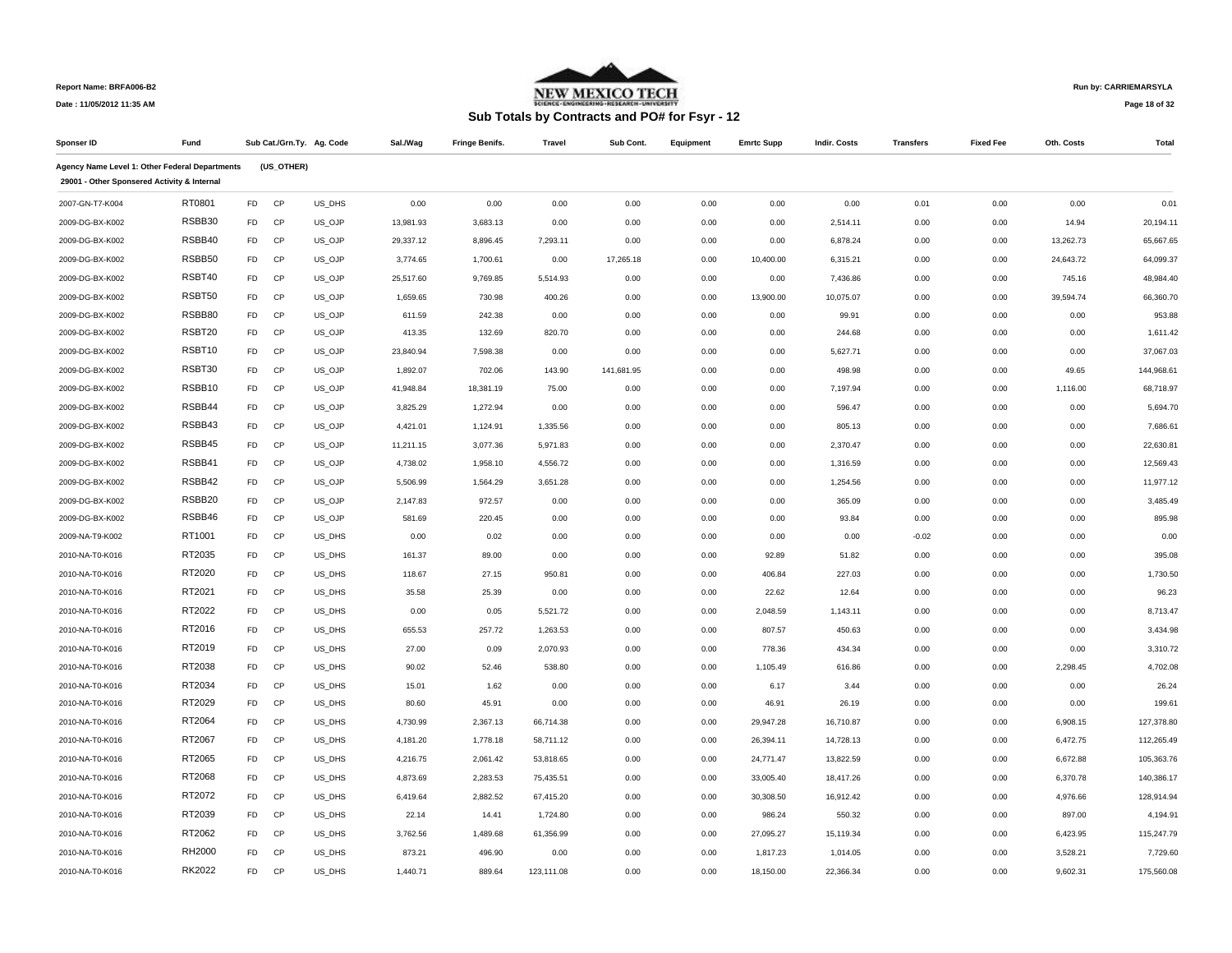Report Name: BRFA006-B2

Date : 11/05/2012 11:35 AM

NEW MEXICO TECH

## Sub Totals by Contracts and PO# for Fsyr - 12

Run by: CARRIEMARSYLA

| Sponser ID | Fund | Sub Cat./Grn.Ty. | | Ag. Code | Sal./Wag | Fringe Benifs. | Travel | Sub Cont. | Equipment | Emrtc Supp | Indir. Costs | Transfers | Fixed Fee | Oth. Costs | Total |
|---|---|---|---|---|---|---|---|---|---|---|---|---|---|---|---|
| **Agency Name Level 1: Other Federal Departments** | | **(US_OTHER)** | | | | | | | | | | | | | |
| **29001 - Other Sponsered Activity & Internal** | | | | | | | | | | | | | | | |
| 2007-GN-T7-K004 | RT0801 | FD | CP | US_DHS | 0.00 | 0.00 | 0.00 | 0.00 | 0.00 | 0.00 | 0.00 | 0.01 | 0.00 | 0.00 | 0.01 |
| 2009-DG-BX-K002 | RSBB30 | FD | CP | US_OJP | 13,981.93 | 3,683.13 | 0.00 | 0.00 | 0.00 | 0.00 | 2,514.11 | 0.00 | 0.00 | 14.94 | 20,194.11 |
| 2009-DG-BX-K002 | RSBB40 | FD | CP | US_OJP | 29,337.12 | 8,896.45 | 7,293.11 | 0.00 | 0.00 | 0.00 | 6,878.24 | 0.00 | 0.00 | 13,262.73 | 65,667.65 |
| 2009-DG-BX-K002 | RSBB50 | FD | CP | US_OJP | 3,774.65 | 1,700.61 | 0.00 | 17,265.18 | 0.00 | 10,400.00 | 6,315.21 | 0.00 | 0.00 | 24,643.72 | 64,099.37 |
| 2009-DG-BX-K002 | RSBT40 | FD | CP | US_OJP | 25,517.60 | 9,769.85 | 5,514.93 | 0.00 | 0.00 | 0.00 | 7,436.86 | 0.00 | 0.00 | 745.16 | 48,984.40 |
| 2009-DG-BX-K002 | RSBT50 | FD | CP | US_OJP | 1,659.65 | 730.98 | 400.26 | 0.00 | 0.00 | 13,900.00 | 10,075.07 | 0.00 | 0.00 | 39,594.74 | 66,360.70 |
| 2009-DG-BX-K002 | RSBB80 | FD | CP | US_OJP | 611.59 | 242.38 | 0.00 | 0.00 | 0.00 | 0.00 | 99.91 | 0.00 | 0.00 | 0.00 | 953.88 |
| 2009-DG-BX-K002 | RSBT20 | FD | CP | US_OJP | 413.35 | 132.69 | 820.70 | 0.00 | 0.00 | 0.00 | 244.68 | 0.00 | 0.00 | 0.00 | 1,611.42 |
| 2009-DG-BX-K002 | RSBT10 | FD | CP | US_OJP | 23,840.94 | 7,598.38 | 0.00 | 0.00 | 0.00 | 0.00 | 5,627.71 | 0.00 | 0.00 | 0.00 | 37,067.03 |
| 2009-DG-BX-K002 | RSBT30 | FD | CP | US_OJP | 1,892.07 | 702.06 | 143.90 | 141,681.95 | 0.00 | 0.00 | 498.98 | 0.00 | 0.00 | 49.65 | 144,968.61 |
| 2009-DG-BX-K002 | RSBB10 | FD | CP | US_OJP | 41,948.84 | 18,381.19 | 75.00 | 0.00 | 0.00 | 0.00 | 7,197.94 | 0.00 | 0.00 | 1,116.00 | 68,718.97 |
| 2009-DG-BX-K002 | RSBB44 | FD | CP | US_OJP | 3,825.29 | 1,272.94 | 0.00 | 0.00 | 0.00 | 0.00 | 596.47 | 0.00 | 0.00 | 0.00 | 5,694.70 |
| 2009-DG-BX-K002 | RSBB43 | FD | CP | US_OJP | 4,421.01 | 1,124.91 | 1,335.56 | 0.00 | 0.00 | 0.00 | 805.13 | 0.00 | 0.00 | 0.00 | 7,686.61 |
| 2009-DG-BX-K002 | RSBB45 | FD | CP | US_OJP | 11,211.15 | 3,077.36 | 5,971.83 | 0.00 | 0.00 | 0.00 | 2,370.47 | 0.00 | 0.00 | 0.00 | 22,630.81 |
| 2009-DG-BX-K002 | RSBB41 | FD | CP | US_OJP | 4,738.02 | 1,958.10 | 4,556.72 | 0.00 | 0.00 | 0.00 | 1,316.59 | 0.00 | 0.00 | 0.00 | 12,569.43 |
| 2009-DG-BX-K002 | RSBB42 | FD | CP | US_OJP | 5,506.99 | 1,564.29 | 3,651.28 | 0.00 | 0.00 | 0.00 | 1,254.56 | 0.00 | 0.00 | 0.00 | 11,977.12 |
| 2009-DG-BX-K002 | RSBB20 | FD | CP | US_OJP | 2,147.83 | 972.57 | 0.00 | 0.00 | 0.00 | 0.00 | 365.09 | 0.00 | 0.00 | 0.00 | 3,485.49 |
| 2009-DG-BX-K002 | RSBB46 | FD | CP | US_OJP | 581.69 | 220.45 | 0.00 | 0.00 | 0.00 | 0.00 | 93.84 | 0.00 | 0.00 | 0.00 | 895.98 |
| 2009-NA-T9-K002 | RT1001 | FD | CP | US_DHS | 0.00 | 0.02 | 0.00 | 0.00 | 0.00 | 0.00 | 0.00 | -0.02 | 0.00 | 0.00 | 0.00 |
| 2010-NA-T0-K016 | RT2035 | FD | CP | US_DHS | 161.37 | 89.00 | 0.00 | 0.00 | 0.00 | 92.89 | 51.82 | 0.00 | 0.00 | 0.00 | 395.08 |
| 2010-NA-T0-K016 | RT2020 | FD | CP | US_DHS | 118.67 | 27.15 | 950.81 | 0.00 | 0.00 | 406.84 | 227.03 | 0.00 | 0.00 | 0.00 | 1,730.50 |
| 2010-NA-T0-K016 | RT2021 | FD | CP | US_DHS | 35.58 | 25.39 | 0.00 | 0.00 | 0.00 | 22.62 | 12.64 | 0.00 | 0.00 | 0.00 | 96.23 |
| 2010-NA-T0-K016 | RT2022 | FD | CP | US_DHS | 0.00 | 0.05 | 5,521.72 | 0.00 | 0.00 | 2,048.59 | 1,143.11 | 0.00 | 0.00 | 0.00 | 8,713.47 |
| 2010-NA-T0-K016 | RT2016 | FD | CP | US_DHS | 655.53 | 257.72 | 1,263.53 | 0.00 | 0.00 | 807.57 | 450.63 | 0.00 | 0.00 | 0.00 | 3,434.98 |
| 2010-NA-T0-K016 | RT2019 | FD | CP | US_DHS | 27.00 | 0.09 | 2,070.93 | 0.00 | 0.00 | 778.36 | 434.34 | 0.00 | 0.00 | 0.00 | 3,310.72 |
| 2010-NA-T0-K016 | RT2038 | FD | CP | US_DHS | 90.02 | 52.46 | 538.80 | 0.00 | 0.00 | 1,105.49 | 616.86 | 0.00 | 0.00 | 2,298.45 | 4,702.08 |
| 2010-NA-T0-K016 | RT2034 | FD | CP | US_DHS | 15.01 | 1.62 | 0.00 | 0.00 | 0.00 | 6.17 | 3.44 | 0.00 | 0.00 | 0.00 | 26.24 |
| 2010-NA-T0-K016 | RT2029 | FD | CP | US_DHS | 80.60 | 45.91 | 0.00 | 0.00 | 0.00 | 46.91 | 26.19 | 0.00 | 0.00 | 0.00 | 199.61 |
| 2010-NA-T0-K016 | RT2064 | FD | CP | US_DHS | 4,730.99 | 2,367.13 | 66,714.38 | 0.00 | 0.00 | 29,947.28 | 16,710.87 | 0.00 | 0.00 | 6,908.15 | 127,378.80 |
| 2010-NA-T0-K016 | RT2067 | FD | CP | US_DHS | 4,181.20 | 1,778.18 | 58,711.12 | 0.00 | 0.00 | 26,394.11 | 14,728.13 | 0.00 | 0.00 | 6,472.75 | 112,265.49 |
| 2010-NA-T0-K016 | RT2065 | FD | CP | US_DHS | 4,216.75 | 2,061.42 | 53,818.65 | 0.00 | 0.00 | 24,771.47 | 13,822.59 | 0.00 | 0.00 | 6,672.88 | 105,363.76 |
| 2010-NA-T0-K016 | RT2068 | FD | CP | US_DHS | 4,873.69 | 2,283.53 | 75,435.51 | 0.00 | 0.00 | 33,005.40 | 18,417.26 | 0.00 | 0.00 | 6,370.78 | 140,386.17 |
| 2010-NA-T0-K016 | RT2072 | FD | CP | US_DHS | 6,419.64 | 2,882.52 | 67,415.20 | 0.00 | 0.00 | 30,308.50 | 16,912.42 | 0.00 | 0.00 | 4,976.66 | 128,914.94 |
| 2010-NA-T0-K016 | RT2039 | FD | CP | US_DHS | 22.14 | 14.41 | 1,724.80 | 0.00 | 0.00 | 986.24 | 550.32 | 0.00 | 0.00 | 897.00 | 4,194.91 |
| 2010-NA-T0-K016 | RT2062 | FD | CP | US_DHS | 3,762.56 | 1,489.68 | 61,356.99 | 0.00 | 0.00 | 27,095.27 | 15,119.34 | 0.00 | 0.00 | 6,423.95 | 115,247.79 |
| 2010-NA-T0-K016 | RH2000 | FD | CP | US_DHS | 873.21 | 496.90 | 0.00 | 0.00 | 0.00 | 1,817.23 | 1,014.05 | 0.00 | 0.00 | 3,528.21 | 7,729.60 |
| 2010-NA-T0-K016 | RK2022 | FD | CP | US_DHS | 1,440.71 | 889.64 | 123,111.08 | 0.00 | 0.00 | 18,150.00 | 22,366.34 | 0.00 | 0.00 | 9,602.31 | 175,560.08 |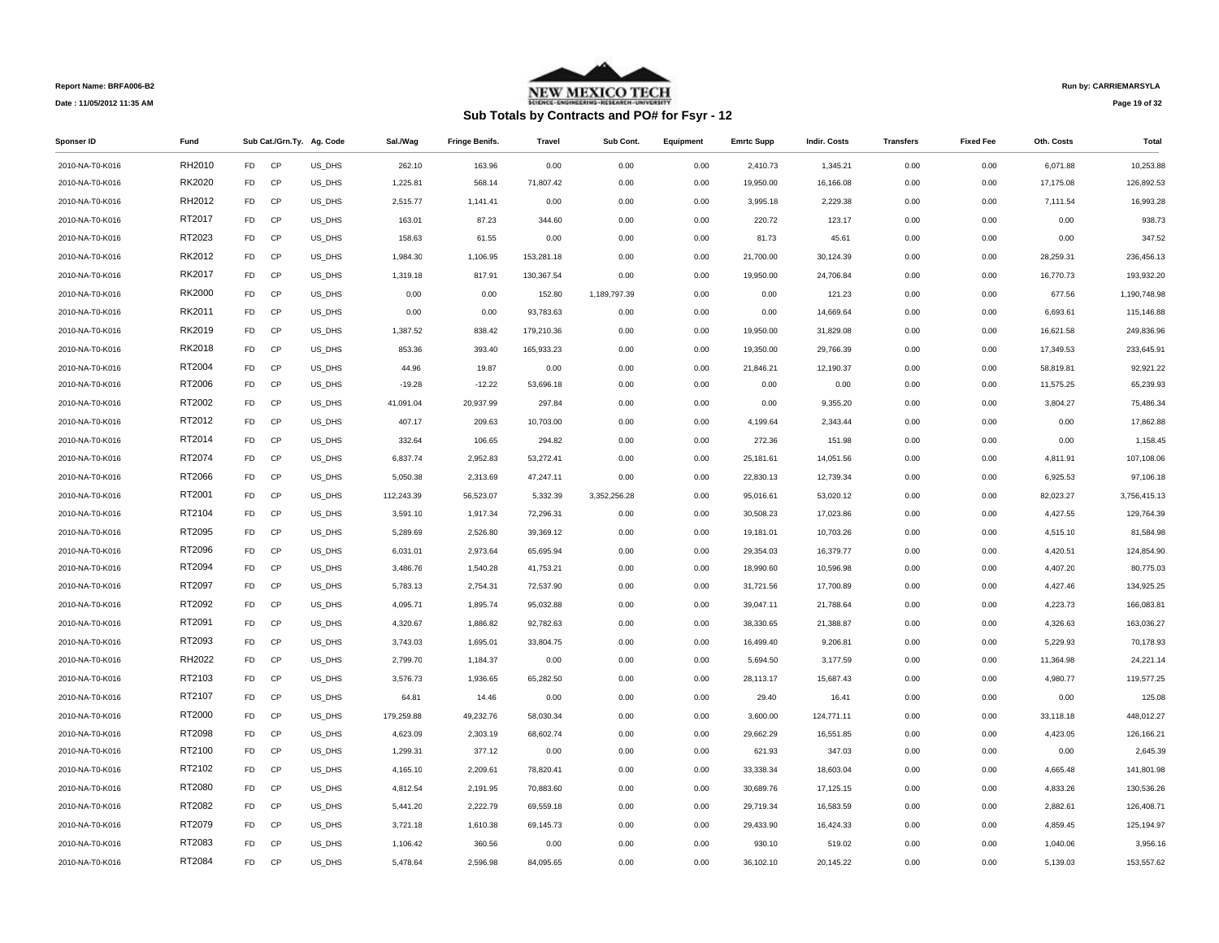Report Name: BRFA006-B2

Date : 11/05/2012 11:35 AM

NEW MEXICO TECH

Run by: CARRIEMARSYLA

## Sub Totals by Contracts and PO# for Fsyr - 12

| Sponser ID | Fund | Sub Cat./Grn.Ty. | | Ag. Code | Sal./Wag | Fringe Benifs. | Travel | Sub Cont. | Equipment | Emrtc Supp | Indir. Costs | Transfers | Fixed Fee | Oth. Costs | Total |
|---|---|---|---|---|---|---|---|---|---|---|---|---|---|---|---|
| 2010-NA-T0-K016 | RH2010 | FD | CP | US_DHS | 262.10 | 163.96 | 0.00 | 0.00 | 0.00 | 2,410.73 | 1,345.21 | 0.00 | 0.00 | 6,071.88 | 10,253.88 |
| 2010-NA-T0-K016 | RK2020 | FD | CP | US_DHS | 1,225.81 | 568.14 | 71,807.42 | 0.00 | 0.00 | 19,950.00 | 16,166.08 | 0.00 | 0.00 | 17,175.08 | 126,892.53 |
| 2010-NA-T0-K016 | RH2012 | FD | CP | US_DHS | 2,515.77 | 1,141.41 | 0.00 | 0.00 | 0.00 | 3,995.18 | 2,229.38 | 0.00 | 0.00 | 7,111.54 | 16,993.28 |
| 2010-NA-T0-K016 | RT2017 | FD | CP | US_DHS | 163.01 | 87.23 | 344.60 | 0.00 | 0.00 | 220.72 | 123.17 | 0.00 | 0.00 | 0.00 | 938.73 |
| 2010-NA-T0-K016 | RT2023 | FD | CP | US_DHS | 158.63 | 61.55 | 0.00 | 0.00 | 0.00 | 81.73 | 45.61 | 0.00 | 0.00 | 0.00 | 347.52 |
| 2010-NA-T0-K016 | RK2012 | FD | CP | US_DHS | 1,984.30 | 1,106.95 | 153,281.18 | 0.00 | 0.00 | 21,700.00 | 30,124.39 | 0.00 | 0.00 | 28,259.31 | 236,456.13 |
| 2010-NA-T0-K016 | RK2017 | FD | CP | US_DHS | 1,319.18 | 817.91 | 130,367.54 | 0.00 | 0.00 | 19,950.00 | 24,706.84 | 0.00 | 0.00 | 16,770.73 | 193,932.20 |
| 2010-NA-T0-K016 | RK2000 | FD | CP | US_DHS | 0.00 | 0.00 | 152.80 | 1,189,797.39 | 0.00 | 0.00 | 121.23 | 0.00 | 0.00 | 677.56 | 1,190,748.98 |
| 2010-NA-T0-K016 | RK2011 | FD | CP | US_DHS | 0.00 | 0.00 | 93,783.63 | 0.00 | 0.00 | 0.00 | 14,669.64 | 0.00 | 0.00 | 6,693.61 | 115,146.88 |
| 2010-NA-T0-K016 | RK2019 | FD | CP | US_DHS | 1,387.52 | 838.42 | 179,210.36 | 0.00 | 0.00 | 19,950.00 | 31,829.08 | 0.00 | 0.00 | 16,621.58 | 249,836.96 |
| 2010-NA-T0-K016 | RK2018 | FD | CP | US_DHS | 853.36 | 393.40 | 165,933.23 | 0.00 | 0.00 | 19,350.00 | 29,766.39 | 0.00 | 0.00 | 17,349.53 | 233,645.91 |
| 2010-NA-T0-K016 | RT2004 | FD | CP | US_DHS | 44.96 | 19.87 | 0.00 | 0.00 | 0.00 | 21,846.21 | 12,190.37 | 0.00 | 0.00 | 58,819.81 | 92,921.22 |
| 2010-NA-T0-K016 | RT2006 | FD | CP | US_DHS | -19.28 | -12.22 | 53,696.18 | 0.00 | 0.00 | 0.00 | 0.00 | 0.00 | 0.00 | 11,575.25 | 65,239.93 |
| 2010-NA-T0-K016 | RT2002 | FD | CP | US_DHS | 41,091.04 | 20,937.99 | 297.84 | 0.00 | 0.00 | 0.00 | 9,355.20 | 0.00 | 0.00 | 3,804.27 | 75,486.34 |
| 2010-NA-T0-K016 | RT2012 | FD | CP | US_DHS | 407.17 | 209.63 | 10,703.00 | 0.00 | 0.00 | 4,199.64 | 2,343.44 | 0.00 | 0.00 | 0.00 | 17,862.88 |
| 2010-NA-T0-K016 | RT2014 | FD | CP | US_DHS | 332.64 | 106.65 | 294.82 | 0.00 | 0.00 | 272.36 | 151.98 | 0.00 | 0.00 | 0.00 | 1,158.45 |
| 2010-NA-T0-K016 | RT2074 | FD | CP | US_DHS | 6,837.74 | 2,952.83 | 53,272.41 | 0.00 | 0.00 | 25,181.61 | 14,051.56 | 0.00 | 0.00 | 4,811.91 | 107,108.06 |
| 2010-NA-T0-K016 | RT2066 | FD | CP | US_DHS | 5,050.38 | 2,313.69 | 47,247.11 | 0.00 | 0.00 | 22,830.13 | 12,739.34 | 0.00 | 0.00 | 6,925.53 | 97,106.18 |
| 2010-NA-T0-K016 | RT2001 | FD | CP | US_DHS | 112,243.39 | 56,523.07 | 5,332.39 | 3,352,256.28 | 0.00 | 95,016.61 | 53,020.12 | 0.00 | 0.00 | 82,023.27 | 3,756,415.13 |
| 2010-NA-T0-K016 | RT2104 | FD | CP | US_DHS | 3,591.10 | 1,917.34 | 72,296.31 | 0.00 | 0.00 | 30,508.23 | 17,023.86 | 0.00 | 0.00 | 4,427.55 | 129,764.39 |
| 2010-NA-T0-K016 | RT2095 | FD | CP | US_DHS | 5,289.69 | 2,526.80 | 39,369.12 | 0.00 | 0.00 | 19,181.01 | 10,703.26 | 0.00 | 0.00 | 4,515.10 | 81,584.98 |
| 2010-NA-T0-K016 | RT2096 | FD | CP | US_DHS | 6,031.01 | 2,973.64 | 65,695.94 | 0.00 | 0.00 | 29,354.03 | 16,379.77 | 0.00 | 0.00 | 4,420.51 | 124,854.90 |
| 2010-NA-T0-K016 | RT2094 | FD | CP | US_DHS | 3,486.76 | 1,540.28 | 41,753.21 | 0.00 | 0.00 | 18,990.60 | 10,596.98 | 0.00 | 0.00 | 4,407.20 | 80,775.03 |
| 2010-NA-T0-K016 | RT2097 | FD | CP | US_DHS | 5,783.13 | 2,754.31 | 72,537.90 | 0.00 | 0.00 | 31,721.56 | 17,700.89 | 0.00 | 0.00 | 4,427.46 | 134,925.25 |
| 2010-NA-T0-K016 | RT2092 | FD | CP | US_DHS | 4,095.71 | 1,895.74 | 95,032.88 | 0.00 | 0.00 | 39,047.11 | 21,788.64 | 0.00 | 0.00 | 4,223.73 | 166,083.81 |
| 2010-NA-T0-K016 | RT2091 | FD | CP | US_DHS | 4,320.67 | 1,886.82 | 92,782.63 | 0.00 | 0.00 | 38,330.65 | 21,388.87 | 0.00 | 0.00 | 4,326.63 | 163,036.27 |
| 2010-NA-T0-K016 | RT2093 | FD | CP | US_DHS | 3,743.03 | 1,695.01 | 33,804.75 | 0.00 | 0.00 | 16,499.40 | 9,206.81 | 0.00 | 0.00 | 5,229.93 | 70,178.93 |
| 2010-NA-T0-K016 | RH2022 | FD | CP | US_DHS | 2,799.70 | 1,184.37 | 0.00 | 0.00 | 0.00 | 5,694.50 | 3,177.59 | 0.00 | 0.00 | 11,364.98 | 24,221.14 |
| 2010-NA-T0-K016 | RT2103 | FD | CP | US_DHS | 3,576.73 | 1,936.65 | 65,282.50 | 0.00 | 0.00 | 28,113.17 | 15,687.43 | 0.00 | 0.00 | 4,980.77 | 119,577.25 |
| 2010-NA-T0-K016 | RT2107 | FD | CP | US_DHS | 64.81 | 14.46 | 0.00 | 0.00 | 0.00 | 29.40 | 16.41 | 0.00 | 0.00 | 0.00 | 125.08 |
| 2010-NA-T0-K016 | RT2000 | FD | CP | US_DHS | 179,259.88 | 49,232.76 | 58,030.34 | 0.00 | 0.00 | 3,600.00 | 124,771.11 | 0.00 | 0.00 | 33,118.18 | 448,012.27 |
| 2010-NA-T0-K016 | RT2098 | FD | CP | US_DHS | 4,623.09 | 2,303.19 | 68,602.74 | 0.00 | 0.00 | 29,662.29 | 16,551.85 | 0.00 | 0.00 | 4,423.05 | 126,166.21 |
| 2010-NA-T0-K016 | RT2100 | FD | CP | US_DHS | 1,299.31 | 377.12 | 0.00 | 0.00 | 0.00 | 621.93 | 347.03 | 0.00 | 0.00 | 0.00 | 2,645.39 |
| 2010-NA-T0-K016 | RT2102 | FD | CP | US_DHS | 4,165.10 | 2,209.61 | 78,820.41 | 0.00 | 0.00 | 33,338.34 | 18,603.04 | 0.00 | 0.00 | 4,665.48 | 141,801.98 |
| 2010-NA-T0-K016 | RT2080 | FD | CP | US_DHS | 4,812.54 | 2,191.95 | 70,883.60 | 0.00 | 0.00 | 30,689.76 | 17,125.15 | 0.00 | 0.00 | 4,833.26 | 130,536.26 |
| 2010-NA-T0-K016 | RT2082 | FD | CP | US_DHS | 5,441.20 | 2,222.79 | 69,559.18 | 0.00 | 0.00 | 29,719.34 | 16,583.59 | 0.00 | 0.00 | 2,882.61 | 126,408.71 |
| 2010-NA-T0-K016 | RT2079 | FD | CP | US_DHS | 3,721.18 | 1,610.38 | 69,145.73 | 0.00 | 0.00 | 29,433.90 | 16,424.33 | 0.00 | 0.00 | 4,859.45 | 125,194.97 |
| 2010-NA-T0-K016 | RT2083 | FD | CP | US_DHS | 1,106.42 | 360.56 | 0.00 | 0.00 | 0.00 | 930.10 | 519.02 | 0.00 | 0.00 | 1,040.06 | 3,956.16 |
| 2010-NA-T0-K016 | RT2084 | FD | CP | US_DHS | 5,478.64 | 2,596.98 | 84,095.65 | 0.00 | 0.00 | 36,102.10 | 20,145.22 | 0.00 | 0.00 | 5,139.03 | 153,557.62 |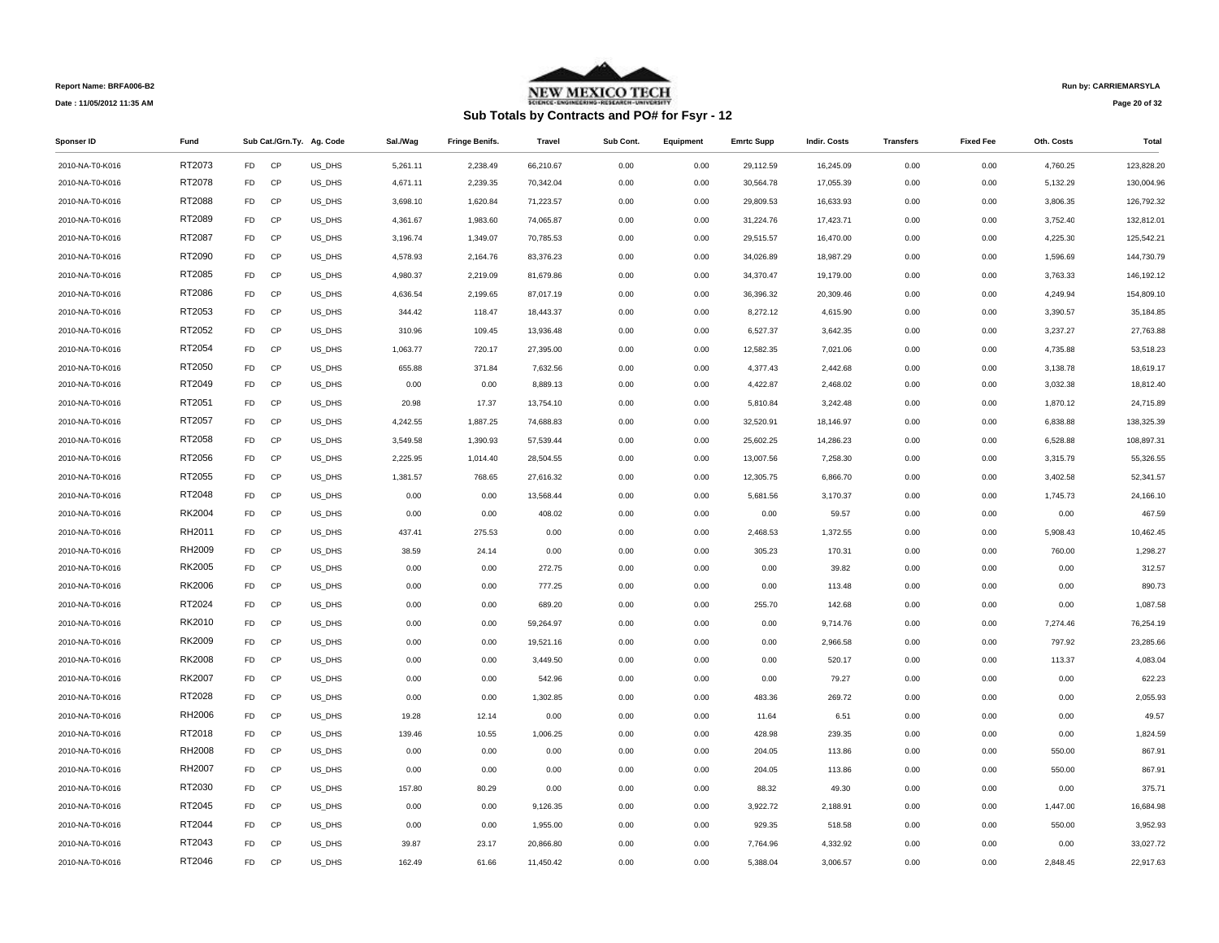Report Name: BRFA006-B2

Date : 11/05/2012 11:35 AM

NEW MEXICO TECH

Run by: CARRIEMARSYLA

## Sub Totals by Contracts and PO# for Fsyr - 12

| Sponser ID | Fund | Sub Cat./Grn.Ty. | | Ag. Code | Sal./Wag | Fringe Benifs. | Travel | Sub Cont. | Equipment | Emrtc Supp | Indir. Costs | Transfers | Fixed Fee | Oth. Costs | Total |
|---|---|---|---|---|---|---|---|---|---|---|---|---|---|---|---|
| 2010-NA-T0-K016 | RT2073 | FD | CP | US_DHS | 5,261.11 | 2,238.49 | 66,210.67 | 0.00 | 0.00 | 29,112.59 | 16,245.09 | 0.00 | 0.00 | 4,760.25 | 123,828.20 |
| 2010-NA-T0-K016 | RT2078 | FD | CP | US_DHS | 4,671.11 | 2,239.35 | 70,342.04 | 0.00 | 0.00 | 30,564.78 | 17,055.39 | 0.00 | 0.00 | 5,132.29 | 130,004.96 |
| 2010-NA-T0-K016 | RT2088 | FD | CP | US_DHS | 3,698.10 | 1,620.84 | 71,223.57 | 0.00 | 0.00 | 29,809.53 | 16,633.93 | 0.00 | 0.00 | 3,806.35 | 126,792.32 |
| 2010-NA-T0-K016 | RT2089 | FD | CP | US_DHS | 4,361.67 | 1,983.60 | 74,065.87 | 0.00 | 0.00 | 31,224.76 | 17,423.71 | 0.00 | 0.00 | 3,752.40 | 132,812.01 |
| 2010-NA-T0-K016 | RT2087 | FD | CP | US_DHS | 3,196.74 | 1,349.07 | 70,785.53 | 0.00 | 0.00 | 29,515.57 | 16,470.00 | 0.00 | 0.00 | 4,225.30 | 125,542.21 |
| 2010-NA-T0-K016 | RT2090 | FD | CP | US_DHS | 4,578.93 | 2,164.76 | 83,376.23 | 0.00 | 0.00 | 34,026.89 | 18,987.29 | 0.00 | 0.00 | 1,596.69 | 144,730.79 |
| 2010-NA-T0-K016 | RT2085 | FD | CP | US_DHS | 4,980.37 | 2,219.09 | 81,679.86 | 0.00 | 0.00 | 34,370.47 | 19,179.00 | 0.00 | 0.00 | 3,763.33 | 146,192.12 |
| 2010-NA-T0-K016 | RT2086 | FD | CP | US_DHS | 4,636.54 | 2,199.65 | 87,017.19 | 0.00 | 0.00 | 36,396.32 | 20,309.46 | 0.00 | 0.00 | 4,249.94 | 154,809.10 |
| 2010-NA-T0-K016 | RT2053 | FD | CP | US_DHS | 344.42 | 118.47 | 18,443.37 | 0.00 | 0.00 | 8,272.12 | 4,615.90 | 0.00 | 0.00 | 3,390.57 | 35,184.85 |
| 2010-NA-T0-K016 | RT2052 | FD | CP | US_DHS | 310.96 | 109.45 | 13,936.48 | 0.00 | 0.00 | 6,527.37 | 3,642.35 | 0.00 | 0.00 | 3,237.27 | 27,763.88 |
| 2010-NA-T0-K016 | RT2054 | FD | CP | US_DHS | 1,063.77 | 720.17 | 27,395.00 | 0.00 | 0.00 | 12,582.35 | 7,021.06 | 0.00 | 0.00 | 4,735.88 | 53,518.23 |
| 2010-NA-T0-K016 | RT2050 | FD | CP | US_DHS | 655.88 | 371.84 | 7,632.56 | 0.00 | 0.00 | 4,377.43 | 2,442.68 | 0.00 | 0.00 | 3,138.78 | 18,619.17 |
| 2010-NA-T0-K016 | RT2049 | FD | CP | US_DHS | 0.00 | 0.00 | 8,889.13 | 0.00 | 0.00 | 4,422.87 | 2,468.02 | 0.00 | 0.00 | 3,032.38 | 18,812.40 |
| 2010-NA-T0-K016 | RT2051 | FD | CP | US_DHS | 20.98 | 17.37 | 13,754.10 | 0.00 | 0.00 | 5,810.84 | 3,242.48 | 0.00 | 0.00 | 1,870.12 | 24,715.89 |
| 2010-NA-T0-K016 | RT2057 | FD | CP | US_DHS | 4,242.55 | 1,887.25 | 74,688.83 | 0.00 | 0.00 | 32,520.91 | 18,146.97 | 0.00 | 0.00 | 6,838.88 | 138,325.39 |
| 2010-NA-T0-K016 | RT2058 | FD | CP | US_DHS | 3,549.58 | 1,390.93 | 57,539.44 | 0.00 | 0.00 | 25,602.25 | 14,286.23 | 0.00 | 0.00 | 6,528.88 | 108,897.31 |
| 2010-NA-T0-K016 | RT2056 | FD | CP | US_DHS | 2,225.95 | 1,014.40 | 28,504.55 | 0.00 | 0.00 | 13,007.56 | 7,258.30 | 0.00 | 0.00 | 3,315.79 | 55,326.55 |
| 2010-NA-T0-K016 | RT2055 | FD | CP | US_DHS | 1,381.57 | 768.65 | 27,616.32 | 0.00 | 0.00 | 12,305.75 | 6,866.70 | 0.00 | 0.00 | 3,402.58 | 52,341.57 |
| 2010-NA-T0-K016 | RT2048 | FD | CP | US_DHS | 0.00 | 0.00 | 13,568.44 | 0.00 | 0.00 | 5,681.56 | 3,170.37 | 0.00 | 0.00 | 1,745.73 | 24,166.10 |
| 2010-NA-T0-K016 | RK2004 | FD | CP | US_DHS | 0.00 | 0.00 | 408.02 | 0.00 | 0.00 | 0.00 | 59.57 | 0.00 | 0.00 | 0.00 | 467.59 |
| 2010-NA-T0-K016 | RH2011 | FD | CP | US_DHS | 437.41 | 275.53 | 0.00 | 0.00 | 0.00 | 2,468.53 | 1,372.55 | 0.00 | 0.00 | 5,908.43 | 10,462.45 |
| 2010-NA-T0-K016 | RH2009 | FD | CP | US_DHS | 38.59 | 24.14 | 0.00 | 0.00 | 0.00 | 305.23 | 170.31 | 0.00 | 0.00 | 760.00 | 1,298.27 |
| 2010-NA-T0-K016 | RK2005 | FD | CP | US_DHS | 0.00 | 0.00 | 272.75 | 0.00 | 0.00 | 0.00 | 39.82 | 0.00 | 0.00 | 0.00 | 312.57 |
| 2010-NA-T0-K016 | RK2006 | FD | CP | US_DHS | 0.00 | 0.00 | 777.25 | 0.00 | 0.00 | 0.00 | 113.48 | 0.00 | 0.00 | 0.00 | 890.73 |
| 2010-NA-T0-K016 | RT2024 | FD | CP | US_DHS | 0.00 | 0.00 | 689.20 | 0.00 | 0.00 | 255.70 | 142.68 | 0.00 | 0.00 | 0.00 | 1,087.58 |
| 2010-NA-T0-K016 | RK2010 | FD | CP | US_DHS | 0.00 | 0.00 | 59,264.97 | 0.00 | 0.00 | 0.00 | 9,714.76 | 0.00 | 0.00 | 7,274.46 | 76,254.19 |
| 2010-NA-T0-K016 | RK2009 | FD | CP | US_DHS | 0.00 | 0.00 | 19,521.16 | 0.00 | 0.00 | 0.00 | 2,966.58 | 0.00 | 0.00 | 797.92 | 23,285.66 |
| 2010-NA-T0-K016 | RK2008 | FD | CP | US_DHS | 0.00 | 0.00 | 3,449.50 | 0.00 | 0.00 | 0.00 | 520.17 | 0.00 | 0.00 | 113.37 | 4,083.04 |
| 2010-NA-T0-K016 | RK2007 | FD | CP | US_DHS | 0.00 | 0.00 | 542.96 | 0.00 | 0.00 | 0.00 | 79.27 | 0.00 | 0.00 | 0.00 | 622.23 |
| 2010-NA-T0-K016 | RT2028 | FD | CP | US_DHS | 0.00 | 0.00 | 1,302.85 | 0.00 | 0.00 | 483.36 | 269.72 | 0.00 | 0.00 | 0.00 | 2,055.93 |
| 2010-NA-T0-K016 | RH2006 | FD | CP | US_DHS | 19.28 | 12.14 | 0.00 | 0.00 | 0.00 | 11.64 | 6.51 | 0.00 | 0.00 | 0.00 | 49.57 |
| 2010-NA-T0-K016 | RT2018 | FD | CP | US_DHS | 139.46 | 10.55 | 1,006.25 | 0.00 | 0.00 | 428.98 | 239.35 | 0.00 | 0.00 | 0.00 | 1,824.59 |
| 2010-NA-T0-K016 | RH2008 | FD | CP | US_DHS | 0.00 | 0.00 | 0.00 | 0.00 | 0.00 | 204.05 | 113.86 | 0.00 | 0.00 | 550.00 | 867.91 |
| 2010-NA-T0-K016 | RH2007 | FD | CP | US_DHS | 0.00 | 0.00 | 0.00 | 0.00 | 0.00 | 204.05 | 113.86 | 0.00 | 0.00 | 550.00 | 867.91 |
| 2010-NA-T0-K016 | RT2030 | FD | CP | US_DHS | 157.80 | 80.29 | 0.00 | 0.00 | 0.00 | 88.32 | 49.30 | 0.00 | 0.00 | 0.00 | 375.71 |
| 2010-NA-T0-K016 | RT2045 | FD | CP | US_DHS | 0.00 | 0.00 | 9,126.35 | 0.00 | 0.00 | 3,922.72 | 2,188.91 | 0.00 | 0.00 | 1,447.00 | 16,684.98 |
| 2010-NA-T0-K016 | RT2044 | FD | CP | US_DHS | 0.00 | 0.00 | 1,955.00 | 0.00 | 0.00 | 929.35 | 518.58 | 0.00 | 0.00 | 550.00 | 3,952.93 |
| 2010-NA-T0-K016 | RT2043 | FD | CP | US_DHS | 39.87 | 23.17 | 20,866.80 | 0.00 | 0.00 | 7,764.96 | 4,332.92 | 0.00 | 0.00 | 0.00 | 33,027.72 |
| 2010-NA-T0-K016 | RT2046 | FD | CP | US_DHS | 162.49 | 61.66 | 11,450.42 | 0.00 | 0.00 | 5,388.04 | 3,006.57 | 0.00 | 0.00 | 2,848.45 | 22,917.63 |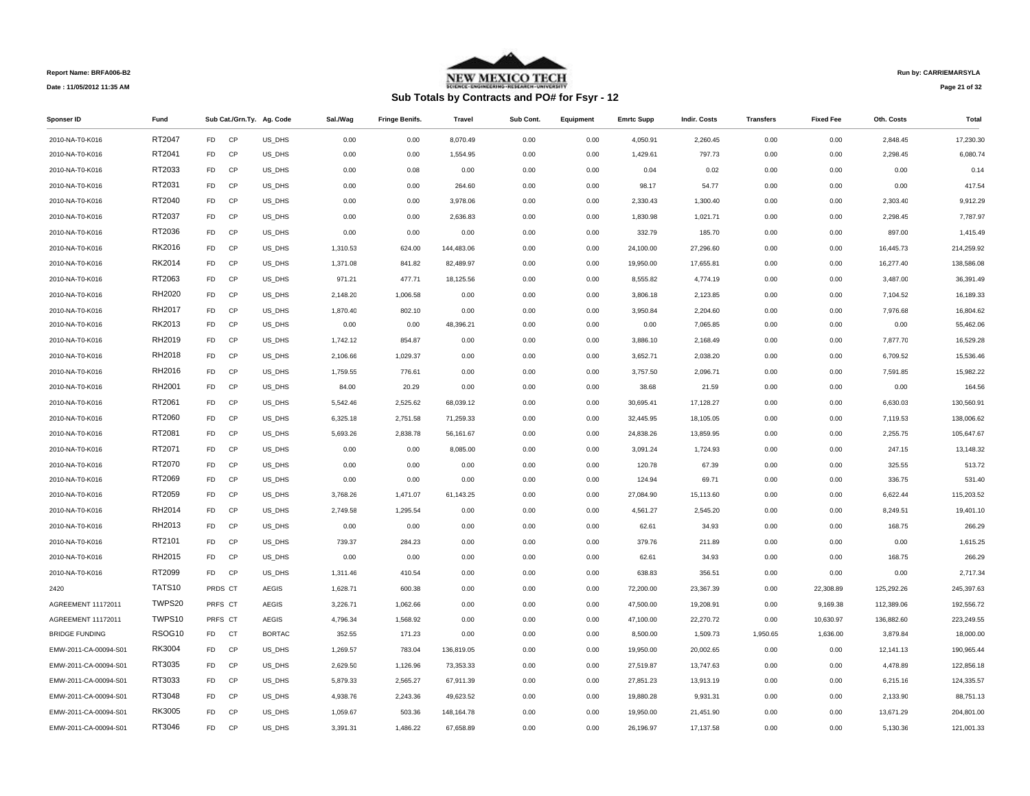Report Name: BRFA006-B2

Date : 11/05/2012 11:35 AM

NEW MEXICO TECH

## Sub Totals by Contracts and PO# for Fsyr - 12

Run by: CARRIEMARSYLA

| Sponser ID | Fund | Sub Cat./Grn.Ty. | | Ag. Code | Sal./Wag | Fringe Benifs. | Travel | Sub Cont. | Equipment | Emrtc Supp | Indir. Costs | Transfers | Fixed Fee | Oth. Costs | Total |
|---|---|---|---|---|---|---|---|---|---|---|---|---|---|---|---|
| 2010-NA-T0-K016 | RT2047 | FD | CP | US_DHS | 0.00 | 0.00 | 8,070.49 | 0.00 | 0.00 | 4,050.91 | 2,260.45 | 0.00 | 0.00 | 2,848.45 | 17,230.30 |
| 2010-NA-T0-K016 | RT2041 | FD | CP | US_DHS | 0.00 | 0.00 | 1,554.95 | 0.00 | 0.00 | 1,429.61 | 797.73 | 0.00 | 0.00 | 2,298.45 | 6,080.74 |
| 2010-NA-T0-K016 | RT2033 | FD | CP | US_DHS | 0.00 | 0.08 | 0.00 | 0.00 | 0.00 | 0.04 | 0.02 | 0.00 | 0.00 | 0.00 | 0.14 |
| 2010-NA-T0-K016 | RT2031 | FD | CP | US_DHS | 0.00 | 0.00 | 264.60 | 0.00 | 0.00 | 98.17 | 54.77 | 0.00 | 0.00 | 0.00 | 417.54 |
| 2010-NA-T0-K016 | RT2040 | FD | CP | US_DHS | 0.00 | 0.00 | 3,978.06 | 0.00 | 0.00 | 2,330.43 | 1,300.40 | 0.00 | 0.00 | 2,303.40 | 9,912.29 |
| 2010-NA-T0-K016 | RT2037 | FD | CP | US_DHS | 0.00 | 0.00 | 2,636.83 | 0.00 | 0.00 | 1,830.98 | 1,021.71 | 0.00 | 0.00 | 2,298.45 | 7,787.97 |
| 2010-NA-T0-K016 | RT2036 | FD | CP | US_DHS | 0.00 | 0.00 | 0.00 | 0.00 | 0.00 | 332.79 | 185.70 | 0.00 | 0.00 | 897.00 | 1,415.49 |
| 2010-NA-T0-K016 | RK2016 | FD | CP | US_DHS | 1,310.53 | 624.00 | 144,483.06 | 0.00 | 0.00 | 24,100.00 | 27,296.60 | 0.00 | 0.00 | 16,445.73 | 214,259.92 |
| 2010-NA-T0-K016 | RK2014 | FD | CP | US_DHS | 1,371.08 | 841.82 | 82,489.97 | 0.00 | 0.00 | 19,950.00 | 17,655.81 | 0.00 | 0.00 | 16,277.40 | 138,586.08 |
| 2010-NA-T0-K016 | RT2063 | FD | CP | US_DHS | 971.21 | 477.71 | 18,125.56 | 0.00 | 0.00 | 8,555.82 | 4,774.19 | 0.00 | 0.00 | 3,487.00 | 36,391.49 |
| 2010-NA-T0-K016 | RH2020 | FD | CP | US_DHS | 2,148.20 | 1,006.58 | 0.00 | 0.00 | 0.00 | 3,806.18 | 2,123.85 | 0.00 | 0.00 | 7,104.52 | 16,189.33 |
| 2010-NA-T0-K016 | RH2017 | FD | CP | US_DHS | 1,870.40 | 802.10 | 0.00 | 0.00 | 0.00 | 3,950.84 | 2,204.60 | 0.00 | 0.00 | 7,976.68 | 16,804.62 |
| 2010-NA-T0-K016 | RK2013 | FD | CP | US_DHS | 0.00 | 0.00 | 48,396.21 | 0.00 | 0.00 | 0.00 | 7,065.85 | 0.00 | 0.00 | 0.00 | 55,462.06 |
| 2010-NA-T0-K016 | RH2019 | FD | CP | US_DHS | 1,742.12 | 854.87 | 0.00 | 0.00 | 0.00 | 3,886.10 | 2,168.49 | 0.00 | 0.00 | 7,877.70 | 16,529.28 |
| 2010-NA-T0-K016 | RH2018 | FD | CP | US_DHS | 2,106.66 | 1,029.37 | 0.00 | 0.00 | 0.00 | 3,652.71 | 2,038.20 | 0.00 | 0.00 | 6,709.52 | 15,536.46 |
| 2010-NA-T0-K016 | RH2016 | FD | CP | US_DHS | 1,759.55 | 776.61 | 0.00 | 0.00 | 0.00 | 3,757.50 | 2,096.71 | 0.00 | 0.00 | 7,591.85 | 15,982.22 |
| 2010-NA-T0-K016 | RH2001 | FD | CP | US_DHS | 84.00 | 20.29 | 0.00 | 0.00 | 0.00 | 38.68 | 21.59 | 0.00 | 0.00 | 0.00 | 164.56 |
| 2010-NA-T0-K016 | RT2061 | FD | CP | US_DHS | 5,542.46 | 2,525.62 | 68,039.12 | 0.00 | 0.00 | 30,695.41 | 17,128.27 | 0.00 | 0.00 | 6,630.03 | 130,560.91 |
| 2010-NA-T0-K016 | RT2060 | FD | CP | US_DHS | 6,325.18 | 2,751.58 | 71,259.33 | 0.00 | 0.00 | 32,445.95 | 18,105.05 | 0.00 | 0.00 | 7,119.53 | 138,006.62 |
| 2010-NA-T0-K016 | RT2081 | FD | CP | US_DHS | 5,693.26 | 2,838.78 | 56,161.67 | 0.00 | 0.00 | 24,838.26 | 13,859.95 | 0.00 | 0.00 | 2,255.75 | 105,647.67 |
| 2010-NA-T0-K016 | RT2071 | FD | CP | US_DHS | 0.00 | 0.00 | 8,085.00 | 0.00 | 0.00 | 3,091.24 | 1,724.93 | 0.00 | 0.00 | 247.15 | 13,148.32 |
| 2010-NA-T0-K016 | RT2070 | FD | CP | US_DHS | 0.00 | 0.00 | 0.00 | 0.00 | 0.00 | 120.78 | 67.39 | 0.00 | 0.00 | 325.55 | 513.72 |
| 2010-NA-T0-K016 | RT2069 | FD | CP | US_DHS | 0.00 | 0.00 | 0.00 | 0.00 | 0.00 | 124.94 | 69.71 | 0.00 | 0.00 | 336.75 | 531.40 |
| 2010-NA-T0-K016 | RT2059 | FD | CP | US_DHS | 3,768.26 | 1,471.07 | 61,143.25 | 0.00 | 0.00 | 27,084.90 | 15,113.60 | 0.00 | 0.00 | 6,622.44 | 115,203.52 |
| 2010-NA-T0-K016 | RH2014 | FD | CP | US_DHS | 2,749.58 | 1,295.54 | 0.00 | 0.00 | 0.00 | 4,561.27 | 2,545.20 | 0.00 | 0.00 | 8,249.51 | 19,401.10 |
| 2010-NA-T0-K016 | RH2013 | FD | CP | US_DHS | 0.00 | 0.00 | 0.00 | 0.00 | 0.00 | 62.61 | 34.93 | 0.00 | 0.00 | 168.75 | 266.29 |
| 2010-NA-T0-K016 | RT2101 | FD | CP | US_DHS | 739.37 | 284.23 | 0.00 | 0.00 | 0.00 | 379.76 | 211.89 | 0.00 | 0.00 | 0.00 | 1,615.25 |
| 2010-NA-T0-K016 | RH2015 | FD | CP | US_DHS | 0.00 | 0.00 | 0.00 | 0.00 | 0.00 | 62.61 | 34.93 | 0.00 | 0.00 | 168.75 | 266.29 |
| 2010-NA-T0-K016 | RT2099 | FD | CP | US_DHS | 1,311.46 | 410.54 | 0.00 | 0.00 | 0.00 | 638.83 | 356.51 | 0.00 | 0.00 | 0.00 | 2,717.34 |
| 2420 | TATS10 | PRDS | CT | AEGIS | 1,628.71 | 600.38 | 0.00 | 0.00 | 0.00 | 72,200.00 | 23,367.39 | 0.00 | 22,308.89 | 125,292.26 | 245,397.63 |
| AGREEMENT 11172011 | TWPS20 | PRFS | CT | AEGIS | 3,226.71 | 1,062.66 | 0.00 | 0.00 | 0.00 | 47,500.00 | 19,208.91 | 0.00 | 9,169.38 | 112,389.06 | 192,556.72 |
| AGREEMENT 11172011 | TWPS10 | PRFS | CT | AEGIS | 4,796.34 | 1,568.92 | 0.00 | 0.00 | 0.00 | 47,100.00 | 22,270.72 | 0.00 | 10,630.97 | 136,882.60 | 223,249.55 |
| BRIDGE FUNDING | RSOG10 | FD | CT | BORTAC | 352.55 | 171.23 | 0.00 | 0.00 | 0.00 | 8,500.00 | 1,509.73 | 1,950.65 | 1,636.00 | 3,879.84 | 18,000.00 |
| EMW-2011-CA-00094-S01 | RK3004 | FD | CP | US_DHS | 1,269.57 | 783.04 | 136,819.05 | 0.00 | 0.00 | 19,950.00 | 20,002.65 | 0.00 | 0.00 | 12,141.13 | 190,965.44 |
| EMW-2011-CA-00094-S01 | RT3035 | FD | CP | US_DHS | 2,629.50 | 1,126.96 | 73,353.33 | 0.00 | 0.00 | 27,519.87 | 13,747.63 | 0.00 | 0.00 | 4,478.89 | 122,856.18 |
| EMW-2011-CA-00094-S01 | RT3033 | FD | CP | US_DHS | 5,879.33 | 2,565.27 | 67,911.39 | 0.00 | 0.00 | 27,851.23 | 13,913.19 | 0.00 | 0.00 | 6,215.16 | 124,335.57 |
| EMW-2011-CA-00094-S01 | RT3048 | FD | CP | US_DHS | 4,938.76 | 2,243.36 | 49,623.52 | 0.00 | 0.00 | 19,880.28 | 9,931.31 | 0.00 | 0.00 | 2,133.90 | 88,751.13 |
| EMW-2011-CA-00094-S01 | RK3005 | FD | CP | US_DHS | 1,059.67 | 503.36 | 148,164.78 | 0.00 | 0.00 | 19,950.00 | 21,451.90 | 0.00 | 0.00 | 13,671.29 | 204,801.00 |
| EMW-2011-CA-00094-S01 | RT3046 | FD | CP | US_DHS | 3,391.31 | 1,486.22 | 67,658.89 | 0.00 | 0.00 | 26,196.97 | 17,137.58 | 0.00 | 0.00 | 5,130.36 | 121,001.33 |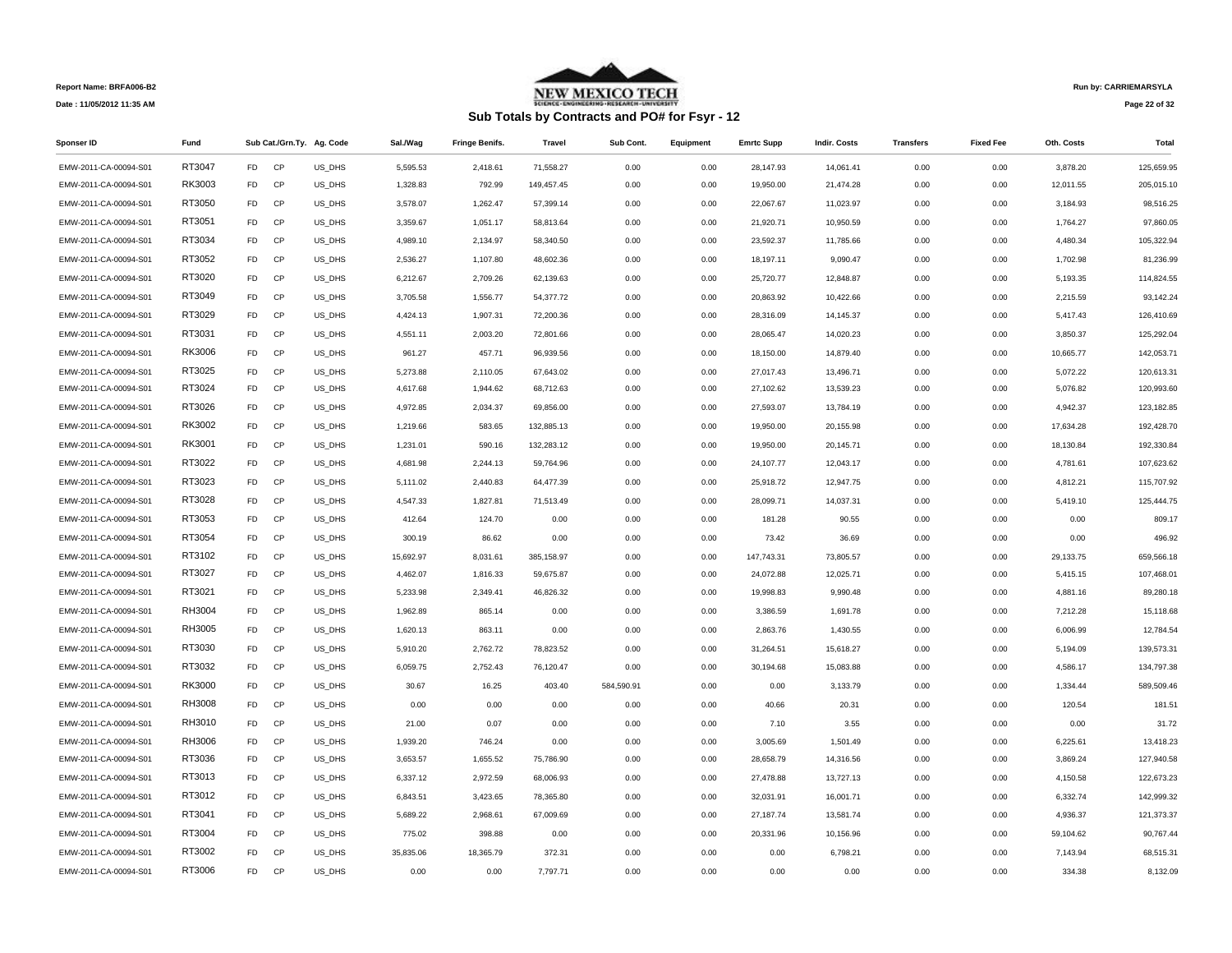Report Name: BRFA006-B2

Date : 11/05/2012 11:35 AM

NEW MEXICO TECH

## Sub Totals by Contracts and PO# for Fsyr - 12

Run by: CARRIEMARSYLA

| Sponser ID | Fund | Sub Cat./Grn.Ty. | | Ag. Code | Sal./Wag | Fringe Benifs. | Travel | Sub Cont. | Equipment | Emrtc Supp | Indir. Costs | Transfers | Fixed Fee | Oth. Costs | Total |
|---|---|---|---|---|---|---|---|---|---|---|---|---|---|---|---|
| EMW-2011-CA-00094-S01 | RT3047 | FD | CP | US_DHS | 5,595.53 | 2,418.61 | 71,558.27 | 0.00 | 0.00 | 28,147.93 | 14,061.41 | 0.00 | 0.00 | 3,878.20 | 125,659.95 |
| EMW-2011-CA-00094-S01 | RK3003 | FD | CP | US_DHS | 1,328.83 | 792.99 | 149,457.45 | 0.00 | 0.00 | 19,950.00 | 21,474.28 | 0.00 | 0.00 | 12,011.55 | 205,015.10 |
| EMW-2011-CA-00094-S01 | RT3050 | FD | CP | US_DHS | 3,578.07 | 1,262.47 | 57,399.14 | 0.00 | 0.00 | 22,067.67 | 11,023.97 | 0.00 | 0.00 | 3,184.93 | 98,516.25 |
| EMW-2011-CA-00094-S01 | RT3051 | FD | CP | US_DHS | 3,359.67 | 1,051.17 | 58,813.64 | 0.00 | 0.00 | 21,920.71 | 10,950.59 | 0.00 | 0.00 | 1,764.27 | 97,860.05 |
| EMW-2011-CA-00094-S01 | RT3034 | FD | CP | US_DHS | 4,989.10 | 2,134.97 | 58,340.50 | 0.00 | 0.00 | 23,592.37 | 11,785.66 | 0.00 | 0.00 | 4,480.34 | 105,322.94 |
| EMW-2011-CA-00094-S01 | RT3052 | FD | CP | US_DHS | 2,536.27 | 1,107.80 | 48,602.36 | 0.00 | 0.00 | 18,197.11 | 9,090.47 | 0.00 | 0.00 | 1,702.98 | 81,236.99 |
| EMW-2011-CA-00094-S01 | RT3020 | FD | CP | US_DHS | 6,212.67 | 2,709.26 | 62,139.63 | 0.00 | 0.00 | 25,720.77 | 12,848.87 | 0.00 | 0.00 | 5,193.35 | 114,824.55 |
| EMW-2011-CA-00094-S01 | RT3049 | FD | CP | US_DHS | 3,705.58 | 1,556.77 | 54,377.72 | 0.00 | 0.00 | 20,863.92 | 10,422.66 | 0.00 | 0.00 | 2,215.59 | 93,142.24 |
| EMW-2011-CA-00094-S01 | RT3029 | FD | CP | US_DHS | 4,424.13 | 1,907.31 | 72,200.36 | 0.00 | 0.00 | 28,316.09 | 14,145.37 | 0.00 | 0.00 | 5,417.43 | 126,410.69 |
| EMW-2011-CA-00094-S01 | RT3031 | FD | CP | US_DHS | 4,551.11 | 2,003.20 | 72,801.66 | 0.00 | 0.00 | 28,065.47 | 14,020.23 | 0.00 | 0.00 | 3,850.37 | 125,292.04 |
| EMW-2011-CA-00094-S01 | RK3006 | FD | CP | US_DHS | 961.27 | 457.71 | 96,939.56 | 0.00 | 0.00 | 18,150.00 | 14,879.40 | 0.00 | 0.00 | 10,665.77 | 142,053.71 |
| EMW-2011-CA-00094-S01 | RT3025 | FD | CP | US_DHS | 5,273.88 | 2,110.05 | 67,643.02 | 0.00 | 0.00 | 27,017.43 | 13,496.71 | 0.00 | 0.00 | 5,072.22 | 120,613.31 |
| EMW-2011-CA-00094-S01 | RT3024 | FD | CP | US_DHS | 4,617.68 | 1,944.62 | 68,712.63 | 0.00 | 0.00 | 27,102.62 | 13,539.23 | 0.00 | 0.00 | 5,076.82 | 120,993.60 |
| EMW-2011-CA-00094-S01 | RT3026 | FD | CP | US_DHS | 4,972.85 | 2,034.37 | 69,856.00 | 0.00 | 0.00 | 27,593.07 | 13,784.19 | 0.00 | 0.00 | 4,942.37 | 123,182.85 |
| EMW-2011-CA-00094-S01 | RK3002 | FD | CP | US_DHS | 1,219.66 | 583.65 | 132,885.13 | 0.00 | 0.00 | 19,950.00 | 20,155.98 | 0.00 | 0.00 | 17,634.28 | 192,428.70 |
| EMW-2011-CA-00094-S01 | RK3001 | FD | CP | US_DHS | 1,231.01 | 590.16 | 132,283.12 | 0.00 | 0.00 | 19,950.00 | 20,145.71 | 0.00 | 0.00 | 18,130.84 | 192,330.84 |
| EMW-2011-CA-00094-S01 | RT3022 | FD | CP | US_DHS | 4,681.98 | 2,244.13 | 59,764.96 | 0.00 | 0.00 | 24,107.77 | 12,043.17 | 0.00 | 0.00 | 4,781.61 | 107,623.62 |
| EMW-2011-CA-00094-S01 | RT3023 | FD | CP | US_DHS | 5,111.02 | 2,440.83 | 64,477.39 | 0.00 | 0.00 | 25,918.72 | 12,947.75 | 0.00 | 0.00 | 4,812.21 | 115,707.92 |
| EMW-2011-CA-00094-S01 | RT3028 | FD | CP | US_DHS | 4,547.33 | 1,827.81 | 71,513.49 | 0.00 | 0.00 | 28,099.71 | 14,037.31 | 0.00 | 0.00 | 5,419.10 | 125,444.75 |
| EMW-2011-CA-00094-S01 | RT3053 | FD | CP | US_DHS | 412.64 | 124.70 | 0.00 | 0.00 | 0.00 | 181.28 | 90.55 | 0.00 | 0.00 | 0.00 | 809.17 |
| EMW-2011-CA-00094-S01 | RT3054 | FD | CP | US_DHS | 300.19 | 86.62 | 0.00 | 0.00 | 0.00 | 73.42 | 36.69 | 0.00 | 0.00 | 0.00 | 496.92 |
| EMW-2011-CA-00094-S01 | RT3102 | FD | CP | US_DHS | 15,692.97 | 8,031.61 | 385,158.97 | 0.00 | 0.00 | 147,743.31 | 73,805.57 | 0.00 | 0.00 | 29,133.75 | 659,566.18 |
| EMW-2011-CA-00094-S01 | RT3027 | FD | CP | US_DHS | 4,462.07 | 1,816.33 | 59,675.87 | 0.00 | 0.00 | 24,072.88 | 12,025.71 | 0.00 | 0.00 | 5,415.15 | 107,468.01 |
| EMW-2011-CA-00094-S01 | RT3021 | FD | CP | US_DHS | 5,233.98 | 2,349.41 | 46,826.32 | 0.00 | 0.00 | 19,998.83 | 9,990.48 | 0.00 | 0.00 | 4,881.16 | 89,280.18 |
| EMW-2011-CA-00094-S01 | RH3004 | FD | CP | US_DHS | 1,962.89 | 865.14 | 0.00 | 0.00 | 0.00 | 3,386.59 | 1,691.78 | 0.00 | 0.00 | 7,212.28 | 15,118.68 |
| EMW-2011-CA-00094-S01 | RH3005 | FD | CP | US_DHS | 1,620.13 | 863.11 | 0.00 | 0.00 | 0.00 | 2,863.76 | 1,430.55 | 0.00 | 0.00 | 6,006.99 | 12,784.54 |
| EMW-2011-CA-00094-S01 | RT3030 | FD | CP | US_DHS | 5,910.20 | 2,762.72 | 78,823.52 | 0.00 | 0.00 | 31,264.51 | 15,618.27 | 0.00 | 0.00 | 5,194.09 | 139,573.31 |
| EMW-2011-CA-00094-S01 | RT3032 | FD | CP | US_DHS | 6,059.75 | 2,752.43 | 76,120.47 | 0.00 | 0.00 | 30,194.68 | 15,083.88 | 0.00 | 0.00 | 4,586.17 | 134,797.38 |
| EMW-2011-CA-00094-S01 | RK3000 | FD | CP | US_DHS | 30.67 | 16.25 | 403.40 | 584,590.91 | 0.00 | 0.00 | 3,133.79 | 0.00 | 0.00 | 1,334.44 | 589,509.46 |
| EMW-2011-CA-00094-S01 | RH3008 | FD | CP | US_DHS | 0.00 | 0.00 | 0.00 | 0.00 | 0.00 | 40.66 | 20.31 | 0.00 | 0.00 | 120.54 | 181.51 |
| EMW-2011-CA-00094-S01 | RH3010 | FD | CP | US_DHS | 21.00 | 0.07 | 0.00 | 0.00 | 0.00 | 7.10 | 3.55 | 0.00 | 0.00 | 0.00 | 31.72 |
| EMW-2011-CA-00094-S01 | RH3006 | FD | CP | US_DHS | 1,939.20 | 746.24 | 0.00 | 0.00 | 0.00 | 3,005.69 | 1,501.49 | 0.00 | 0.00 | 6,225.61 | 13,418.23 |
| EMW-2011-CA-00094-S01 | RT3036 | FD | CP | US_DHS | 3,653.57 | 1,655.52 | 75,786.90 | 0.00 | 0.00 | 28,658.79 | 14,316.56 | 0.00 | 0.00 | 3,869.24 | 127,940.58 |
| EMW-2011-CA-00094-S01 | RT3013 | FD | CP | US_DHS | 6,337.12 | 2,972.59 | 68,006.93 | 0.00 | 0.00 | 27,478.88 | 13,727.13 | 0.00 | 0.00 | 4,150.58 | 122,673.23 |
| EMW-2011-CA-00094-S01 | RT3012 | FD | CP | US_DHS | 6,843.51 | 3,423.65 | 78,365.80 | 0.00 | 0.00 | 32,031.91 | 16,001.71 | 0.00 | 0.00 | 6,332.74 | 142,999.32 |
| EMW-2011-CA-00094-S01 | RT3041 | FD | CP | US_DHS | 5,689.22 | 2,968.61 | 67,009.69 | 0.00 | 0.00 | 27,187.74 | 13,581.74 | 0.00 | 0.00 | 4,936.37 | 121,373.37 |
| EMW-2011-CA-00094-S01 | RT3004 | FD | CP | US_DHS | 775.02 | 398.88 | 0.00 | 0.00 | 0.00 | 20,331.96 | 10,156.96 | 0.00 | 0.00 | 59,104.62 | 90,767.44 |
| EMW-2011-CA-00094-S01 | RT3002 | FD | CP | US_DHS | 35,835.06 | 18,365.79 | 372.31 | 0.00 | 0.00 | 0.00 | 6,798.21 | 0.00 | 0.00 | 7,143.94 | 68,515.31 |
| EMW-2011-CA-00094-S01 | RT3006 | FD | CP | US_DHS | 0.00 | 0.00 | 7,797.71 | 0.00 | 0.00 | 0.00 | 0.00 | 0.00 | 0.00 | 334.38 | 8,132.09 |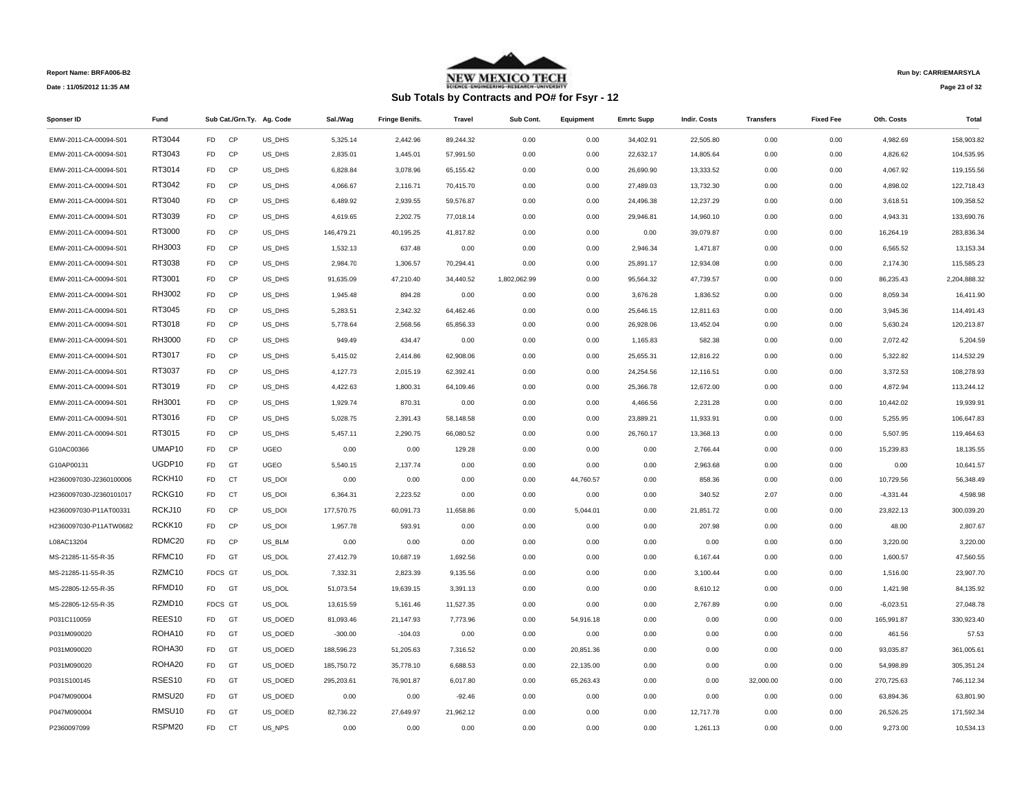Report Name: BRFA006-B2

Date : 11/05/2012 11:35 AM

NEW MEXICO TECH

Run by: CARRIEMARSYLA

## Sub Totals by Contracts and PO# for Fsyr - 12

| Sponser ID | Fund | Sub Cat./Grn.Ty. | | Ag. Code | Sal./Wag | Fringe Benifs. | Travel | Sub Cont. | Equipment | Emrtc Supp | Indir. Costs | Transfers | Fixed Fee | Oth. Costs | Total |
|---|---|---|---|---|---|---|---|---|---|---|---|---|---|---|---|
| EMW-2011-CA-00094-S01 | RT3044 | FD | CP | US_DHS | 5,325.14 | 2,442.96 | 89,244.32 | 0.00 | 0.00 | 34,402.91 | 22,505.80 | 0.00 | 0.00 | 4,982.69 | 158,903.82 |
| EMW-2011-CA-00094-S01 | RT3043 | FD | CP | US_DHS | 2,835.01 | 1,445.01 | 57,991.50 | 0.00 | 0.00 | 22,632.17 | 14,805.64 | 0.00 | 0.00 | 4,826.62 | 104,535.95 |
| EMW-2011-CA-00094-S01 | RT3014 | FD | CP | US_DHS | 6,828.84 | 3,078.96 | 65,155.42 | 0.00 | 0.00 | 26,690.90 | 13,333.52 | 0.00 | 0.00 | 4,067.92 | 119,155.56 |
| EMW-2011-CA-00094-S01 | RT3042 | FD | CP | US_DHS | 4,066.67 | 2,116.71 | 70,415.70 | 0.00 | 0.00 | 27,489.03 | 13,732.30 | 0.00 | 0.00 | 4,898.02 | 122,718.43 |
| EMW-2011-CA-00094-S01 | RT3040 | FD | CP | US_DHS | 6,489.92 | 2,939.55 | 59,576.87 | 0.00 | 0.00 | 24,496.38 | 12,237.29 | 0.00 | 0.00 | 3,618.51 | 109,358.52 |
| EMW-2011-CA-00094-S01 | RT3039 | FD | CP | US_DHS | 4,619.65 | 2,202.75 | 77,018.14 | 0.00 | 0.00 | 29,946.81 | 14,960.10 | 0.00 | 0.00 | 4,943.31 | 133,690.76 |
| EMW-2011-CA-00094-S01 | RT3000 | FD | CP | US_DHS | 146,479.21 | 40,195.25 | 41,817.82 | 0.00 | 0.00 | 0.00 | 39,079.87 | 0.00 | 0.00 | 16,264.19 | 283,836.34 |
| EMW-2011-CA-00094-S01 | RH3003 | FD | CP | US_DHS | 1,532.13 | 637.48 | 0.00 | 0.00 | 0.00 | 2,946.34 | 1,471.87 | 0.00 | 0.00 | 6,565.52 | 13,153.34 |
| EMW-2011-CA-00094-S01 | RT3038 | FD | CP | US_DHS | 2,984.70 | 1,306.57 | 70,294.41 | 0.00 | 0.00 | 25,891.17 | 12,934.08 | 0.00 | 0.00 | 2,174.30 | 115,585.23 |
| EMW-2011-CA-00094-S01 | RT3001 | FD | CP | US_DHS | 91,635.09 | 47,210.40 | 34,440.52 | 1,802,062.99 | 0.00 | 95,564.32 | 47,739.57 | 0.00 | 0.00 | 86,235.43 | 2,204,888.32 |
| EMW-2011-CA-00094-S01 | RH3002 | FD | CP | US_DHS | 1,945.48 | 894.28 | 0.00 | 0.00 | 0.00 | 3,676.28 | 1,836.52 | 0.00 | 0.00 | 8,059.34 | 16,411.90 |
| EMW-2011-CA-00094-S01 | RT3045 | FD | CP | US_DHS | 5,283.51 | 2,342.32 | 64,462.46 | 0.00 | 0.00 | 25,646.15 | 12,811.63 | 0.00 | 0.00 | 3,945.36 | 114,491.43 |
| EMW-2011-CA-00094-S01 | RT3018 | FD | CP | US_DHS | 5,778.64 | 2,568.56 | 65,856.33 | 0.00 | 0.00 | 26,928.06 | 13,452.04 | 0.00 | 0.00 | 5,630.24 | 120,213.87 |
| EMW-2011-CA-00094-S01 | RH3000 | FD | CP | US_DHS | 949.49 | 434.47 | 0.00 | 0.00 | 0.00 | 1,165.83 | 582.38 | 0.00 | 0.00 | 2,072.42 | 5,204.59 |
| EMW-2011-CA-00094-S01 | RT3017 | FD | CP | US_DHS | 5,415.02 | 2,414.86 | 62,908.06 | 0.00 | 0.00 | 25,655.31 | 12,816.22 | 0.00 | 0.00 | 5,322.82 | 114,532.29 |
| EMW-2011-CA-00094-S01 | RT3037 | FD | CP | US_DHS | 4,127.73 | 2,015.19 | 62,392.41 | 0.00 | 0.00 | 24,254.56 | 12,116.51 | 0.00 | 0.00 | 3,372.53 | 108,278.93 |
| EMW-2011-CA-00094-S01 | RT3019 | FD | CP | US_DHS | 4,422.63 | 1,800.31 | 64,109.46 | 0.00 | 0.00 | 25,366.78 | 12,672.00 | 0.00 | 0.00 | 4,872.94 | 113,244.12 |
| EMW-2011-CA-00094-S01 | RH3001 | FD | CP | US_DHS | 1,929.74 | 870.31 | 0.00 | 0.00 | 0.00 | 4,466.56 | 2,231.28 | 0.00 | 0.00 | 10,442.02 | 19,939.91 |
| EMW-2011-CA-00094-S01 | RT3016 | FD | CP | US_DHS | 5,028.75 | 2,391.43 | 58,148.58 | 0.00 | 0.00 | 23,889.21 | 11,933.91 | 0.00 | 0.00 | 5,255.95 | 106,647.83 |
| EMW-2011-CA-00094-S01 | RT3015 | FD | CP | US_DHS | 5,457.11 | 2,290.75 | 66,080.52 | 0.00 | 0.00 | 26,760.17 | 13,368.13 | 0.00 | 0.00 | 5,507.95 | 119,464.63 |
| G10AC00366 | UMAP10 | FD | CP | UGEO | 0.00 | 0.00 | 129.28 | 0.00 | 0.00 | 0.00 | 2,766.44 | 0.00 | 0.00 | 15,239.83 | 18,135.55 |
| G10AP00131 | UGDP10 | FD | GT | UGEO | 5,540.15 | 2,137.74 | 0.00 | 0.00 | 0.00 | 0.00 | 2,963.68 | 0.00 | 0.00 | 0.00 | 10,641.57 |
| H2360097030-J2360100006 | RCKH10 | FD | CT | US_DOI | 0.00 | 0.00 | 0.00 | 0.00 | 44,760.57 | 0.00 | 858.36 | 0.00 | 0.00 | 10,729.56 | 56,348.49 |
| H2360097030-J2360101017 | RCKG10 | FD | CT | US_DOI | 6,364.31 | 2,223.52 | 0.00 | 0.00 | 0.00 | 0.00 | 340.52 | 2.07 | 0.00 | -4,331.44 | 4,598.98 |
| H2360097030-P11AT00331 | RCKJ10 | FD | CP | US_DOI | 177,570.75 | 60,091.73 | 11,658.86 | 0.00 | 5,044.01 | 0.00 | 21,851.72 | 0.00 | 0.00 | 23,822.13 | 300,039.20 |
| H2360097030-P11ATW0682 | RCKK10 | FD | CP | US_DOI | 1,957.78 | 593.91 | 0.00 | 0.00 | 0.00 | 0.00 | 207.98 | 0.00 | 0.00 | 48.00 | 2,807.67 |
| L08AC13204 | RDMC20 | FD | CP | US_BLM | 0.00 | 0.00 | 0.00 | 0.00 | 0.00 | 0.00 | 0.00 | 0.00 | 0.00 | 3,220.00 | 3,220.00 |
| MS-21285-11-55-R-35 | RFMC10 | FD | GT | US_DOL | 27,412.79 | 10,687.19 | 1,692.56 | 0.00 | 0.00 | 0.00 | 6,167.44 | 0.00 | 0.00 | 1,600.57 | 47,560.55 |
| MS-21285-11-55-R-35 | RZMC10 | FDCS | GT | US_DOL | 7,332.31 | 2,823.39 | 9,135.56 | 0.00 | 0.00 | 0.00 | 3,100.44 | 0.00 | 0.00 | 1,516.00 | 23,907.70 |
| MS-22805-12-55-R-35 | RFMD10 | FD | GT | US_DOL | 51,073.54 | 19,639.15 | 3,391.13 | 0.00 | 0.00 | 0.00 | 8,610.12 | 0.00 | 0.00 | 1,421.98 | 84,135.92 |
| MS-22805-12-55-R-35 | RZMD10 | FDCS | GT | US_DOL | 13,615.59 | 5,161.46 | 11,527.35 | 0.00 | 0.00 | 0.00 | 2,767.89 | 0.00 | 0.00 | -6,023.51 | 27,048.78 |
| P031C110059 | REES10 | FD | GT | US_DOED | 81,093.46 | 21,147.93 | 7,773.96 | 0.00 | 54,916.18 | 0.00 | 0.00 | 0.00 | 0.00 | 165,991.87 | 330,923.40 |
| P031M090020 | ROHA10 | FD | GT | US_DOED | -300.00 | -104.03 | 0.00 | 0.00 | 0.00 | 0.00 | 0.00 | 0.00 | 0.00 | 461.56 | 57.53 |
| P031M090020 | ROHA30 | FD | GT | US_DOED | 188,596.23 | 51,205.63 | 7,316.52 | 0.00 | 20,851.36 | 0.00 | 0.00 | 0.00 | 0.00 | 93,035.87 | 361,005.61 |
| P031M090020 | ROHA20 | FD | GT | US_DOED | 185,750.72 | 35,778.10 | 6,688.53 | 0.00 | 22,135.00 | 0.00 | 0.00 | 0.00 | 0.00 | 54,998.89 | 305,351.24 |
| P031S100145 | RSES10 | FD | GT | US_DOED | 295,203.61 | 76,901.87 | 6,017.80 | 0.00 | 65,263.43 | 0.00 | 0.00 | 32,000.00 | 0.00 | 270,725.63 | 746,112.34 |
| P047M090004 | RMSU20 | FD | GT | US_DOED | 0.00 | 0.00 | -92.46 | 0.00 | 0.00 | 0.00 | 0.00 | 0.00 | 0.00 | 63,894.36 | 63,801.90 |
| P047M090004 | RMSU10 | FD | GT | US_DOED | 82,736.22 | 27,649.97 | 21,962.12 | 0.00 | 0.00 | 0.00 | 12,717.78 | 0.00 | 0.00 | 26,526.25 | 171,592.34 |
| P2360097099 | RSPM20 | FD | CT | US_NPS | 0.00 | 0.00 | 0.00 | 0.00 | 0.00 | 0.00 | 1,261.13 | 0.00 | 0.00 | 9,273.00 | 10,534.13 |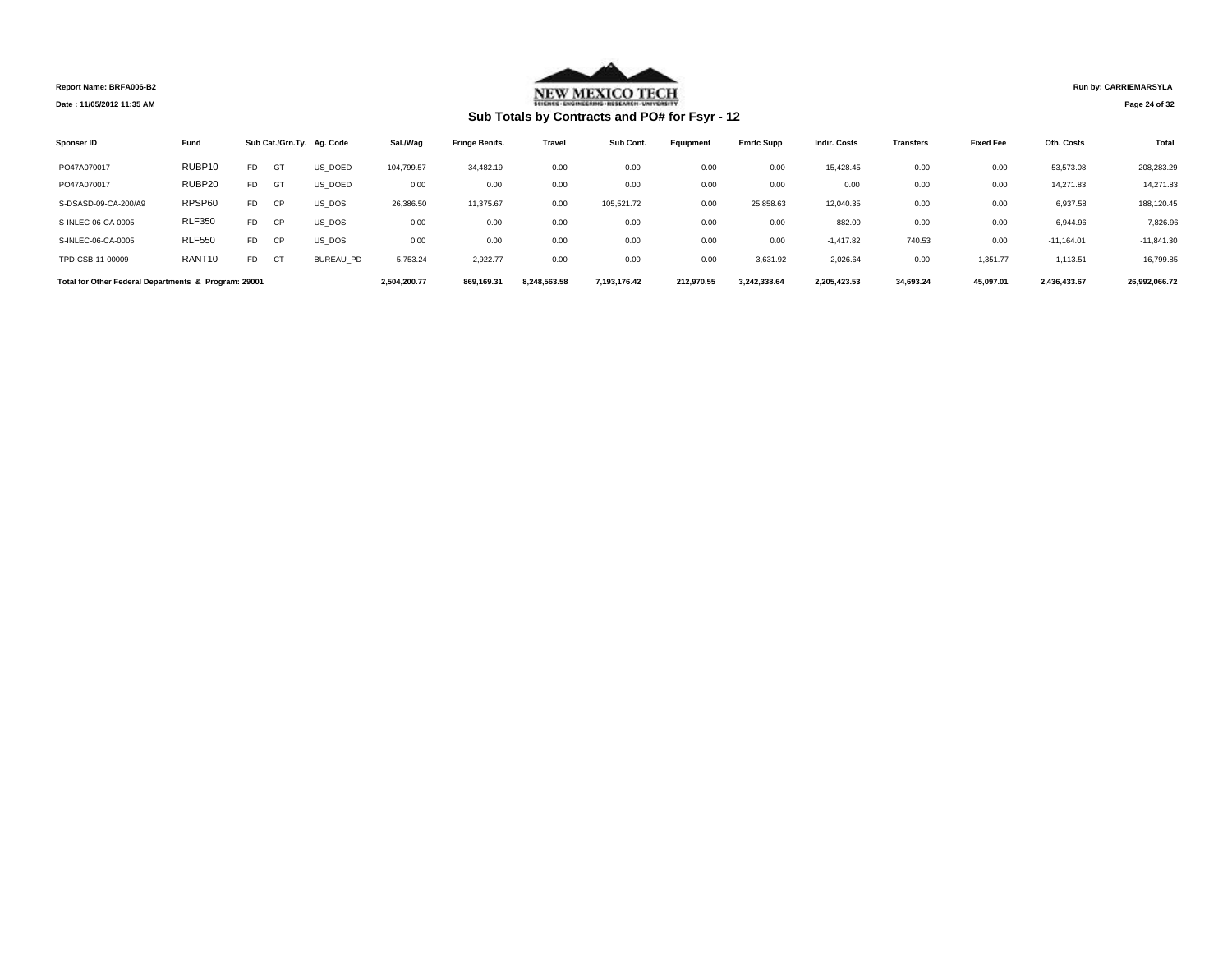Report Name: BRFA006-B2

Date : 11/05/2012 11:35 AM

NEW MEXICO TECH

Run by: CARRIEMARSYLA

## Sub Totals by Contracts and PO# for Fsyr - 12

| Sponser ID | Fund | Sub Cat./Grn.Ty. | | Ag. Code | Sal./Wag | Fringe Benifs. | Travel | Sub Cont. | Equipment | Emrtc Supp | Indir. Costs | Transfers | Fixed Fee | Oth. Costs | Total |
|---|---|---|---|---|---|---|---|---|---|---|---|---|---|---|---|
| PO47A070017 | RUBP10 | FD | GT | US_DOED | 104,799.57 | 34,482.19 | 0.00 | 0.00 | 0.00 | 0.00 | 15,428.45 | 0.00 | 0.00 | 53,573.08 | 208,283.29 |
| PO47A070017 | RUBP20 | FD | GT | US_DOED | 0.00 | 0.00 | 0.00 | 0.00 | 0.00 | 0.00 | 0.00 | 0.00 | 0.00 | 14,271.83 | 14,271.83 |
| S-DSASD-09-CA-200/A9 | RPSP60 | FD | CP | US_DOS | 26,386.50 | 11,375.67 | 0.00 | 105,521.72 | 0.00 | 25,858.63 | 12,040.35 | 0.00 | 0.00 | 6,937.58 | 188,120.45 |
| S-INLEC-06-CA-0005 | RLF350 | FD | CP | US_DOS | 0.00 | 0.00 | 0.00 | 0.00 | 0.00 | 0.00 | 882.00 | 0.00 | 0.00 | 6,944.96 | 7,826.96 |
| S-INLEC-06-CA-0005 | RLF550 | FD | CP | US_DOS | 0.00 | 0.00 | 0.00 | 0.00 | 0.00 | 0.00 | -1,417.82 | 740.53 | 0.00 | -11,164.01 | -11,841.30 |
| TPD-CSB-11-00009 | RANT10 | FD | CT | BUREAU_PD | 5,753.24 | 2,922.77 | 0.00 | 0.00 | 0.00 | 3,631.92 | 2,026.64 | 0.00 | 1,351.77 | 1,113.51 | 16,799.85 |
| **Total for Other Federal Departments & Program: 29001** | | | | | **2,504,200.77** | **869,169.31** | **8,248,563.58** | **7,193,176.42** | **212,970.55** | **3,242,338.64** | **2,205,423.53** | **34,693.24** | **45,097.01** | **2,436,433.67** | **26,992,066.72** |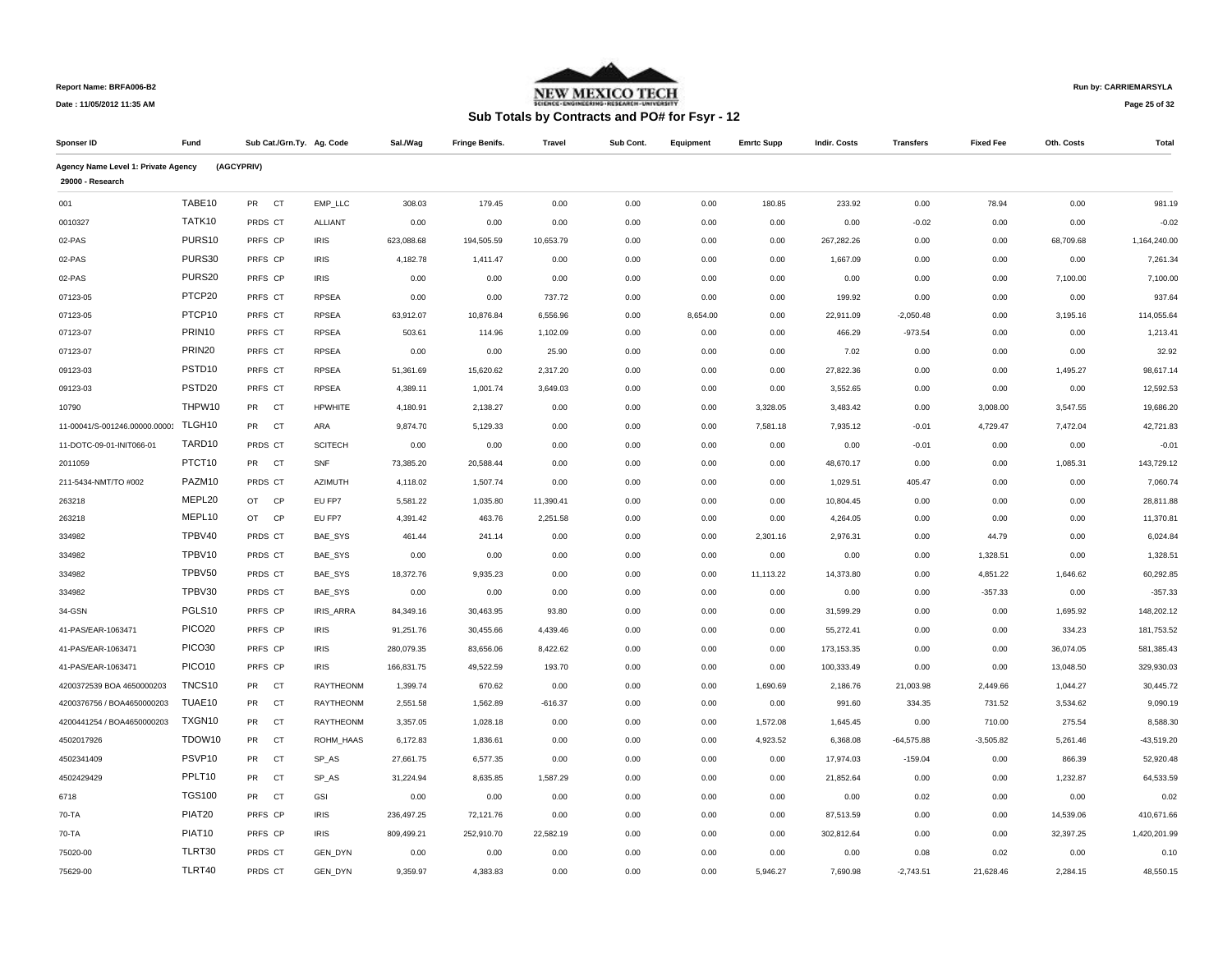Report Name: BRFA006-B2

Date : 11/05/2012 11:35 AM

NEW MEXICO TECH

## Sub Totals by Contracts and PO# for Fsyr - 12

Run by: CARRIEMARSYLA

| Sponser ID | Fund | Sub Cat./Grn.Ty. | Ag. Code | Sal./Wag | Fringe Benifs. | Travel | Sub Cont. | Equipment | Emrtc Supp | Indir. Costs | Transfers | Fixed Fee | Oth. Costs | Total |
|---|---|---|---|---|---|---|---|---|---|---|---|---|---|---|
| **Agency Name Level 1: Private Agency** | **(AGCYPRIV)** | | | | | | | | | | | | | |
| **29000 - Research** | | | | | | | | | | | | | | |
| 001 | TABE10 | PR CT | EMP_LLC | 308.03 | 179.45 | 0.00 | 0.00 | 0.00 | 180.85 | 233.92 | 0.00 | 78.94 | 0.00 | 981.19 |
| 0010327 | TATK10 | PRDS CT | ALLIANT | 0.00 | 0.00 | 0.00 | 0.00 | 0.00 | 0.00 | 0.00 | -0.02 | 0.00 | 0.00 | -0.02 |
| 02-PAS | PURS10 | PRFS CP | IRIS | 623,088.68 | 194,505.59 | 10,653.79 | 0.00 | 0.00 | 0.00 | 267,282.26 | 0.00 | 0.00 | 68,709.68 | 1,164,240.00 |
| 02-PAS | PURS30 | PRFS CP | IRIS | 4,182.78 | 1,411.47 | 0.00 | 0.00 | 0.00 | 0.00 | 1,667.09 | 0.00 | 0.00 | 0.00 | 7,261.34 |
| 02-PAS | PURS20 | PRFS CP | IRIS | 0.00 | 0.00 | 0.00 | 0.00 | 0.00 | 0.00 | 0.00 | 0.00 | 0.00 | 7,100.00 | 7,100.00 |
| 07123-05 | PTCP20 | PRFS CT | RPSEA | 0.00 | 0.00 | 737.72 | 0.00 | 0.00 | 0.00 | 199.92 | 0.00 | 0.00 | 0.00 | 937.64 |
| 07123-05 | PTCP10 | PRFS CT | RPSEA | 63,912.07 | 10,876.84 | 6,556.96 | 0.00 | 8,654.00 | 0.00 | 22,911.09 | -2,050.48 | 0.00 | 3,195.16 | 114,055.64 |
| 07123-07 | PRIN10 | PRFS CT | RPSEA | 503.61 | 114.96 | 1,102.09 | 0.00 | 0.00 | 0.00 | 466.29 | -973.54 | 0.00 | 0.00 | 1,213.41 |
| 07123-07 | PRIN20 | PRFS CT | RPSEA | 0.00 | 0.00 | 25.90 | 0.00 | 0.00 | 0.00 | 7.02 | 0.00 | 0.00 | 0.00 | 32.92 |
| 09123-03 | PSTD10 | PRFS CT | RPSEA | 51,361.69 | 15,620.62 | 2,317.20 | 0.00 | 0.00 | 0.00 | 27,822.36 | 0.00 | 0.00 | 1,495.27 | 98,617.14 |
| 09123-03 | PSTD20 | PRFS CT | RPSEA | 4,389.11 | 1,001.74 | 3,649.03 | 0.00 | 0.00 | 0.00 | 3,552.65 | 0.00 | 0.00 | 0.00 | 12,592.53 |
| 10790 | THPW10 | PR CT | HPWHITE | 4,180.91 | 2,138.27 | 0.00 | 0.00 | 0.00 | 3,328.05 | 3,483.42 | 0.00 | 3,008.00 | 3,547.55 | 19,686.20 |
| 11-00041/S-001246.00000.0000 | TLGH10 | PR CT | ARA | 9,874.70 | 5,129.33 | 0.00 | 0.00 | 0.00 | 7,581.18 | 7,935.12 | -0.01 | 4,729.47 | 7,472.04 | 42,721.83 |
| 11-DOTC-09-01-INIT066-01 | TARD10 | PRDS CT | SCITECH | 0.00 | 0.00 | 0.00 | 0.00 | 0.00 | 0.00 | 0.00 | -0.01 | 0.00 | 0.00 | -0.01 |
| 2011059 | PTCT10 | PR CT | SNF | 73,385.20 | 20,588.44 | 0.00 | 0.00 | 0.00 | 0.00 | 48,670.17 | 0.00 | 0.00 | 1,085.31 | 143,729.12 |
| 211-5434-NMT/TO #002 | PAZM10 | PRDS CT | AZIMUTH | 4,118.02 | 1,507.74 | 0.00 | 0.00 | 0.00 | 0.00 | 1,029.51 | 405.47 | 0.00 | 0.00 | 7,060.74 |
| 263218 | MEPL20 | OT CP | EU FP7 | 5,581.22 | 1,035.80 | 11,390.41 | 0.00 | 0.00 | 0.00 | 10,804.45 | 0.00 | 0.00 | 0.00 | 28,811.88 |
| 263218 | MEPL10 | OT CP | EU FP7 | 4,391.42 | 463.76 | 2,251.58 | 0.00 | 0.00 | 0.00 | 4,264.05 | 0.00 | 0.00 | 0.00 | 11,370.81 |
| 334982 | TPBV40 | PRDS CT | BAE_SYS | 461.44 | 241.14 | 0.00 | 0.00 | 0.00 | 2,301.16 | 2,976.31 | 0.00 | 44.79 | 0.00 | 6,024.84 |
| 334982 | TPBV10 | PRDS CT | BAE_SYS | 0.00 | 0.00 | 0.00 | 0.00 | 0.00 | 0.00 | 0.00 | 0.00 | 1,328.51 | 0.00 | 1,328.51 |
| 334982 | TPBV50 | PRDS CT | BAE_SYS | 18,372.76 | 9,935.23 | 0.00 | 0.00 | 0.00 | 11,113.22 | 14,373.80 | 0.00 | 4,851.22 | 1,646.62 | 60,292.85 |
| 334982 | TPBV30 | PRDS CT | BAE_SYS | 0.00 | 0.00 | 0.00 | 0.00 | 0.00 | 0.00 | 0.00 | 0.00 | -357.33 | 0.00 | -357.33 |
| 34-GSN | PGLS10 | PRFS CP | IRIS_ARRA | 84,349.16 | 30,463.95 | 93.80 | 0.00 | 0.00 | 0.00 | 31,599.29 | 0.00 | 0.00 | 1,695.92 | 148,202.12 |
| 41-PAS/EAR-1063471 | PICO20 | PRFS CP | IRIS | 91,251.76 | 30,455.66 | 4,439.46 | 0.00 | 0.00 | 0.00 | 55,272.41 | 0.00 | 0.00 | 334.23 | 181,753.52 |
| 41-PAS/EAR-1063471 | PICO30 | PRFS CP | IRIS | 280,079.35 | 83,656.06 | 8,422.62 | 0.00 | 0.00 | 0.00 | 173,153.35 | 0.00 | 0.00 | 36,074.05 | 581,385.43 |
| 41-PAS/EAR-1063471 | PICO10 | PRFS CP | IRIS | 166,831.75 | 49,522.59 | 193.70 | 0.00 | 0.00 | 0.00 | 100,333.49 | 0.00 | 0.00 | 13,048.50 | 329,930.03 |
| 4200372539 BOA 4650000203 | TNCS10 | PR CT | RAYTHEONM | 1,399.74 | 670.62 | 0.00 | 0.00 | 0.00 | 1,690.69 | 2,186.76 | 21,003.98 | 2,449.66 | 1,044.27 | 30,445.72 |
| 4200376756 / BOA4650000203 | TUAE10 | PR CT | RAYTHEONM | 2,551.58 | 1,562.89 | -616.37 | 0.00 | 0.00 | 0.00 | 991.60 | 334.35 | 731.52 | 3,534.62 | 9,090.19 |
| 4200441254 / BOA4650000203 | TXGN10 | PR CT | RAYTHEONM | 3,357.05 | 1,028.18 | 0.00 | 0.00 | 0.00 | 1,572.08 | 1,645.45 | 0.00 | 710.00 | 275.54 | 8,588.30 |
| 4502017926 | TDOW10 | PR CT | ROHM_HAAS | 6,172.83 | 1,836.61 | 0.00 | 0.00 | 0.00 | 4,923.52 | 6,368.08 | -64,575.88 | -3,505.82 | 5,261.46 | -43,519.20 |
| 4502341409 | PSVP10 | PR CT | SP_AS | 27,661.75 | 6,577.35 | 0.00 | 0.00 | 0.00 | 0.00 | 17,974.03 | -159.04 | 0.00 | 866.39 | 52,920.48 |
| 4502429429 | PPLT10 | PR CT | SP_AS | 31,224.94 | 8,635.85 | 1,587.29 | 0.00 | 0.00 | 0.00 | 21,852.64 | 0.00 | 0.00 | 1,232.87 | 64,533.59 |
| 6718 | TGS100 | PR CT | GSI | 0.00 | 0.00 | 0.00 | 0.00 | 0.00 | 0.00 | 0.00 | 0.02 | 0.00 | 0.00 | 0.02 |
| 70-TA | PIAT20 | PRFS CP | IRIS | 236,497.25 | 72,121.76 | 0.00 | 0.00 | 0.00 | 0.00 | 87,513.59 | 0.00 | 0.00 | 14,539.06 | 410,671.66 |
| 70-TA | PIAT10 | PRFS CP | IRIS | 809,499.21 | 252,910.70 | 22,582.19 | 0.00 | 0.00 | 0.00 | 302,812.64 | 0.00 | 0.00 | 32,397.25 | 1,420,201.99 |
| 75020-00 | TLRT30 | PRDS CT | GEN_DYN | 0.00 | 0.00 | 0.00 | 0.00 | 0.00 | 0.00 | 0.00 | 0.08 | 0.02 | 0.00 | 0.10 |
| 75629-00 | TLRT40 | PRDS CT | GEN_DYN | 9,359.97 | 4,383.83 | 0.00 | 0.00 | 0.00 | 5,946.27 | 7,690.98 | -2,743.51 | 21,628.46 | 2,284.15 | 48,550.15 |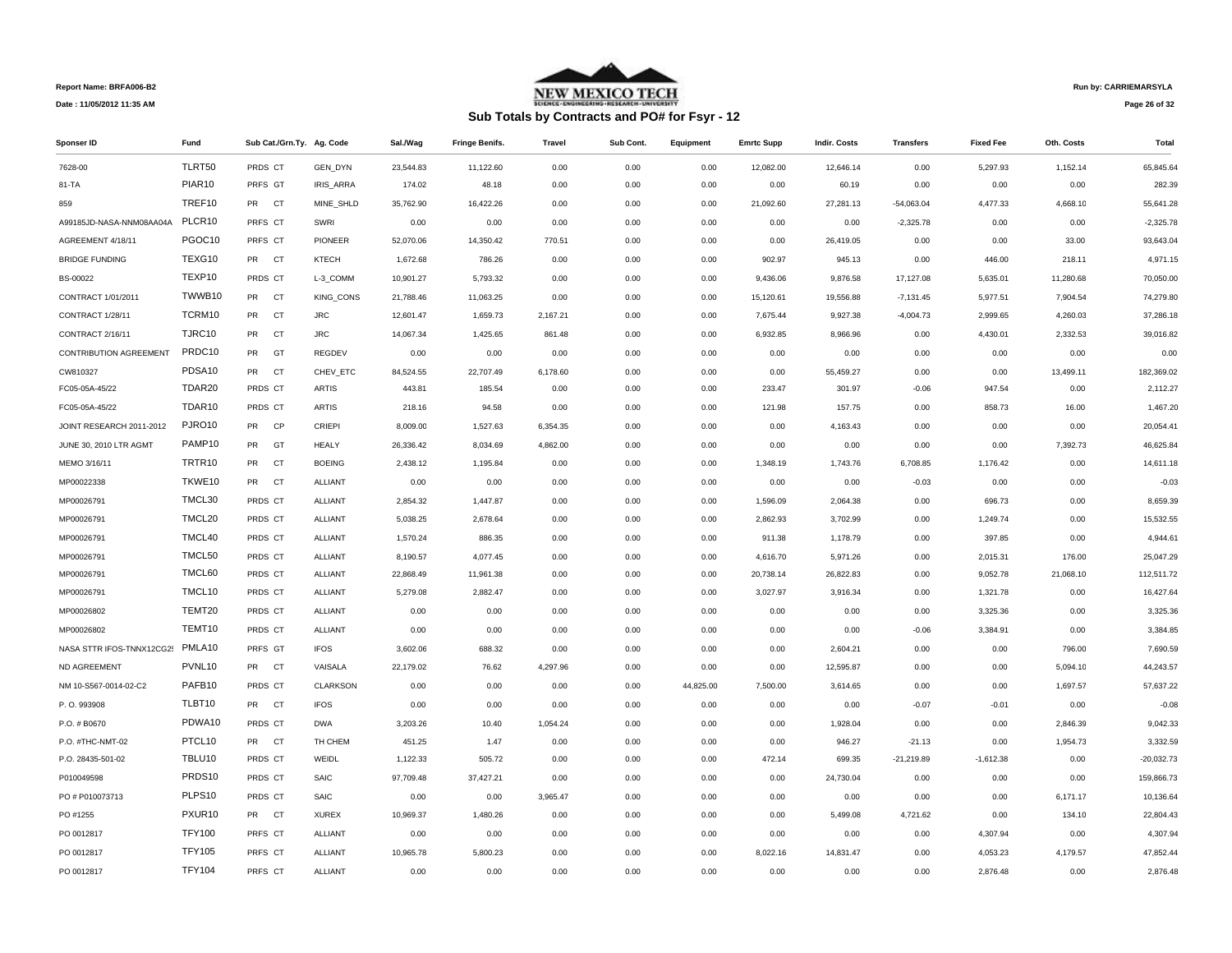Report Name: BRFA006-B2

Date : 11/05/2012 11:35 AM

NEW MEXICO TECH

## Sub Totals by Contracts and PO# for Fsyr - 12

Run by: CARRIEMARSYLA

| Sponser ID | Fund | Sub Cat./Grn.Ty. | Ag. Code | Sal./Wag | Fringe Benifs. | Travel | Sub Cont. | Equipment | Emrtc Supp | Indir. Costs | Transfers | Fixed Fee | Oth. Costs | Total |
|---|---|---|---|---|---|---|---|---|---|---|---|---|---|---|
| 7628-00 | TLRT50 | PRDS CT | GEN_DYN | 23,544.83 | 11,122.60 | 0.00 | 0.00 | 0.00 | 12,082.00 | 12,646.14 | 0.00 | 5,297.93 | 1,152.14 | 65,845.64 |
| 81-TA | PIAR10 | PRFS GT | IRIS_ARRA | 174.02 | 48.18 | 0.00 | 0.00 | 0.00 | 0.00 | 60.19 | 0.00 | 0.00 | 0.00 | 282.39 |
| 859 | TREF10 | PR CT | MINE_SHLD | 35,762.90 | 16,422.26 | 0.00 | 0.00 | 0.00 | 21,092.60 | 27,281.13 | -54,063.04 | 4,477.33 | 4,668.10 | 55,641.28 |
| A99185JD-NASA-NNM08AA04A | PLCR10 | PRFS CT | SWRI | 0.00 | 0.00 | 0.00 | 0.00 | 0.00 | 0.00 | 0.00 | -2,325.78 | 0.00 | 0.00 | -2,325.78 |
| AGREEMENT 4/18/11 | PGOC10 | PRFS CT | PIONEER | 52,070.06 | 14,350.42 | 770.51 | 0.00 | 0.00 | 0.00 | 26,419.05 | 0.00 | 0.00 | 33.00 | 93,643.04 |
| BRIDGE FUNDING | TEXG10 | PR CT | KTECH | 1,672.68 | 786.26 | 0.00 | 0.00 | 0.00 | 902.97 | 945.13 | 0.00 | 446.00 | 218.11 | 4,971.15 |
| BS-00022 | TEXP10 | PRDS CT | L-3_COMM | 10,901.27 | 5,793.32 | 0.00 | 0.00 | 0.00 | 9,436.06 | 9,876.58 | 17,127.08 | 5,635.01 | 11,280.68 | 70,050.00 |
| CONTRACT 1/01/2011 | TWWB10 | PR CT | KING_CONS | 21,788.46 | 11,063.25 | 0.00 | 0.00 | 0.00 | 15,120.61 | 19,556.88 | -7,131.45 | 5,977.51 | 7,904.54 | 74,279.80 |
| CONTRACT 1/28/11 | TCRM10 | PR CT | JRC | 12,601.47 | 1,659.73 | 2,167.21 | 0.00 | 0.00 | 7,675.44 | 9,927.38 | -4,004.73 | 2,999.65 | 4,260.03 | 37,286.18 |
| CONTRACT 2/16/11 | TJRC10 | PR CT | JRC | 14,067.34 | 1,425.65 | 861.48 | 0.00 | 0.00 | 6,932.85 | 8,966.96 | 0.00 | 4,430.01 | 2,332.53 | 39,016.82 |
| CONTRIBUTION AGREEMENT | PRDC10 | PR GT | REGDEV | 0.00 | 0.00 | 0.00 | 0.00 | 0.00 | 0.00 | 0.00 | 0.00 | 0.00 | 0.00 | 0.00 |
| CW810327 | PDSA10 | PR CT | CHEV_ETC | 84,524.55 | 22,707.49 | 6,178.60 | 0.00 | 0.00 | 0.00 | 55,459.27 | 0.00 | 0.00 | 13,499.11 | 182,369.02 |
| FC05-05A-45/22 | TDAR20 | PRDS CT | ARTIS | 443.81 | 185.54 | 0.00 | 0.00 | 0.00 | 233.47 | 301.97 | -0.06 | 947.54 | 0.00 | 2,112.27 |
| FC05-05A-45/22 | TDAR10 | PRDS CT | ARTIS | 218.16 | 94.58 | 0.00 | 0.00 | 0.00 | 121.98 | 157.75 | 0.00 | 858.73 | 16.00 | 1,467.20 |
| JOINT RESEARCH 2011-2012 | PJRO10 | PR CP | CRIEPI | 8,009.00 | 1,527.63 | 6,354.35 | 0.00 | 0.00 | 0.00 | 4,163.43 | 0.00 | 0.00 | 0.00 | 20,054.41 |
| JUNE 30, 2010 LTR AGMT | PAMP10 | PR GT | HEALY | 26,336.42 | 8,034.69 | 4,862.00 | 0.00 | 0.00 | 0.00 | 0.00 | 0.00 | 0.00 | 7,392.73 | 46,625.84 |
| MEMO 3/16/11 | TRTR10 | PR CT | BOEING | 2,438.12 | 1,195.84 | 0.00 | 0.00 | 0.00 | 1,348.19 | 1,743.76 | 6,708.85 | 1,176.42 | 0.00 | 14,611.18 |
| MP00022338 | TKWE10 | PR CT | ALLIANT | 0.00 | 0.00 | 0.00 | 0.00 | 0.00 | 0.00 | 0.00 | -0.03 | 0.00 | 0.00 | -0.03 |
| MP00026791 | TMCL30 | PRDS CT | ALLIANT | 2,854.32 | 1,447.87 | 0.00 | 0.00 | 0.00 | 1,596.09 | 2,064.38 | 0.00 | 696.73 | 0.00 | 8,659.39 |
| MP00026791 | TMCL20 | PRDS CT | ALLIANT | 5,038.25 | 2,678.64 | 0.00 | 0.00 | 0.00 | 2,862.93 | 3,702.99 | 0.00 | 1,249.74 | 0.00 | 15,532.55 |
| MP00026791 | TMCL40 | PRDS CT | ALLIANT | 1,570.24 | 886.35 | 0.00 | 0.00 | 0.00 | 911.38 | 1,178.79 | 0.00 | 397.85 | 0.00 | 4,944.61 |
| MP00026791 | TMCL50 | PRDS CT | ALLIANT | 8,190.57 | 4,077.45 | 0.00 | 0.00 | 0.00 | 4,616.70 | 5,971.26 | 0.00 | 2,015.31 | 176.00 | 25,047.29 |
| MP00026791 | TMCL60 | PRDS CT | ALLIANT | 22,868.49 | 11,961.38 | 0.00 | 0.00 | 0.00 | 20,738.14 | 26,822.83 | 0.00 | 9,052.78 | 21,068.10 | 112,511.72 |
| MP00026791 | TMCL10 | PRDS CT | ALLIANT | 5,279.08 | 2,882.47 | 0.00 | 0.00 | 0.00 | 3,027.97 | 3,916.34 | 0.00 | 1,321.78 | 0.00 | 16,427.64 |
| MP00026802 | TEMT20 | PRDS CT | ALLIANT | 0.00 | 0.00 | 0.00 | 0.00 | 0.00 | 0.00 | 0.00 | 0.00 | 3,325.36 | 0.00 | 3,325.36 |
| MP00026802 | TEMT10 | PRDS CT | ALLIANT | 0.00 | 0.00 | 0.00 | 0.00 | 0.00 | 0.00 | 0.00 | -0.06 | 3,384.91 | 0.00 | 3,384.85 |
| NASA STTR IFOS-TNNX12CG2! | PMLA10 | PRFS GT | IFOS | 3,602.06 | 688.32 | 0.00 | 0.00 | 0.00 | 0.00 | 2,604.21 | 0.00 | 0.00 | 796.00 | 7,690.59 |
| ND AGREEMENT | PVNL10 | PR CT | VAISALA | 22,179.02 | 76.62 | 4,297.96 | 0.00 | 0.00 | 0.00 | 12,595.87 | 0.00 | 0.00 | 5,094.10 | 44,243.57 |
| NM 10-S567-0014-02-C2 | PAFB10 | PRDS CT | CLARKSON | 0.00 | 0.00 | 0.00 | 0.00 | 44,825.00 | 7,500.00 | 3,614.65 | 0.00 | 0.00 | 1,697.57 | 57,637.22 |
| P. O. 993908 | TLBT10 | PR CT | IFOS | 0.00 | 0.00 | 0.00 | 0.00 | 0.00 | 0.00 | 0.00 | -0.07 | -0.01 | 0.00 | -0.08 |
| P.O. # B0670 | PDWA10 | PRDS CT | DWA | 3,203.26 | 10.40 | 1,054.24 | 0.00 | 0.00 | 0.00 | 1,928.04 | 0.00 | 0.00 | 2,846.39 | 9,042.33 |
| P.O. #THC-NMT-02 | PTCL10 | PR CT | TH CHEM | 451.25 | 1.47 | 0.00 | 0.00 | 0.00 | 0.00 | 946.27 | -21.13 | 0.00 | 1,954.73 | 3,332.59 |
| P.O. 28435-501-02 | TBLU10 | PRDS CT | WEIDL | 1,122.33 | 505.72 | 0.00 | 0.00 | 0.00 | 472.14 | 699.35 | -21,219.89 | -1,612.38 | 0.00 | -20,032.73 |
| P010049598 | PRDS10 | PRDS CT | SAIC | 97,709.48 | 37,427.21 | 0.00 | 0.00 | 0.00 | 0.00 | 24,730.04 | 0.00 | 0.00 | 0.00 | 159,866.73 |
| PO # P010073713 | PLPS10 | PRDS CT | SAIC | 0.00 | 0.00 | 3,965.47 | 0.00 | 0.00 | 0.00 | 0.00 | 0.00 | 0.00 | 6,171.17 | 10,136.64 |
| PO #1255 | PXUR10 | PR CT | XUREX | 10,969.37 | 1,480.26 | 0.00 | 0.00 | 0.00 | 0.00 | 5,499.08 | 4,721.62 | 0.00 | 134.10 | 22,804.43 |
| PO 0012817 | TFY100 | PRFS CT | ALLIANT | 0.00 | 0.00 | 0.00 | 0.00 | 0.00 | 0.00 | 0.00 | 0.00 | 4,307.94 | 0.00 | 4,307.94 |
| PO 0012817 | TFY105 | PRFS CT | ALLIANT | 10,965.78 | 5,800.23 | 0.00 | 0.00 | 0.00 | 8,022.16 | 14,831.47 | 0.00 | 4,053.23 | 4,179.57 | 47,852.44 |
| PO 0012817 | TFY104 | PRFS CT | ALLIANT | 0.00 | 0.00 | 0.00 | 0.00 | 0.00 | 0.00 | 0.00 | 0.00 | 2,876.48 | 0.00 | 2,876.48 |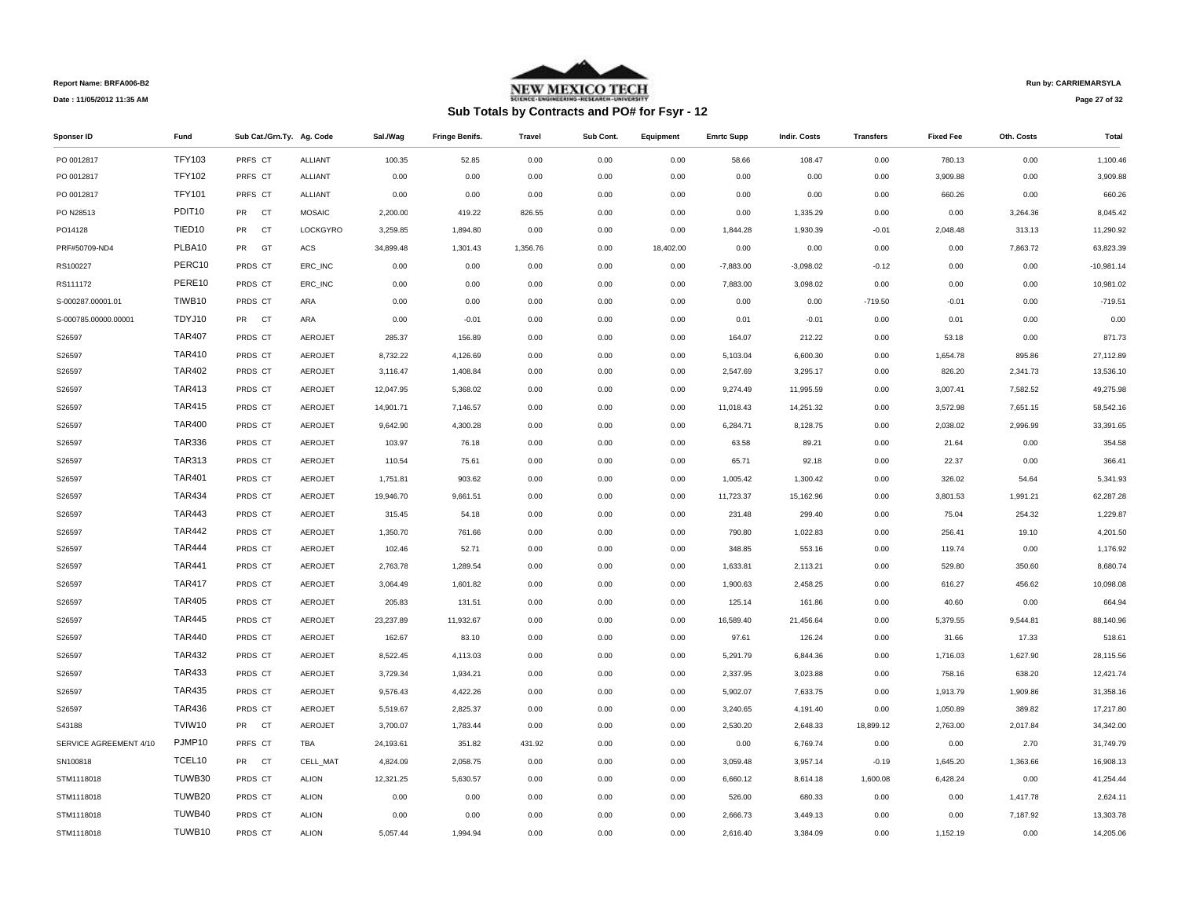Report Name: BRFA006-B2

Date : 11/05/2012 11:35 AM

NEW MEXICO TECH

## Sub Totals by Contracts and PO# for Fsyr - 12

Run by: CARRIEMARSYLA

| Sponser ID | Fund | Sub Cat./Grn.Ty. | Ag. Code | Sal./Wag | Fringe Benifs. | Travel | Sub Cont. | Equipment | Emrtc Supp | Indir. Costs | Transfers | Fixed Fee | Oth. Costs | Total |
|---|---|---|---|---|---|---|---|---|---|---|---|---|---|---|
| PO 0012817 | TFY103 | PRFS CT | ALLIANT | 100.35 | 52.85 | 0.00 | 0.00 | 0.00 | 58.66 | 108.47 | 0.00 | 780.13 | 0.00 | 1,100.46 |
| PO 0012817 | TFY102 | PRFS CT | ALLIANT | 0.00 | 0.00 | 0.00 | 0.00 | 0.00 | 0.00 | 0.00 | 0.00 | 3,909.88 | 0.00 | 3,909.88 |
| PO 0012817 | TFY101 | PRFS CT | ALLIANT | 0.00 | 0.00 | 0.00 | 0.00 | 0.00 | 0.00 | 0.00 | 0.00 | 660.26 | 0.00 | 660.26 |
| PO N28513 | PDIT10 | PR CT | MOSAIC | 2,200.00 | 419.22 | 826.55 | 0.00 | 0.00 | 0.00 | 1,335.29 | 0.00 | 0.00 | 3,264.36 | 8,045.42 |
| PO14128 | TIED10 | PR CT | LOCKGYRO | 3,259.85 | 1,894.80 | 0.00 | 0.00 | 0.00 | 1,844.28 | 1,930.39 | -0.01 | 2,048.48 | 313.13 | 11,290.92 |
| PRF#50709-ND4 | PLBA10 | PR GT | ACS | 34,899.48 | 1,301.43 | 1,356.76 | 0.00 | 18,402.00 | 0.00 | 0.00 | 0.00 | 0.00 | 7,863.72 | 63,823.39 |
| RS100227 | PERC10 | PRDS CT | ERC_INC | 0.00 | 0.00 | 0.00 | 0.00 | 0.00 | -7,883.00 | -3,098.02 | -0.12 | 0.00 | 0.00 | -10,981.14 |
| RS111172 | PERE10 | PRDS CT | ERC_INC | 0.00 | 0.00 | 0.00 | 0.00 | 0.00 | 7,883.00 | 3,098.02 | 0.00 | 0.00 | 0.00 | 10,981.02 |
| S-000287.00001.01 | TIWB10 | PRDS CT | ARA | 0.00 | 0.00 | 0.00 | 0.00 | 0.00 | 0.00 | 0.00 | -719.50 | -0.01 | 0.00 | -719.51 |
| S-000785.00000.00001 | TDYJ10 | PR CT | ARA | 0.00 | -0.01 | 0.00 | 0.00 | 0.00 | 0.01 | -0.01 | 0.00 | 0.01 | 0.00 | 0.00 |
| S26597 | TAR407 | PRDS CT | AEROJET | 285.37 | 156.89 | 0.00 | 0.00 | 0.00 | 164.07 | 212.22 | 0.00 | 53.18 | 0.00 | 871.73 |
| S26597 | TAR410 | PRDS CT | AEROJET | 8,732.22 | 4,126.69 | 0.00 | 0.00 | 0.00 | 5,103.04 | 6,600.30 | 0.00 | 1,654.78 | 895.86 | 27,112.89 |
| S26597 | TAR402 | PRDS CT | AEROJET | 3,116.47 | 1,408.84 | 0.00 | 0.00 | 0.00 | 2,547.69 | 3,295.17 | 0.00 | 826.20 | 2,341.73 | 13,536.10 |
| S26597 | TAR413 | PRDS CT | AEROJET | 12,047.95 | 5,368.02 | 0.00 | 0.00 | 0.00 | 9,274.49 | 11,995.59 | 0.00 | 3,007.41 | 7,582.52 | 49,275.98 |
| S26597 | TAR415 | PRDS CT | AEROJET | 14,901.71 | 7,146.57 | 0.00 | 0.00 | 0.00 | 11,018.43 | 14,251.32 | 0.00 | 3,572.98 | 7,651.15 | 58,542.16 |
| S26597 | TAR400 | PRDS CT | AEROJET | 9,642.90 | 4,300.28 | 0.00 | 0.00 | 0.00 | 6,284.71 | 8,128.75 | 0.00 | 2,038.02 | 2,996.99 | 33,391.65 |
| S26597 | TAR336 | PRDS CT | AEROJET | 103.97 | 76.18 | 0.00 | 0.00 | 0.00 | 63.58 | 89.21 | 0.00 | 21.64 | 0.00 | 354.58 |
| S26597 | TAR313 | PRDS CT | AEROJET | 110.54 | 75.61 | 0.00 | 0.00 | 0.00 | 65.71 | 92.18 | 0.00 | 22.37 | 0.00 | 366.41 |
| S26597 | TAR401 | PRDS CT | AEROJET | 1,751.81 | 903.62 | 0.00 | 0.00 | 0.00 | 1,005.42 | 1,300.42 | 0.00 | 326.02 | 54.64 | 5,341.93 |
| S26597 | TAR434 | PRDS CT | AEROJET | 19,946.70 | 9,661.51 | 0.00 | 0.00 | 0.00 | 11,723.37 | 15,162.96 | 0.00 | 3,801.53 | 1,991.21 | 62,287.28 |
| S26597 | TAR443 | PRDS CT | AEROJET | 315.45 | 54.18 | 0.00 | 0.00 | 0.00 | 231.48 | 299.40 | 0.00 | 75.04 | 254.32 | 1,229.87 |
| S26597 | TAR442 | PRDS CT | AEROJET | 1,350.70 | 761.66 | 0.00 | 0.00 | 0.00 | 790.80 | 1,022.83 | 0.00 | 256.41 | 19.10 | 4,201.50 |
| S26597 | TAR444 | PRDS CT | AEROJET | 102.46 | 52.71 | 0.00 | 0.00 | 0.00 | 348.85 | 553.16 | 0.00 | 119.74 | 0.00 | 1,176.92 |
| S26597 | TAR441 | PRDS CT | AEROJET | 2,763.78 | 1,289.54 | 0.00 | 0.00 | 0.00 | 1,633.81 | 2,113.21 | 0.00 | 529.80 | 350.60 | 8,680.74 |
| S26597 | TAR417 | PRDS CT | AEROJET | 3,064.49 | 1,601.82 | 0.00 | 0.00 | 0.00 | 1,900.63 | 2,458.25 | 0.00 | 616.27 | 456.62 | 10,098.08 |
| S26597 | TAR405 | PRDS CT | AEROJET | 205.83 | 131.51 | 0.00 | 0.00 | 0.00 | 125.14 | 161.86 | 0.00 | 40.60 | 0.00 | 664.94 |
| S26597 | TAR445 | PRDS CT | AEROJET | 23,237.89 | 11,932.67 | 0.00 | 0.00 | 0.00 | 16,589.40 | 21,456.64 | 0.00 | 5,379.55 | 9,544.81 | 88,140.96 |
| S26597 | TAR440 | PRDS CT | AEROJET | 162.67 | 83.10 | 0.00 | 0.00 | 0.00 | 97.61 | 126.24 | 0.00 | 31.66 | 17.33 | 518.61 |
| S26597 | TAR432 | PRDS CT | AEROJET | 8,522.45 | 4,113.03 | 0.00 | 0.00 | 0.00 | 5,291.79 | 6,844.36 | 0.00 | 1,716.03 | 1,627.90 | 28,115.56 |
| S26597 | TAR433 | PRDS CT | AEROJET | 3,729.34 | 1,934.21 | 0.00 | 0.00 | 0.00 | 2,337.95 | 3,023.88 | 0.00 | 758.16 | 638.20 | 12,421.74 |
| S26597 | TAR435 | PRDS CT | AEROJET | 9,576.43 | 4,422.26 | 0.00 | 0.00 | 0.00 | 5,902.07 | 7,633.75 | 0.00 | 1,913.79 | 1,909.86 | 31,358.16 |
| S26597 | TAR436 | PRDS CT | AEROJET | 5,519.67 | 2,825.37 | 0.00 | 0.00 | 0.00 | 3,240.65 | 4,191.40 | 0.00 | 1,050.89 | 389.82 | 17,217.80 |
| S43188 | TVIW10 | PR CT | AEROJET | 3,700.07 | 1,783.44 | 0.00 | 0.00 | 0.00 | 2,530.20 | 2,648.33 | 18,899.12 | 2,763.00 | 2,017.84 | 34,342.00 |
| SERVICE AGREEMENT 4/10 | PJMP10 | PRFS CT | TBA | 24,193.61 | 351.82 | 431.92 | 0.00 | 0.00 | 0.00 | 6,769.74 | 0.00 | 0.00 | 2.70 | 31,749.79 |
| SN100818 | TCEL10 | PR CT | CELL_MAT | 4,824.09 | 2,058.75 | 0.00 | 0.00 | 0.00 | 3,059.48 | 3,957.14 | -0.19 | 1,645.20 | 1,363.66 | 16,908.13 |
| STM1118018 | TUWB30 | PRDS CT | ALION | 12,321.25 | 5,630.57 | 0.00 | 0.00 | 0.00 | 6,660.12 | 8,614.18 | 1,600.08 | 6,428.24 | 0.00 | 41,254.44 |
| STM1118018 | TUWB20 | PRDS CT | ALION | 0.00 | 0.00 | 0.00 | 0.00 | 0.00 | 526.00 | 680.33 | 0.00 | 0.00 | 1,417.78 | 2,624.11 |
| STM1118018 | TUWB40 | PRDS CT | ALION | 0.00 | 0.00 | 0.00 | 0.00 | 0.00 | 2,666.73 | 3,449.13 | 0.00 | 0.00 | 7,187.92 | 13,303.78 |
| STM1118018 | TUWB10 | PRDS CT | ALION | 5,057.44 | 1,994.94 | 0.00 | 0.00 | 0.00 | 2,616.40 | 3,384.09 | 0.00 | 1,152.19 | 0.00 | 14,205.06 |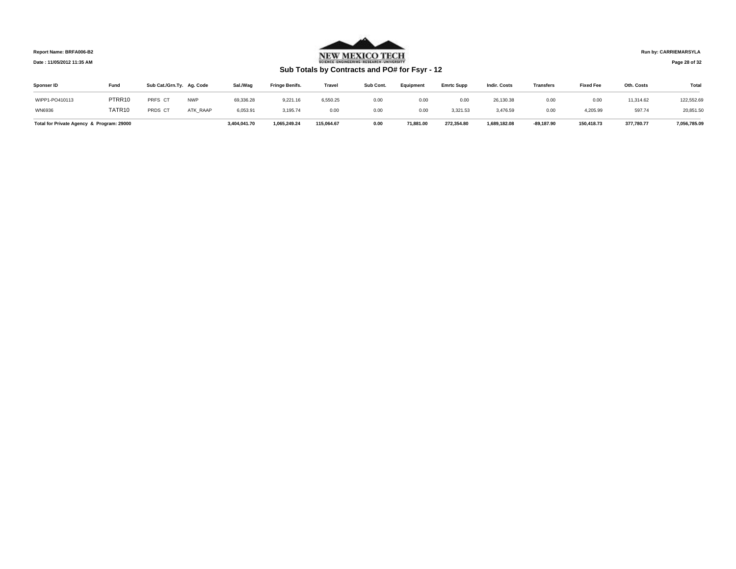Report Name: BRFA006-B2

Date : 11/05/2012 11:35 AM

NEW MEXICO TECH

SCIENCE · ENGINEERING · RESEARCH · UNIVERSITY

Run by: CARRIEMARSYLA

## Sub Totals by Contracts and PO# for Fsyr - 12

| Sponser ID | Fund | Sub Cat./Grn.Ty. | Ag. Code | Sal./Wag | Fringe Benifs. | Travel | Sub Cont. | Equipment | Emrtc Supp | Indir. Costs | Transfers | Fixed Fee | Oth. Costs | Total |
|---|---|---|---|---|---|---|---|---|---|---|---|---|---|---|
| WIPP1-PO410113 | PTRR10 | PRFS CT | NWP | 69,336.28 | 9,221.16 | 6,550.25 | 0.00 | 0.00 | 0.00 | 26,130.38 | 0.00 | 0.00 | 11,314.62 | 122,552.69 |
| WN6936 | TATR10 | PRDS CT | ATK_RAAP | 6,053.91 | 3,195.74 | 0.00 | 0.00 | 0.00 | 3,321.53 | 3,476.59 | 0.00 | 4,205.99 | 597.74 | 20,851.50 |
| **Total for Private Agency & Program: 29000** | | | | **3,404,041.70** | **1,065,249.24** | **115,064.67** | **0.00** | **71,881.00** | **272,354.80** | **1,689,182.08** | **-89,187.90** | **150,418.73** | **377,780.77** | **7,056,785.09** |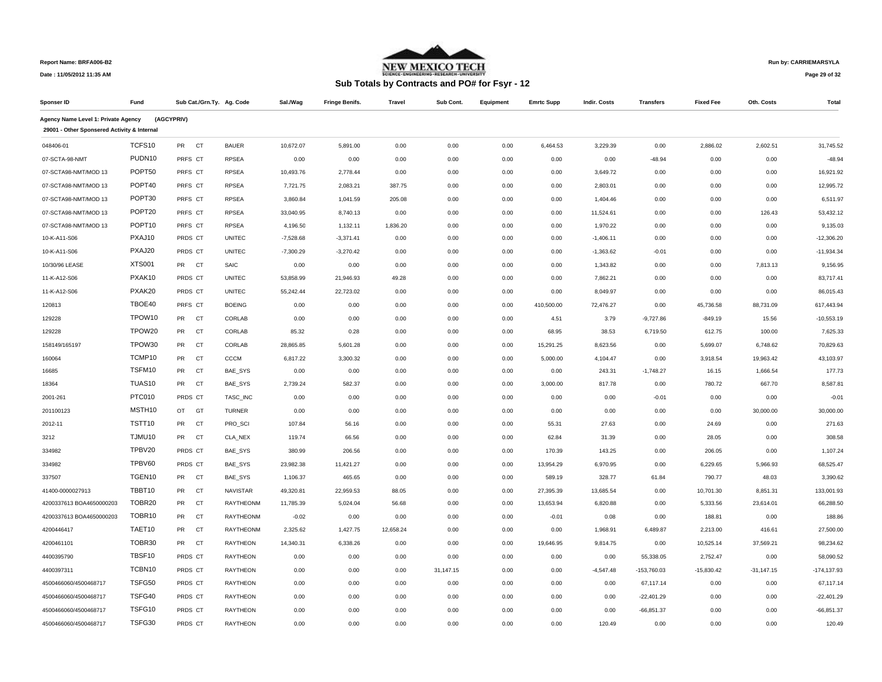Report Name: BRFA006-B2

Date : 11/05/2012 11:35 AM

Run by: CARRIEMARSYLA

NEW MEXICO TECH

## Sub Totals by Contracts and PO# for Fsyr - 12

| Sponser ID | Fund | Sub Cat./Grn.Ty. | Ag. Code | Sal./Wag | Fringe Benifs. | Travel | Sub Cont. | Equipment | Emrtc Supp | Indir. Costs | Transfers | Fixed Fee | Oth. Costs | Total |
|---|---|---|---|---|---|---|---|---|---|---|---|---|---|---|
| **Agency Name Level 1: Private Agency** | (AGCYPRIV) | | | | | | | | | | | | | |
| **29001 - Other Sponsered Activity & Internal** | | | | | | | | | | | | | | |
| 048406-01 | TCFS10 | PR CT | BAUER | 10,672.07 | 5,891.00 | 0.00 | 0.00 | 0.00 | 6,464.53 | 3,229.39 | 0.00 | 2,886.02 | 2,602.51 | 31,745.52 |
| 07-SCTA-98-NMT | PUDN10 | PRFS CT | RPSEA | 0.00 | 0.00 | 0.00 | 0.00 | 0.00 | 0.00 | 0.00 | -48.94 | 0.00 | 0.00 | -48.94 |
| 07-SCTA98-NMT/MOD 13 | POPT50 | PRFS CT | RPSEA | 10,493.76 | 2,778.44 | 0.00 | 0.00 | 0.00 | 0.00 | 3,649.72 | 0.00 | 0.00 | 0.00 | 16,921.92 |
| 07-SCTA98-NMT/MOD 13 | POPT40 | PRFS CT | RPSEA | 7,721.75 | 2,083.21 | 387.75 | 0.00 | 0.00 | 0.00 | 2,803.01 | 0.00 | 0.00 | 0.00 | 12,995.72 |
| 07-SCTA98-NMT/MOD 13 | POPT30 | PRFS CT | RPSEA | 3,860.84 | 1,041.59 | 205.08 | 0.00 | 0.00 | 0.00 | 1,404.46 | 0.00 | 0.00 | 0.00 | 6,511.97 |
| 07-SCTA98-NMT/MOD 13 | POPT20 | PRFS CT | RPSEA | 33,040.95 | 8,740.13 | 0.00 | 0.00 | 0.00 | 0.00 | 11,524.61 | 0.00 | 0.00 | 126.43 | 53,432.12 |
| 07-SCTA98-NMT/MOD 13 | POPT10 | PRFS CT | RPSEA | 4,196.50 | 1,132.11 | 1,836.20 | 0.00 | 0.00 | 0.00 | 1,970.22 | 0.00 | 0.00 | 0.00 | 9,135.03 |
| 10-K-A11-S06 | PXAJ10 | PRDS CT | UNITEC | -7,528.68 | -3,371.41 | 0.00 | 0.00 | 0.00 | 0.00 | -1,406.11 | 0.00 | 0.00 | 0.00 | -12,306.20 |
| 10-K-A11-S06 | PXAJ20 | PRDS CT | UNITEC | -7,300.29 | -3,270.42 | 0.00 | 0.00 | 0.00 | 0.00 | -1,363.62 | -0.01 | 0.00 | 0.00 | -11,934.34 |
| 10/30/96 LEASE | XTS001 | PR CT | SAIC | 0.00 | 0.00 | 0.00 | 0.00 | 0.00 | 0.00 | 1,343.82 | 0.00 | 0.00 | 7,813.13 | 9,156.95 |
| 11-K-A12-S06 | PXAK10 | PRDS CT | UNITEC | 53,858.99 | 21,946.93 | 49.28 | 0.00 | 0.00 | 0.00 | 7,862.21 | 0.00 | 0.00 | 0.00 | 83,717.41 |
| 11-K-A12-S06 | PXAK20 | PRDS CT | UNITEC | 55,242.44 | 22,723.02 | 0.00 | 0.00 | 0.00 | 0.00 | 8,049.97 | 0.00 | 0.00 | 0.00 | 86,015.43 |
| 120813 | TBOE40 | PRFS CT | BOEING | 0.00 | 0.00 | 0.00 | 0.00 | 0.00 | 410,500.00 | 72,476.27 | 0.00 | 45,736.58 | 88,731.09 | 617,443.94 |
| 129228 | TPOW10 | PR CT | CORLAB | 0.00 | 0.00 | 0.00 | 0.00 | 0.00 | 4.51 | 3.79 | -9,727.86 | -849.19 | 15.56 | -10,553.19 |
| 129228 | TPOW20 | PR CT | CORLAB | 85.32 | 0.28 | 0.00 | 0.00 | 0.00 | 68.95 | 38.53 | 6,719.50 | 612.75 | 100.00 | 7,625.33 |
| 158149/165197 | TPOW30 | PR CT | CORLAB | 28,865.85 | 5,601.28 | 0.00 | 0.00 | 0.00 | 15,291.25 | 8,623.56 | 0.00 | 5,699.07 | 6,748.62 | 70,829.63 |
| 160064 | TCMP10 | PR CT | CCCM | 6,817.22 | 3,300.32 | 0.00 | 0.00 | 0.00 | 5,000.00 | 4,104.47 | 0.00 | 3,918.54 | 19,963.42 | 43,103.97 |
| 16685 | TSFM10 | PR CT | BAE_SYS | 0.00 | 0.00 | 0.00 | 0.00 | 0.00 | 0.00 | 243.31 | -1,748.27 | 16.15 | 1,666.54 | 177.73 |
| 18364 | TUAS10 | PR CT | BAE_SYS | 2,739.24 | 582.37 | 0.00 | 0.00 | 0.00 | 3,000.00 | 817.78 | 0.00 | 780.72 | 667.70 | 8,587.81 |
| 2001-261 | PTC010 | PRDS CT | TASC_INC | 0.00 | 0.00 | 0.00 | 0.00 | 0.00 | 0.00 | 0.00 | -0.01 | 0.00 | 0.00 | -0.01 |
| 201100123 | MSTH10 | OT GT | TURNER | 0.00 | 0.00 | 0.00 | 0.00 | 0.00 | 0.00 | 0.00 | 0.00 | 0.00 | 30,000.00 | 30,000.00 |
| 2012-11 | TSTT10 | PR CT | PRO_SCI | 107.84 | 56.16 | 0.00 | 0.00 | 0.00 | 55.31 | 27.63 | 0.00 | 24.69 | 0.00 | 271.63 |
| 3212 | TJMU10 | PR CT | CLA_NEX | 119.74 | 66.56 | 0.00 | 0.00 | 0.00 | 62.84 | 31.39 | 0.00 | 28.05 | 0.00 | 308.58 |
| 334982 | TPBV20 | PRDS CT | BAE_SYS | 380.99 | 206.56 | 0.00 | 0.00 | 0.00 | 170.39 | 143.25 | 0.00 | 206.05 | 0.00 | 1,107.24 |
| 334982 | TPBV60 | PRDS CT | BAE_SYS | 23,982.38 | 11,421.27 | 0.00 | 0.00 | 0.00 | 13,954.29 | 6,970.95 | 0.00 | 6,229.65 | 5,966.93 | 68,525.47 |
| 337507 | TGEN10 | PR CT | BAE_SYS | 1,106.37 | 465.65 | 0.00 | 0.00 | 0.00 | 589.19 | 328.77 | 61.84 | 790.77 | 48.03 | 3,390.62 |
| 41400-0000027913 | TBBT10 | PR CT | NAVISTAR | 49,320.81 | 22,959.53 | 88.05 | 0.00 | 0.00 | 27,395.39 | 13,685.54 | 0.00 | 10,701.30 | 8,851.31 | 133,001.93 |
| 4200337613 BOA4650000203 | TOBR20 | PR CT | RAYTHEONM | 11,785.39 | 5,024.04 | 56.68 | 0.00 | 0.00 | 13,653.94 | 6,820.88 | 0.00 | 5,333.56 | 23,614.01 | 66,288.50 |
| 4200337613 BOA4650000203 | TOBR10 | PR CT | RAYTHEONM | -0.02 | 0.00 | 0.00 | 0.00 | 0.00 | -0.01 | 0.08 | 0.00 | 188.81 | 0.00 | 188.86 |
| 4200446417 | TAET10 | PR CT | RAYTHEONM | 2,325.62 | 1,427.75 | 12,658.24 | 0.00 | 0.00 | 0.00 | 1,968.91 | 6,489.87 | 2,213.00 | 416.61 | 27,500.00 |
| 4200461101 | TOBR30 | PR CT | RAYTHEON | 14,340.31 | 6,338.26 | 0.00 | 0.00 | 0.00 | 19,646.95 | 9,814.75 | 0.00 | 10,525.14 | 37,569.21 | 98,234.62 |
| 4400395790 | TBSF10 | PRDS CT | RAYTHEON | 0.00 | 0.00 | 0.00 | 0.00 | 0.00 | 0.00 | 0.00 | 55,338.05 | 2,752.47 | 0.00 | 58,090.52 |
| 4400397311 | TCBN10 | PRDS CT | RAYTHEON | 0.00 | 0.00 | 0.00 | 31,147.15 | 0.00 | 0.00 | -4,547.48 | -153,760.03 | -15,830.42 | -31,147.15 | -174,137.93 |
| 4500466060/4500468717 | TSFG50 | PRDS CT | RAYTHEON | 0.00 | 0.00 | 0.00 | 0.00 | 0.00 | 0.00 | 0.00 | 67,117.14 | 0.00 | 0.00 | 67,117.14 |
| 4500466060/4500468717 | TSFG40 | PRDS CT | RAYTHEON | 0.00 | 0.00 | 0.00 | 0.00 | 0.00 | 0.00 | 0.00 | -22,401.29 | 0.00 | 0.00 | -22,401.29 |
| 4500466060/4500468717 | TSFG10 | PRDS CT | RAYTHEON | 0.00 | 0.00 | 0.00 | 0.00 | 0.00 | 0.00 | 0.00 | -66,851.37 | 0.00 | 0.00 | -66,851.37 |
| 4500466060/4500468717 | TSFG30 | PRDS CT | RAYTHEON | 0.00 | 0.00 | 0.00 | 0.00 | 0.00 | 0.00 | 120.49 | 0.00 | 0.00 | 0.00 | 120.49 |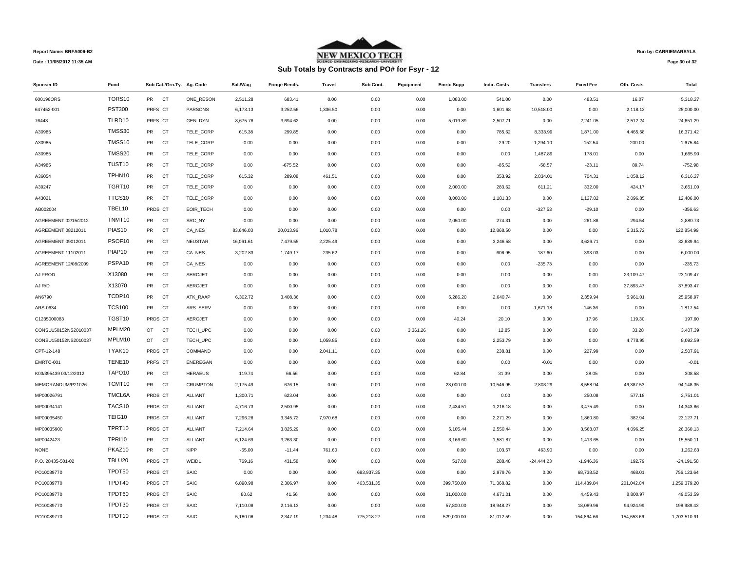Report Name: BRFA006-B2

Date : 11/05/2012 11:35 AM

NEW MEXICO TECH

SCIENCE • ENGINEERING • RESEARCH • UNIVERSITY

Run by: CARRIEMARSYLA

## Sub Totals by Contracts and PO# for Fsyr - 12

| Sponser ID | Fund | Sub Cat./Grn.Ty. | Ag. Code | Sal./Wag | Fringe Benifs. | Travel | Sub Cont. | Equipment | Emrtc Supp | Indir. Costs | Transfers | Fixed Fee | Oth. Costs | Total |
|---|---|---|---|---|---|---|---|---|---|---|---|---|---|---|
| 600196ORS | TORS10 | PR CT | ONE_RESON | 2,511.28 | 683.41 | 0.00 | 0.00 | 0.00 | 1,083.00 | 541.00 | 0.00 | 483.51 | 16.07 | 5,318.27 |
| 647452-001 | PST300 | PRFS CT | PARSONS | 6,173.13 | 3,252.56 | 1,336.50 | 0.00 | 0.00 | 0.00 | 1,601.68 | 10,518.00 | 0.00 | 2,118.13 | 25,000.00 |
| 76443 | TLRD10 | PRFS CT | GEN_DYN | 8,675.78 | 3,694.62 | 0.00 | 0.00 | 0.00 | 5,019.89 | 2,507.71 | 0.00 | 2,241.05 | 2,512.24 | 24,651.29 |
| A30985 | TMSS30 | PR CT | TELE_CORP | 615.38 | 299.85 | 0.00 | 0.00 | 0.00 | 0.00 | 785.62 | 8,333.99 | 1,871.00 | 4,465.58 | 16,371.42 |
| A30985 | TMSS10 | PR CT | TELE_CORP | 0.00 | 0.00 | 0.00 | 0.00 | 0.00 | 0.00 | -29.20 | -1,294.10 | -152.54 | -200.00 | -1,675.84 |
| A30985 | TMSS20 | PR CT | TELE_CORP | 0.00 | 0.00 | 0.00 | 0.00 | 0.00 | 0.00 | 0.00 | 1,487.89 | 178.01 | 0.00 | 1,665.90 |
| A34985 | TUST10 | PR CT | TELE_CORP | 0.00 | -675.52 | 0.00 | 0.00 | 0.00 | 0.00 | -85.52 | -58.57 | -23.11 | 89.74 | -752.98 |
| A36054 | TPHN10 | PR CT | TELE_CORP | 615.32 | 289.08 | 461.51 | 0.00 | 0.00 | 0.00 | 353.92 | 2,834.01 | 704.31 | 1,058.12 | 6,316.27 |
| A39247 | TGRT10 | PR CT | TELE_CORP | 0.00 | 0.00 | 0.00 | 0.00 | 0.00 | 2,000.00 | 283.62 | 611.21 | 332.00 | 424.17 | 3,651.00 |
| A43021 | TTGS10 | PR CT | TELE_CORP | 0.00 | 0.00 | 0.00 | 0.00 | 0.00 | 8,000.00 | 1,181.33 | 0.00 | 1,127.82 | 2,096.85 | 12,406.00 |
| AB002004 | TBEL10 | PRDS CT | EOIR_TECH | 0.00 | 0.00 | 0.00 | 0.00 | 0.00 | 0.00 | 0.00 | -327.53 | -29.10 | 0.00 | -356.63 |
| AGREEMENT 02/15/2012 | TNMT10 | PR CT | SRC_NY | 0.00 | 0.00 | 0.00 | 0.00 | 0.00 | 2,050.00 | 274.31 | 0.00 | 261.88 | 294.54 | 2,880.73 |
| AGREEMENT 08212011 | PIAS10 | PR CT | CA_NES | 83,646.03 | 20,013.96 | 1,010.78 | 0.00 | 0.00 | 0.00 | 12,868.50 | 0.00 | 0.00 | 5,315.72 | 122,854.99 |
| AGREEMENT 09012011 | PSOF10 | PR CT | NEUSTAR | 16,061.61 | 7,479.55 | 2,225.49 | 0.00 | 0.00 | 0.00 | 3,246.58 | 0.00 | 3,626.71 | 0.00 | 32,639.94 |
| AGREEMENT 11102011 | PIAP10 | PR CT | CA_NES | 3,202.83 | 1,749.17 | 235.62 | 0.00 | 0.00 | 0.00 | 606.95 | -187.60 | 393.03 | 0.00 | 6,000.00 |
| AGREEMENT 12/08/2009 | PSPA10 | PR CT | CA_NES | 0.00 | 0.00 | 0.00 | 0.00 | 0.00 | 0.00 | 0.00 | -235.73 | 0.00 | 0.00 | -235.73 |
| AJ PROD | X13080 | PR CT | AEROJET | 0.00 | 0.00 | 0.00 | 0.00 | 0.00 | 0.00 | 0.00 | 0.00 | 0.00 | 23,109.47 | 23,109.47 |
| AJ R/D | X13070 | PR CT | AEROJET | 0.00 | 0.00 | 0.00 | 0.00 | 0.00 | 0.00 | 0.00 | 0.00 | 0.00 | 37,893.47 | 37,893.47 |
| AN6790 | TCDP10 | PR CT | ATK_RAAP | 6,302.72 | 3,408.36 | 0.00 | 0.00 | 0.00 | 5,286.20 | 2,640.74 | 0.00 | 2,359.94 | 5,961.01 | 25,958.97 |
| ARS-0634 | TCS100 | PR CT | ARS_SERV | 0.00 | 0.00 | 0.00 | 0.00 | 0.00 | 0.00 | 0.00 | -1,671.18 | -146.36 | 0.00 | -1,817.54 |
| C1235000083 | TGST10 | PRDS CT | AEROJET | 0.00 | 0.00 | 0.00 | 0.00 | 0.00 | 40.24 | 20.10 | 0.00 | 17.96 | 119.30 | 197.60 |
| CONSU150152NS2010037 | MPLM20 | OT CT | TECH_UPC | 0.00 | 0.00 | 0.00 | 0.00 | 3,361.26 | 0.00 | 12.85 | 0.00 | 0.00 | 33.28 | 3,407.39 |
| CONSU150152NS2010037 | MPLM10 | OT CT | TECH_UPC | 0.00 | 0.00 | 1,059.85 | 0.00 | 0.00 | 0.00 | 2,253.79 | 0.00 | 0.00 | 4,778.95 | 8,092.59 |
| CPT-12-148 | TYAK10 | PRDS CT | COMMAND | 0.00 | 0.00 | 2,041.11 | 0.00 | 0.00 | 0.00 | 238.81 | 0.00 | 227.99 | 0.00 | 2,507.91 |
| EMRTC-001 | TENE10 | PRFS CT | ENEREGAN | 0.00 | 0.00 | 0.00 | 0.00 | 0.00 | 0.00 | 0.00 | -0.01 | 0.00 | 0.00 | -0.01 |
| K03/395439 03/12/2012 | TAPO10 | PR CT | HERAEUS | 119.74 | 66.56 | 0.00 | 0.00 | 0.00 | 62.84 | 31.39 | 0.00 | 28.05 | 0.00 | 308.58 |
| MEMORANDUM/P21026 | TCMT10 | PR CT | CRUMPTON | 2,175.49 | 676.15 | 0.00 | 0.00 | 0.00 | 23,000.00 | 10,546.95 | 2,803.29 | 8,558.94 | 46,387.53 | 94,148.35 |
| MP00026791 | TMCL6A | PRDS CT | ALLIANT | 1,300.71 | 623.04 | 0.00 | 0.00 | 0.00 | 0.00 | 0.00 | 0.00 | 250.08 | 577.18 | 2,751.01 |
| MP00034141 | TACS10 | PRDS CT | ALLIANT | 4,716.73 | 2,500.95 | 0.00 | 0.00 | 0.00 | 2,434.51 | 1,216.18 | 0.00 | 3,475.49 | 0.00 | 14,343.86 |
| MP00035450 | TEIG10 | PRDS CT | ALLIANT | 7,296.28 | 3,345.72 | 7,970.68 | 0.00 | 0.00 | 0.00 | 2,271.29 | 0.00 | 1,860.80 | 382.94 | 23,127.71 |
| MP00035900 | TPRT10 | PRDS CT | ALLIANT | 7,214.64 | 3,825.29 | 0.00 | 0.00 | 0.00 | 5,105.44 | 2,550.44 | 0.00 | 3,568.07 | 4,096.25 | 26,360.13 |
| MP0042423 | TPRI10 | PR CT | ALLIANT | 6,124.69 | 3,263.30 | 0.00 | 0.00 | 0.00 | 3,166.60 | 1,581.87 | 0.00 | 1,413.65 | 0.00 | 15,550.11 |
| NONE | PKAZ10 | PR CT | KIPP | -55.00 | -11.44 | 761.60 | 0.00 | 0.00 | 0.00 | 103.57 | 463.90 | 0.00 | 0.00 | 1,262.63 |
| P.O. 28435-501-02 | TBLU20 | PRDS CT | WEIDL | 769.16 | 431.58 | 0.00 | 0.00 | 0.00 | 517.00 | 288.48 | -24,444.23 | -1,946.36 | 192.79 | -24,191.58 |
| PO10089770 | TPDT50 | PRDS CT | SAIC | 0.00 | 0.00 | 0.00 | 683,937.35 | 0.00 | 0.00 | 2,979.76 | 0.00 | 68,738.52 | 468.01 | 756,123.64 |
| PO10089770 | TPDT40 | PRDS CT | SAIC | 6,890.98 | 2,306.97 | 0.00 | 463,531.35 | 0.00 | 399,750.00 | 71,368.82 | 0.00 | 114,489.04 | 201,042.04 | 1,259,379.20 |
| PO10089770 | TPDT60 | PRDS CT | SAIC | 80.62 | 41.56 | 0.00 | 0.00 | 0.00 | 31,000.00 | 4,671.01 | 0.00 | 4,459.43 | 8,800.97 | 49,053.59 |
| PO10089770 | TPDT30 | PRDS CT | SAIC | 7,110.08 | 2,116.13 | 0.00 | 0.00 | 0.00 | 57,800.00 | 18,948.27 | 0.00 | 18,089.96 | 94,924.99 | 198,989.43 |
| PO10089770 | TPDT10 | PRDS CT | SAIC | 5,180.06 | 2,347.19 | 1,234.48 | 775,218.27 | 0.00 | 529,000.00 | 81,012.59 | 0.00 | 154,864.66 | 154,653.66 | 1,703,510.91 |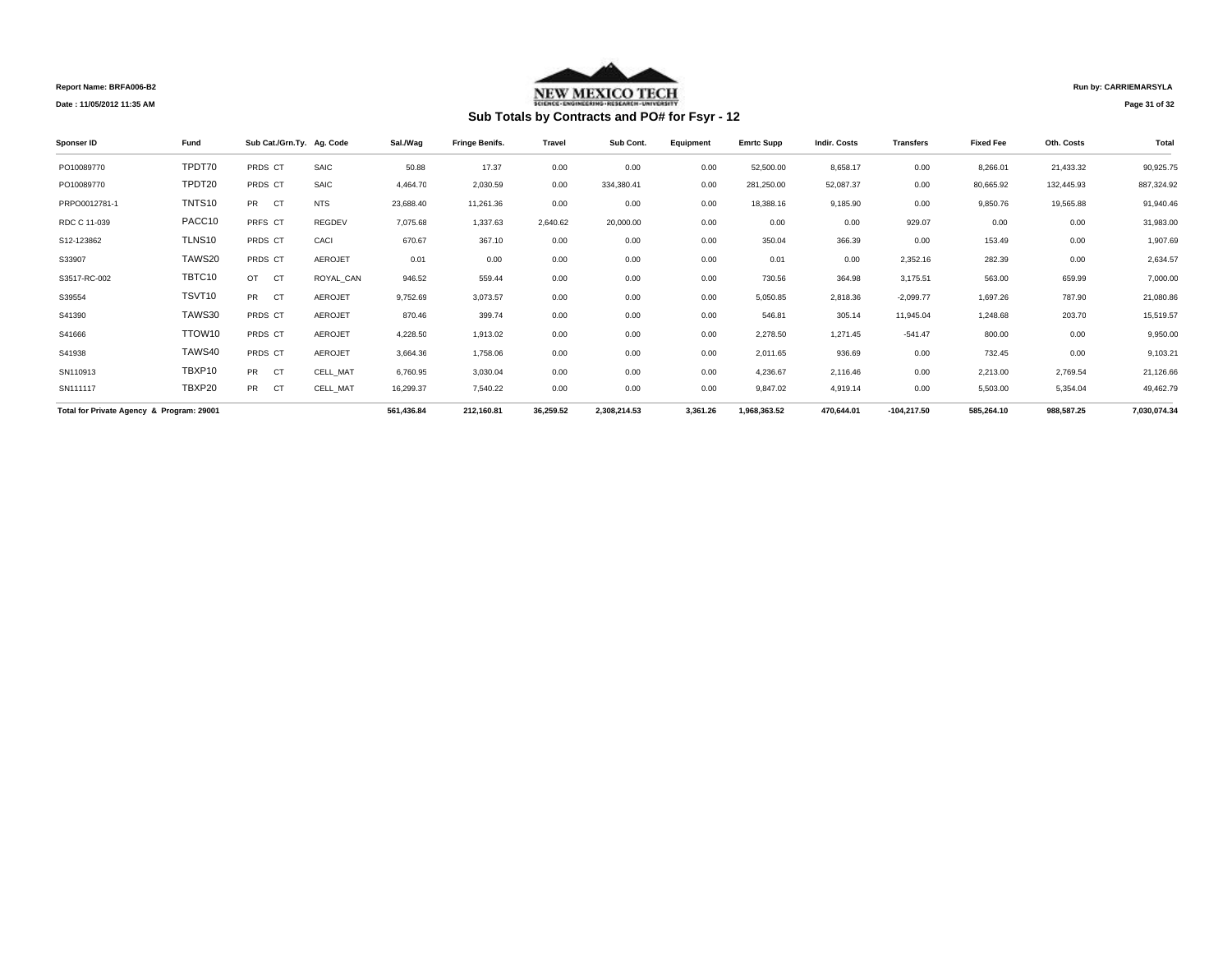Report Name: BRFA006-B2

Date : 11/05/2012 11:35 AM

NEW MEXICO TECH

SCIENCE · ENGINEERING · RESEARCH · UNIVERSITY

Run by: CARRIEMARSYLA

## Sub Totals by Contracts and PO# for Fsyr - 12

| Sponser ID | Fund | Sub Cat./Grn.Ty. | Ag. Code | Sal./Wag | Fringe Benifs. | Travel | Sub Cont. | Equipment | Emrtc Supp | Indir. Costs | Transfers | Fixed Fee | Oth. Costs | Total |
|---|---|---|---|---|---|---|---|---|---|---|---|---|---|---|
| PO10089770 | TPDT70 | PRDS CT | SAIC | 50.88 | 17.37 | 0.00 | 0.00 | 0.00 | 52,500.00 | 8,658.17 | 0.00 | 8,266.01 | 21,433.32 | 90,925.75 |
| PO10089770 | TPDT20 | PRDS CT | SAIC | 4,464.70 | 2,030.59 | 0.00 | 334,380.41 | 0.00 | 281,250.00 | 52,087.37 | 0.00 | 80,665.92 | 132,445.93 | 887,324.92 |
| PRPO0012781-1 | TNTS10 | PR CT | NTS | 23,688.40 | 11,261.36 | 0.00 | 0.00 | 0.00 | 18,388.16 | 9,185.90 | 0.00 | 9,850.76 | 19,565.88 | 91,940.46 |
| RDC C 11-039 | PACC10 | PRFS CT | REGDEV | 7,075.68 | 1,337.63 | 2,640.62 | 20,000.00 | 0.00 | 0.00 | 0.00 | 929.07 | 0.00 | 0.00 | 31,983.00 |
| S12-123862 | TLNS10 | PRDS CT | CACI | 670.67 | 367.10 | 0.00 | 0.00 | 0.00 | 350.04 | 366.39 | 0.00 | 153.49 | 0.00 | 1,907.69 |
| S33907 | TAWS20 | PRDS CT | AEROJET | 0.01 | 0.00 | 0.00 | 0.00 | 0.00 | 0.01 | 0.00 | 2,352.16 | 282.39 | 0.00 | 2,634.57 |
| S3517-RC-002 | TBTC10 | OT CT | ROYAL_CAN | 946.52 | 559.44 | 0.00 | 0.00 | 0.00 | 730.56 | 364.98 | 3,175.51 | 563.00 | 659.99 | 7,000.00 |
| S39554 | TSVT10 | PR CT | AEROJET | 9,752.69 | 3,073.57 | 0.00 | 0.00 | 0.00 | 5,050.85 | 2,818.36 | -2,099.77 | 1,697.26 | 787.90 | 21,080.86 |
| S41390 | TAWS30 | PRDS CT | AEROJET | 870.46 | 399.74 | 0.00 | 0.00 | 0.00 | 546.81 | 305.14 | 11,945.04 | 1,248.68 | 203.70 | 15,519.57 |
| S41666 | TTOW10 | PRDS CT | AEROJET | 4,228.50 | 1,913.02 | 0.00 | 0.00 | 0.00 | 2,278.50 | 1,271.45 | -541.47 | 800.00 | 0.00 | 9,950.00 |
| S41938 | TAWS40 | PRDS CT | AEROJET | 3,664.36 | 1,758.06 | 0.00 | 0.00 | 0.00 | 2,011.65 | 936.69 | 0.00 | 732.45 | 0.00 | 9,103.21 |
| SN110913 | TBXP10 | PR CT | CELL_MAT | 6,760.95 | 3,030.04 | 0.00 | 0.00 | 0.00 | 4,236.67 | 2,116.46 | 0.00 | 2,213.00 | 2,769.54 | 21,126.66 |
| SN111117 | TBXP20 | PR CT | CELL_MAT | 16,299.37 | 7,540.22 | 0.00 | 0.00 | 0.00 | 9,847.02 | 4,919.14 | 0.00 | 5,503.00 | 5,354.04 | 49,462.79 |
| **Total for Private Agency & Program: 29001** | | | | **561,436.84** | **212,160.81** | **36,259.52** | **2,308,214.53** | **3,361.26** | **1,968,363.52** | **470,644.01** | **-104,217.50** | **585,264.10** | **988,587.25** | **7,030,074.34** |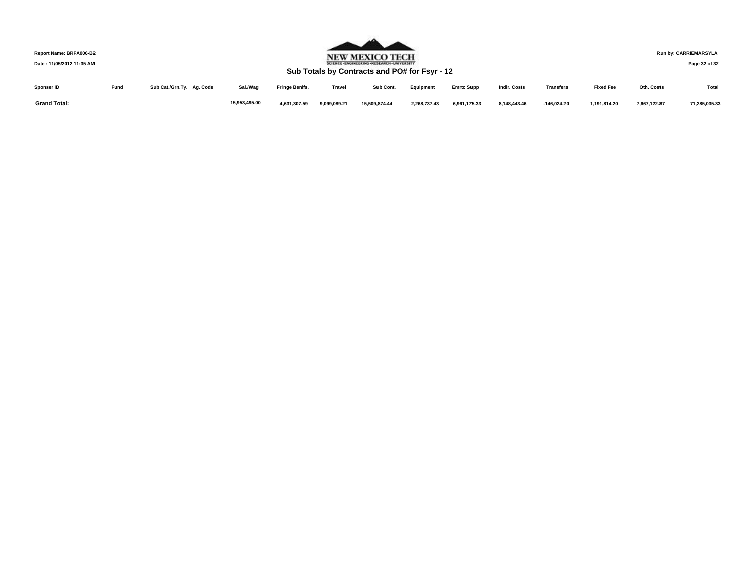Report Name: BRFA006-B2

Date : 11/05/2012 11:35 AM

NEW MEXICO TECH

Run by: CARRIEMARSYLA

## Sub Totals by Contracts and PO# for Fsyr - 12

| Sponser ID | Fund | Sub Cat./Grn.Ty. | Ag. Code | Sal./Wag | Fringe Benifs. | Travel | Sub Cont. | Equipment | Emrtc Supp | Indir. Costs | Transfers | Fixed Fee | Oth. Costs | Total |
|---|---|---|---|---|---|---|---|---|---|---|---|---|---|---|
| **Grand Total:** | | | | 15,953,495.00 | 4,631,307.59 | 9,099,089.21 | 15,509,874.44 | 2,268,737.43 | 6,961,175.33 | 8,148,443.46 | -146,024.20 | 1,191,814.20 | 7,667,122.87 | 71,285,035.33 |